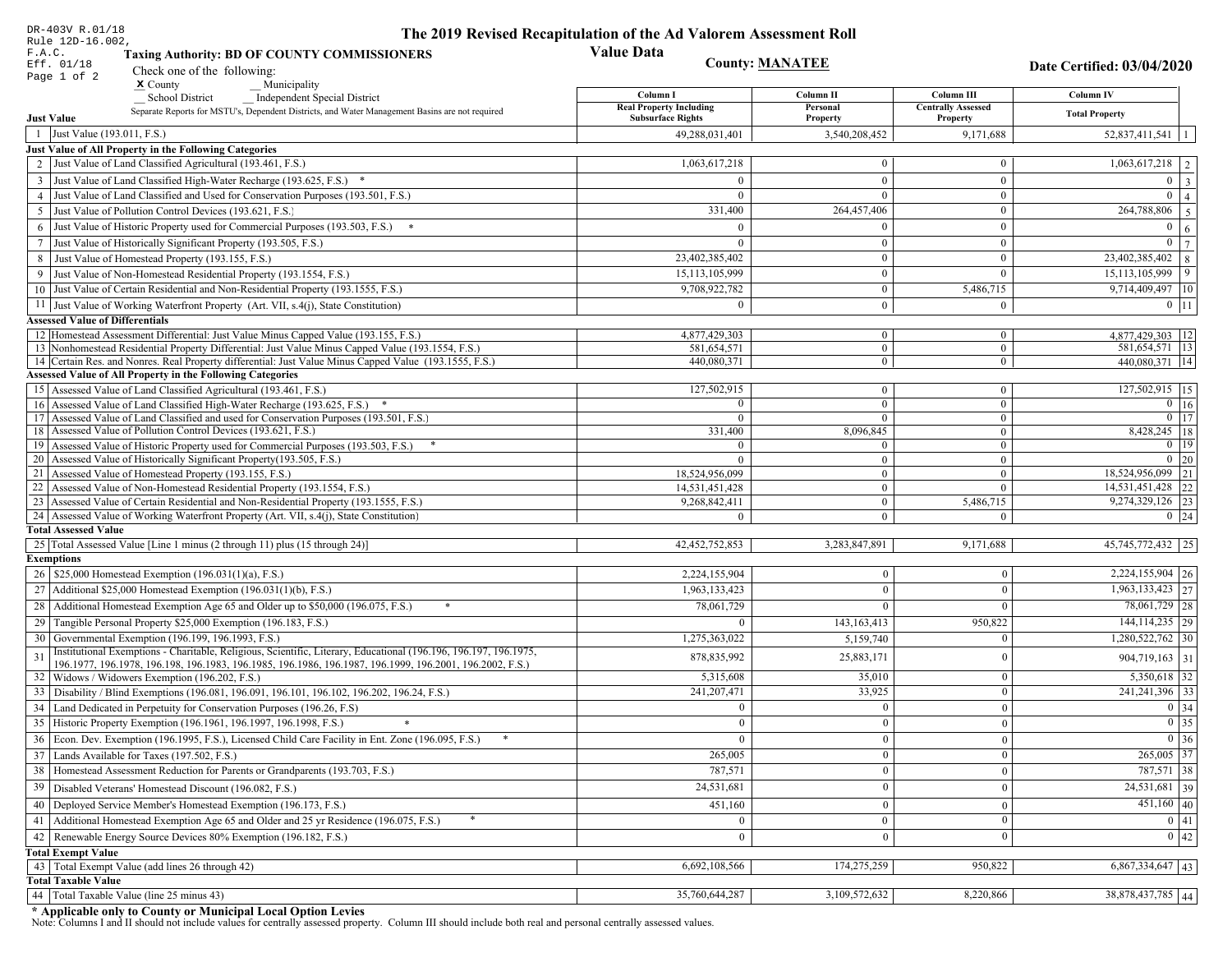DR-403V R.01/18
Rule 12D-16.002, F.A.C.
Eff. 01/18
Page 1 of 2

# The 2019 Revised Recapitulation of the Ad Valorem Assessment Roll
## Value Data

**Taxing Authority: BD OF COUNTY COMMISSIONERS**

**County: MANATEE**

**Date Certified: 03/04/2020**

Check one of the following:
X County __ Municipality
__ School District __ Independent Special District

Separate Reports for MSTU's, Dependent Districts, and Water Management Basins are not required

| | | Column I Real Property Including Subsurface Rights | Column II Personal Property | Column III Centrally Assessed Property | Column IV Total Property | |
|---|---|---|---|---|---|---|
| **Just Value** | | | | | | |
| 1 | Just Value (193.011, F.S.) | 49,288,031,401 | 3,540,208,452 | 9,171,688 | 52,837,411,541 | 1 |
| **Just Value of All Property in the Following Categories** | | | | | | |
| 2 | Just Value of Land Classified Agricultural (193.461, F.S.) | 1,063,617,218 | 0 | 0 | 1,063,617,218 | 2 |
| 3 | Just Value of Land Classified High-Water Recharge (193.625, F.S.) * | 0 | 0 | 0 | 0 | 3 |
| 4 | Just Value of Land Classified and Used for Conservation Purposes (193.501, F.S.) | 0 | 0 | 0 | 0 | 4 |
| 5 | Just Value of Pollution Control Devices (193.621, F.S.) | 331,400 | 264,457,406 | 0 | 264,788,806 | 5 |
| 6 | Just Value of Historic Property used for Commercial Purposes (193.503, F.S.) * | 0 | 0 | 0 | 0 | 6 |
| 7 | Just Value of Historically Significant Property (193.505, F.S.) | 0 | 0 | 0 | 0 | 7 |
| 8 | Just Value of Homestead Property (193.155, F.S.) | 23,402,385,402 | 0 | 0 | 23,402,385,402 | 8 |
| 9 | Just Value of Non-Homestead Residential Property (193.1554, F.S.) | 15,113,105,999 | 0 | 0 | 15,113,105,999 | 9 |
| 10 | Just Value of Certain Residential and Non-Residential Property (193.1555, F.S.) | 9,708,922,782 | 0 | 5,486,715 | 9,714,409,497 | 10 |
| 11 | Just Value of Working Waterfront Property (Art. VII, s.4(j), State Constitution) | 0 | 0 | 0 | 0 | 11 |
| **Assessed Value of Differentials** | | | | | | |
| 12 | Homestead Assessment Differential: Just Value Minus Capped Value (193.155, F.S.) | 4,877,429,303 | 0 | 0 | 4,877,429,303 | 12 |
| 13 | Nonhomestead Residential Property Differential: Just Value Minus Capped Value (193.1554, F.S.) | 581,654,571 | 0 | 0 | 581,654,571 | 13 |
| 14 | Certain Res. and Nonres. Real Property differential: Just Value Minus Capped Value (193.1555, F.S.) | 440,080,371 | 0 | 0 | 440,080,371 | 14 |
| **Assessed Value of All Property in the Following Categories** | | | | | | |
| 15 | Assessed Value of Land Classified Agricultural (193.461, F.S.) | 127,502,915 | 0 | 0 | 127,502,915 | 15 |
| 16 | Assessed Value of Land Classified High-Water Recharge (193.625, F.S.) * | 0 | 0 | 0 | 0 | 16 |
| 17 | Assessed Value of Land Classified and used for Conservation Purposes (193.501, F.S.) | 0 | 0 | 0 | 0 | 17 |
| 18 | Assessed Value of Pollution Control Devices (193.621, F.S.) | 331,400 | 8,096,845 | 0 | 8,428,245 | 18 |
| 19 | Assessed Value of Historic Property used for Commercial Purposes (193.503, F.S.) * | 0 | 0 | 0 | 0 | 19 |
| 20 | Assessed Value of Historically Significant Property(193.505, F.S.) | 0 | 0 | 0 | 0 | 20 |
| 21 | Assessed Value of Homestead Property (193.155, F.S.) | 18,524,956,099 | 0 | 0 | 18,524,956,099 | 21 |
| 22 | Assessed Value of Non-Homestead Residential Property (193.1554, F.S.) | 14,531,451,428 | 0 | 0 | 14,531,451,428 | 22 |
| 23 | Assessed Value of Certain Residential and Non-Residential Property (193.1555, F.S.) | 9,268,842,411 | 0 | 5,486,715 | 9,274,329,126 | 23 |
| 24 | Assessed Value of Working Waterfront Property (Art. VII, s.4(j), State Constitution) | 0 | 0 | 0 | 0 | 24 |
| **Total Assessed Value** | | | | | | |
| 25 | Total Assessed Value [Line 1 minus (2 through 11) plus (15 through 24)] | 42,452,752,853 | 3,283,847,891 | 9,171,688 | 45,745,772,432 | 25 |
| **Exemptions** | | | | | | |
| 26 | $25,000 Homestead Exemption (196.031(1)(a), F.S.) | 2,224,155,904 | 0 | 0 | 2,224,155,904 | 26 |
| 27 | Additional $25,000 Homestead Exemption (196.031(1)(b), F.S.) | 1,963,133,423 | 0 | 0 | 1,963,133,423 | 27 |
| 28 | Additional Homestead Exemption Age 65 and Older up to $50,000 (196.075, F.S.) * | 78,061,729 | 0 | 0 | 78,061,729 | 28 |
| 29 | Tangible Personal Property $25,000 Exemption (196.183, F.S.) | 0 | 143,163,413 | 950,822 | 144,114,235 | 29 |
| 30 | Governmental Exemption (196.199, 196.1993, F.S.) | 1,275,363,022 | 5,159,740 | 0 | 1,280,522,762 | 30 |
| 31 | Institutional Exemptions - Charitable, Religious, Scientific, Literary, Educational (196.196, 196.197, 196.1975, 196.1977, 196.1978, 196.198, 196.1983, 196.1985, 196.1986, 196.1987, 196.1999, 196.2001, 196.2002, F.S.) | 878,835,992 | 25,883,171 | 0 | 904,719,163 | 31 |
| 32 | Widows / Widowers Exemption (196.202, F.S.) | 5,315,608 | 35,010 | 0 | 5,350,618 | 32 |
| 33 | Disability / Blind Exemptions (196.081, 196.091, 196.101, 196.102, 196.202, 196.24, F.S.) | 241,207,471 | 33,925 | 0 | 241,241,396 | 33 |
| 34 | Land Dedicated in Perpetuity for Conservation Purposes (196.26, F.S) | 0 | 0 | 0 | 0 | 34 |
| 35 | Historic Property Exemption (196.1961, 196.1997, 196.1998, F.S.) * | 0 | 0 | 0 | 0 | 35 |
| 36 | Econ. Dev. Exemption (196.1995, F.S.), Licensed Child Care Facility in Ent. Zone (196.095, F.S.) * | 0 | 0 | 0 | 0 | 36 |
| 37 | Lands Available for Taxes (197.502, F.S.) | 265,005 | 0 | 0 | 265,005 | 37 |
| 38 | Homestead Assessment Reduction for Parents or Grandparents (193.703, F.S.) | 787,571 | 0 | 0 | 787,571 | 38 |
| 39 | Disabled Veterans' Homestead Discount (196.082, F.S.) | 24,531,681 | 0 | 0 | 24,531,681 | 39 |
| 40 | Deployed Service Member's Homestead Exemption (196.173, F.S.) | 451,160 | 0 | 0 | 451,160 | 40 |
| 41 | Additional Homestead Exemption Age 65 and Older and 25 yr Residence (196.075, F.S.) * | 0 | 0 | 0 | 0 | 41 |
| 42 | Renewable Energy Source Devices 80% Exemption (196.182, F.S.) | 0 | 0 | 0 | 0 | 42 |
| **Total Exempt Value** | | | | | | |
| 43 | Total Exempt Value (add lines 26 through 42) | 6,692,108,566 | 174,275,259 | 950,822 | 6,867,334,647 | 43 |
| **Total Taxable Value** | | | | | | |
| 44 | Total Taxable Value (line 25 minus 43) | 35,760,644,287 | 3,109,572,632 | 8,220,866 | 38,878,437,785 | 44 |

**\* Applicable only to County or Municipal Local Option Levies**

Note: Columns I and II should not include values for centrally assessed property. Column III should include both real and personal centrally assessed values.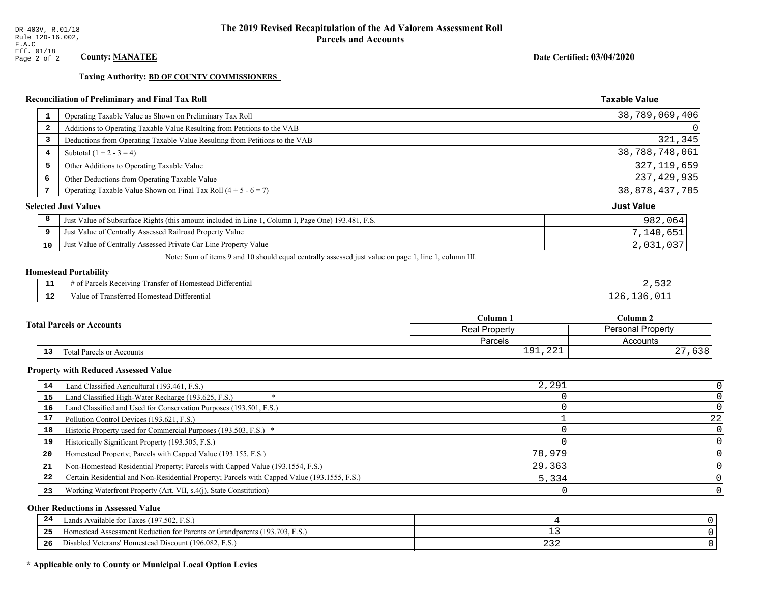DR-403V, R.01/18
Rule 12D-16.002, F.A.C
Eff. 01/18

# The 2019 Revised Recapitulation of the Ad Valorem Assessment Roll
## Parcels and Accounts

**County: MANATEE**

**Date Certified: 03/04/2020**

**Taxing Authority: BD OF COUNTY COMMISSIONERS**

### Reconciliation of Preliminary and Final Tax Roll

| | | Taxable Value |
|---|---|---|
| 1 | Operating Taxable Value as Shown on Preliminary Tax Roll | 38,789,069,406 |
| 2 | Additions to Operating Taxable Value Resulting from Petitions to the VAB | 0 |
| 3 | Deductions from Operating Taxable Value Resulting from Petitions to the VAB | 321,345 |
| 4 | Subtotal (1 + 2 - 3 = 4) | 38,788,748,061 |
| 5 | Other Additions to Operating Taxable Value | 327,119,659 |
| 6 | Other Deductions from Operating Taxable Value | 237,429,935 |
| 7 | Operating Taxable Value Shown on Final Tax Roll (4 + 5 - 6 = 7) | 38,878,437,785 |

### Selected Just Values

| | | Just Value |
|---|---|---|
| 8 | Just Value of Subsurface Rights (this amount included in Line 1, Column I, Page One) 193.481, F.S. | 982,064 |
| 9 | Just Value of Centrally Assessed Railroad Property Value | 7,140,651 |
| 10 | Just Value of Centrally Assessed Private Car Line Property Value | 2,031,037 |

Note: Sum of items 9 and 10 should equal centrally assessed just value on page 1, line 1, column III.

### Homestead Portability

| | | |
|---|---|---|
| 11 | # of Parcels Receiving Transfer of Homestead Differential | 2,532 |
| 12 | Value of Transferred Homestead Differential | 126,136,011 |

### Total Parcels or Accounts

| | | Column 1 | Column 2 |
|---|---|---|---|
| | | Real Property | Personal Property |
| | | Parcels | Accounts |
| 13 | Total Parcels or Accounts | 191,221 | 27,638 |

### Property with Reduced Assessed Value

| | | Column 1 | Column 2 |
|---|---|---|---|
| 14 | Land Classified Agricultural (193.461, F.S.) | 2,291 | 0 |
| 15 | Land Classified High-Water Recharge (193.625, F.S.) * | 0 | 0 |
| 16 | Land Classified and Used for Conservation Purposes (193.501, F.S.) | 0 | 0 |
| 17 | Pollution Control Devices (193.621, F.S.) | 1 | 22 |
| 18 | Historic Property used for Commercial Purposes (193.503, F.S.) * | 0 | 0 |
| 19 | Historically Significant Property (193.505, F.S.) | 0 | 0 |
| 20 | Homestead Property; Parcels with Capped Value (193.155, F.S.) | 78,979 | 0 |
| 21 | Non-Homestead Residential Property; Parcels with Capped Value (193.1554, F.S.) | 29,363 | 0 |
| 22 | Certain Residential and Non-Residential Property; Parcels with Capped Value (193.1555, F.S.) | 5,334 | 0 |
| 23 | Working Waterfront Property (Art. VII, s.4(j), State Constitution) | 0 | 0 |

### Other Reductions in Assessed Value

| | | Column 1 | Column 2 |
|---|---|---|---|
| 24 | Lands Available for Taxes (197.502, F.S.) | 4 | 0 |
| 25 | Homestead Assessment Reduction for Parents or Grandparents (193.703, F.S.) | 13 | 0 |
| 26 | Disabled Veterans' Homestead Discount (196.082, F.S.) | 232 | 0 |

**\* Applicable only to County or Municipal Local Option Levies**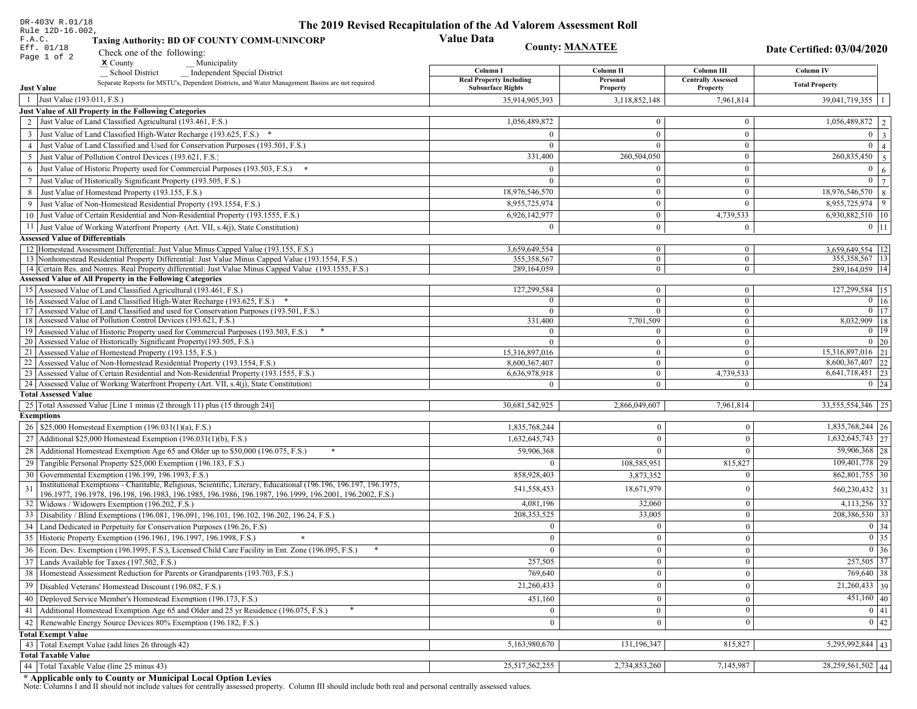DR-403V R.01/18
Rule 12D-16.002, F.A.C.
Eff. 01/18

# The 2019 Revised Recapitulation of the Ad Valorem Assessment Roll
## Value Data

**Taxing Authority: BD OF COUNTY COMM-UNINCORP**

**County: MANATEE**

**Date Certified: 03/04/2020**

Check one of the following:
X County
__ Municipality
__ School District
__ Independent Special District

Separate Reports for MSTU's, Dependent Districts, and Water Management Basins are not required

| | | Column I Real Property Including Subsurface Rights | Column II Personal Property | Column III Centrally Assessed Property | Column IV Total Property | |
|---|---|---|---|---|---|---|
| **Just Value** | | | | | | |
| 1 | Just Value (193.011, F.S.) | 35,914,905,393 | 3,118,852,148 | 7,961,814 | 39,041,719,355 | 1 |
| **Just Value of All Property in the Following Categories** | | | | | | |
| 2 | Just Value of Land Classified Agricultural (193.461, F.S.) | 1,056,489,872 | 0 | 0 | 1,056,489,872 | 2 |
| 3 | Just Value of Land Classified High-Water Recharge (193.625, F.S.) * | 0 | 0 | 0 | 0 | 3 |
| 4 | Just Value of Land Classified and Used for Conservation Purposes (193.501, F.S.) | 0 | 0 | 0 | 0 | 4 |
| 5 | Just Value of Pollution Control Devices (193.621, F.S.) | 331,400 | 260,504,050 | 0 | 260,835,450 | 5 |
| 6 | Just Value of Historic Property used for Commercial Purposes (193.503, F.S.) * | 0 | 0 | 0 | 0 | 6 |
| 7 | Just Value of Historically Significant Property (193.505, F.S.) | 0 | 0 | 0 | 0 | 7 |
| 8 | Just Value of Homestead Property (193.155, F.S.) | 18,976,546,570 | 0 | 0 | 18,976,546,570 | 8 |
| 9 | Just Value of Non-Homestead Residential Property (193.1554, F.S.) | 8,955,725,974 | 0 | 0 | 8,955,725,974 | 9 |
| 10 | Just Value of Certain Residential and Non-Residential Property (193.1555, F.S.) | 6,926,142,977 | 0 | 4,739,533 | 6,930,882,510 | 10 |
| 11 | Just Value of Working Waterfront Property (Art. VII, s.4(j), State Constitution) | 0 | 0 | 0 | 0 | 11 |
| **Assessed Value of Differentials** | | | | | | |
| 12 | Homestead Assessment Differential: Just Value Minus Capped Value (193.155, F.S.) | 3,659,649,554 | 0 | 0 | 3,659,649,554 | 12 |
| 13 | Nonhomestead Residential Property Differential: Just Value Minus Capped Value (193.1554, F.S.) | 355,358,567 | 0 | 0 | 355,358,567 | 13 |
| 14 | Certain Res. and Nonres. Real Property differential: Just Value Minus Capped Value (193.1555, F.S.) | 289,164,059 | 0 | 0 | 289,164,059 | 14 |
| **Assessed Value of All Property in the Following Categories** | | | | | | |
| 15 | Assessed Value of Land Classified Agricultural (193.461, F.S.) | 127,299,584 | 0 | 0 | 127,299,584 | 15 |
| 16 | Assessed Value of Land Classified High-Water Recharge (193.625, F.S.) * | 0 | 0 | 0 | 0 | 16 |
| 17 | Assessed Value of Land Classified and used for Conservation Purposes (193.501, F.S.) | 0 | 0 | 0 | 0 | 17 |
| 18 | Assessed Value of Pollution Control Devices (193.621, F.S.) | 331,400 | 7,701,509 | 0 | 8,032,909 | 18 |
| 19 | Assessed Value of Historic Property used for Commercial Purposes (193.503, F.S.) * | 0 | 0 | 0 | 0 | 19 |
| 20 | Assessed Value of Historically Significant Property(193.505, F.S.) | 0 | 0 | 0 | 0 | 20 |
| 21 | Assessed Value of Homestead Property (193.155, F.S.) | 15,316,897,016 | 0 | 0 | 15,316,897,016 | 21 |
| 22 | Assessed Value of Non-Homestead Residential Property (193.1554, F.S.) | 8,600,367,407 | 0 | 0 | 8,600,367,407 | 22 |
| 23 | Assessed Value of Certain Residential and Non-Residential Property (193.1555, F.S.) | 6,636,978,918 | 0 | 4,739,533 | 6,641,718,451 | 23 |
| 24 | Assessed Value of Working Waterfront Property (Art. VII, s.4(j), State Constitution) | 0 | 0 | 0 | 0 | 24 |
| **Total Assessed Value** | | | | | | |
| 25 | Total Assessed Value [Line 1 minus (2 through 11) plus (15 through 24)] | 30,681,542,925 | 2,866,049,607 | 7,961,814 | 33,555,554,346 | 25 |
| **Exemptions** | | | | | | |
| 26 | $25,000 Homestead Exemption (196.031(1)(a), F.S.) | 1,835,768,244 | 0 | 0 | 1,835,768,244 | 26 |
| 27 | Additional $25,000 Homestead Exemption (196.031(1)(b), F.S.) | 1,632,645,743 | 0 | 0 | 1,632,645,743 | 27 |
| 28 | Additional Homestead Exemption Age 65 and Older up to $50,000 (196.075, F.S.) * | 59,906,368 | 0 | 0 | 59,906,368 | 28 |
| 29 | Tangible Personal Property $25,000 Exemption (196.183, F.S.) | 0 | 108,585,951 | 815,827 | 109,401,778 | 29 |
| 30 | Governmental Exemption (196.199, 196.1993, F.S.) | 858,928,403 | 3,873,352 | 0 | 862,801,755 | 30 |
| 31 | Institutional Exemptions - Charitable, Religious, Scientific, Literary, Educational (196.196, 196.197, 196.1975, 196.1977, 196.1978, 196.198, 196.1983, 196.1985, 196.1986, 196.1987, 196.1999, 196.2001, 196.2002, F.S.) | 541,558,453 | 18,671,979 | 0 | 560,230,432 | 31 |
| 32 | Widows / Widowers Exemption (196.202, F.S.) | 4,081,196 | 32,060 | 0 | 4,113,256 | 32 |
| 33 | Disability / Blind Exemptions (196.081, 196.091, 196.101, 196.102, 196.202, 196.24, F.S.) | 208,353,525 | 33,005 | 0 | 208,386,530 | 33 |
| 34 | Land Dedicated in Perpetuity for Conservation Purposes (196.26, F.S) | 0 | 0 | 0 | 0 | 34 |
| 35 | Historic Property Exemption (196.1961, 196.1997, 196.1998, F.S.) * | 0 | 0 | 0 | 0 | 35 |
| 36 | Econ. Dev. Exemption (196.1995, F.S.), Licensed Child Care Facility in Ent. Zone (196.095, F.S.) * | 0 | 0 | 0 | 0 | 36 |
| 37 | Lands Available for Taxes (197.502, F.S.) | 257,505 | 0 | 0 | 257,505 | 37 |
| 38 | Homestead Assessment Reduction for Parents or Grandparents (193.703, F.S.) | 769,640 | 0 | 0 | 769,640 | 38 |
| 39 | Disabled Veterans' Homestead Discount (196.082, F.S.) | 21,260,433 | 0 | 0 | 21,260,433 | 39 |
| 40 | Deployed Service Member's Homestead Exemption (196.173, F.S.) | 451,160 | 0 | 0 | 451,160 | 40 |
| 41 | Additional Homestead Exemption Age 65 and Older and 25 yr Residence (196.075, F.S.) * | 0 | 0 | 0 | 0 | 41 |
| 42 | Renewable Energy Source Devices 80% Exemption (196.182, F.S.) | 0 | 0 | 0 | 0 | 42 |
| **Total Exempt Value** | | | | | | |
| 43 | Total Exempt Value (add lines 26 through 42) | 5,163,980,670 | 131,196,347 | 815,827 | 5,295,992,844 | 43 |
| **Total Taxable Value** | | | | | | |
| 44 | Total Taxable Value (line 25 minus 43) | 25,517,562,255 | 2,734,853,260 | 7,145,987 | 28,259,561,502 | 44 |

**\* Applicable only to County or Municipal Local Option Levies**

Note: Columns I and II should not include values for centrally assessed property. Column III should include both real and personal centrally assessed values.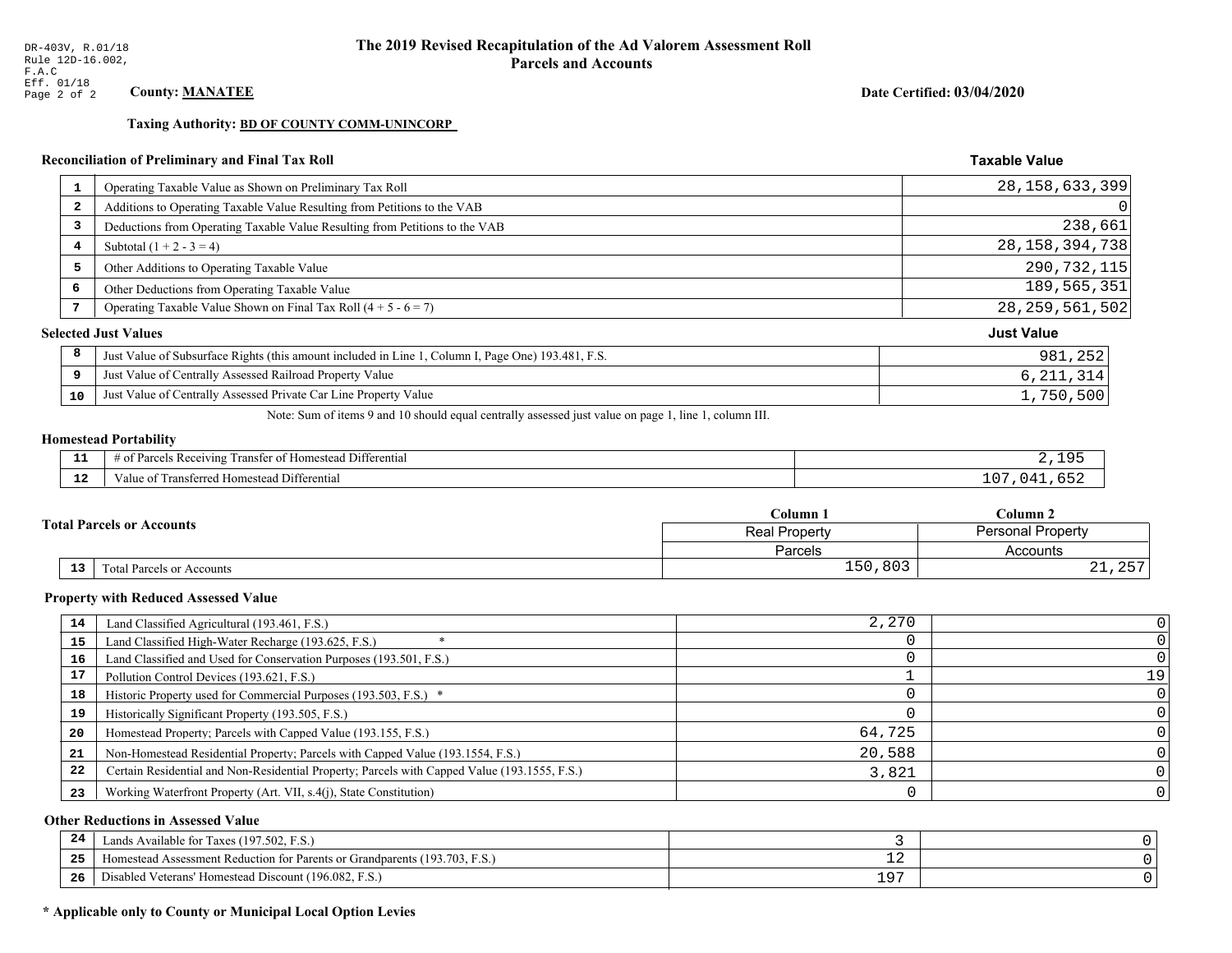DR-403V, R.01/18
Rule 12D-16.002,
F.A.C
Eff. 01/18

# The 2019 Revised Recapitulation of the Ad Valorem Assessment Roll
## Parcels and Accounts

**County: MANATEE** **Date Certified: 03/04/2020**

**Taxing Authority: BD OF COUNTY COMM-UNINCORP**

### Reconciliation of Preliminary and Final Tax Roll

| | | Taxable Value |
|---|---|---|
| 1 | Operating Taxable Value as Shown on Preliminary Tax Roll | 28,158,633,399 |
| 2 | Additions to Operating Taxable Value Resulting from Petitions to the VAB | 0 |
| 3 | Deductions from Operating Taxable Value Resulting from Petitions to the VAB | 238,661 |
| 4 | Subtotal (1 + 2 - 3 = 4) | 28,158,394,738 |
| 5 | Other Additions to Operating Taxable Value | 290,732,115 |
| 6 | Other Deductions from Operating Taxable Value | 189,565,351 |
| 7 | Operating Taxable Value Shown on Final Tax Roll (4 + 5 - 6 = 7) | 28,259,561,502 |

### Selected Just Values

| | | Just Value |
|---|---|---|
| 8 | Just Value of Subsurface Rights (this amount included in Line 1, Column I, Page One) 193.481, F.S. | 981,252 |
| 9 | Just Value of Centrally Assessed Railroad Property Value | 6,211,314 |
| 10 | Just Value of Centrally Assessed Private Car Line Property Value | 1,750,500 |

Note: Sum of items 9 and 10 should equal centrally assessed just value on page 1, line 1, column III.

### Homestead Portability

| | | |
|---|---|---|
| 11 | # of Parcels Receiving Transfer of Homestead Differential | 2,195 |
| 12 | Value of Transferred Homestead Differential | 107,041,652 |

### Total Parcels or Accounts

| | | Column 1 | Column 2 |
|---|---|---|---|
| | | Real Property | Personal Property |
| | | Parcels | Accounts |
| 13 | Total Parcels or Accounts | 150,803 | 21,257 |

### Property with Reduced Assessed Value

| | | Column 1 | Column 2 |
|---|---|---|---|
| 14 | Land Classified Agricultural (193.461, F.S.) | 2,270 | 0 |
| 15 | Land Classified High-Water Recharge (193.625, F.S.) * | 0 | 0 |
| 16 | Land Classified and Used for Conservation Purposes (193.501, F.S.) | 0 | 0 |
| 17 | Pollution Control Devices (193.621, F.S.) | 1 | 19 |
| 18 | Historic Property used for Commercial Purposes (193.503, F.S.) * | 0 | 0 |
| 19 | Historically Significant Property (193.505, F.S.) | 0 | 0 |
| 20 | Homestead Property; Parcels with Capped Value (193.155, F.S.) | 64,725 | 0 |
| 21 | Non-Homestead Residential Property; Parcels with Capped Value (193.1554, F.S.) | 20,588 | 0 |
| 22 | Certain Residential and Non-Residential Property; Parcels with Capped Value (193.1555, F.S.) | 3,821 | 0 |
| 23 | Working Waterfront Property (Art. VII, s.4(j), State Constitution) | 0 | 0 |

### Other Reductions in Assessed Value

| | | Column 1 | Column 2 |
|---|---|---|---|
| 24 | Lands Available for Taxes (197.502, F.S.) | 3 | 0 |
| 25 | Homestead Assessment Reduction for Parents or Grandparents (193.703, F.S.) | 12 | 0 |
| 26 | Disabled Veterans' Homestead Discount (196.082, F.S.) | 197 | 0 |

**\* Applicable only to County or Municipal Local Option Levies**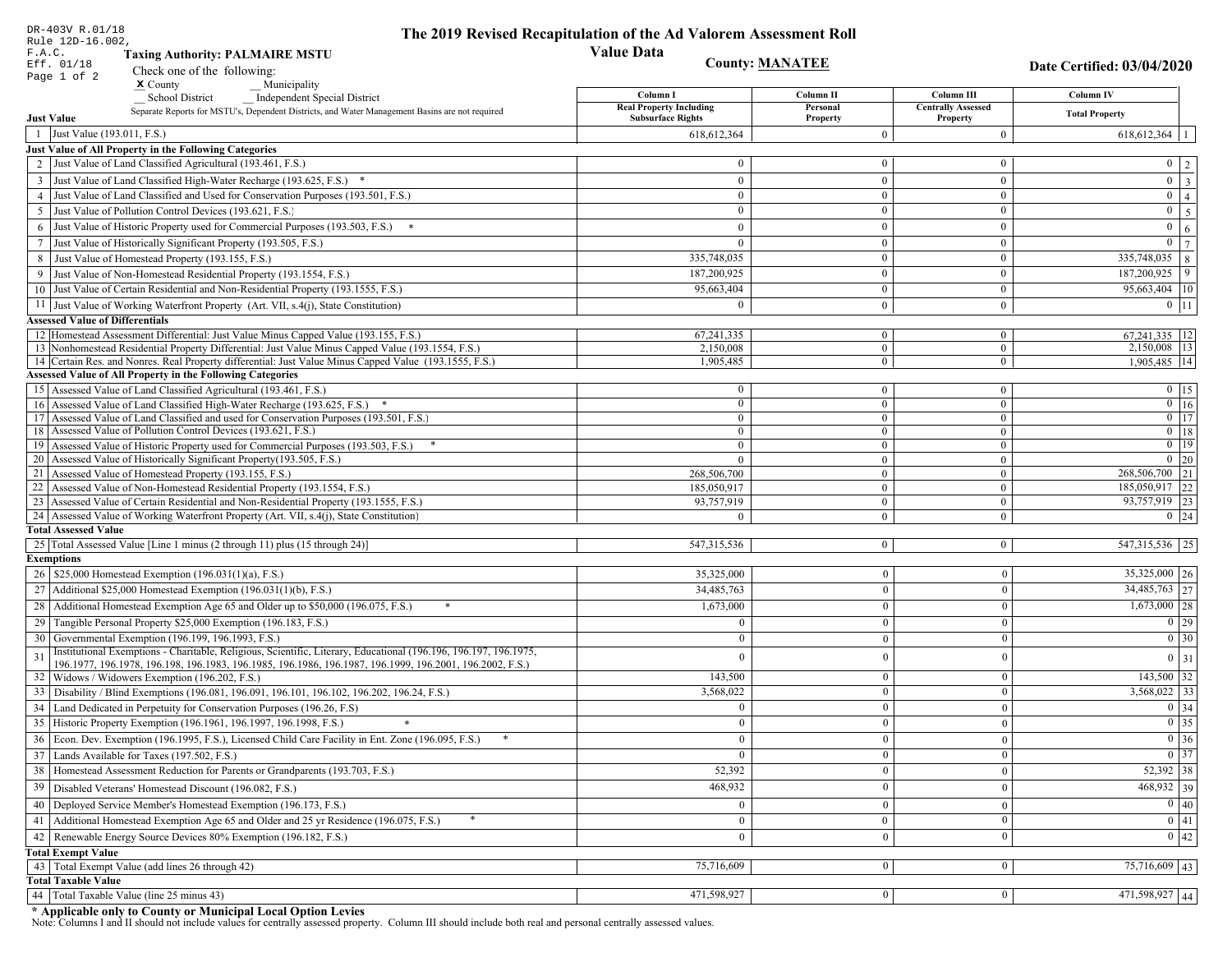DR-403V R.01/18
Rule 12D-16.002,
F.A.C.
Eff. 01/18

# The 2019 Revised Recapitulation of the Ad Valorem Assessment Roll

## Value Data

**Taxing Authority: PALMAIRE MSTU**

**County: MANATEE**

**Date Certified: 03/04/2020**

Check one of the following:
X County
__ Municipality
__ School District
__ Independent Special District

Separate Reports for MSTU's, Dependent Districts, and Water Management Basins are not required

| | | Column I Real Property Including Subsurface Rights | Column II Personal Property | Column III Centrally Assessed Property | Column IV Total Property | |
|---|---|---|---|---|---|---|
| **Just Value** | | | | | | |
| 1 | Just Value (193.011, F.S.) | 618,612,364 | 0 | 0 | 618,612,364 | 1 |
| **Just Value of All Property in the Following Categories** | | | | | | |
| 2 | Just Value of Land Classified Agricultural (193.461, F.S.) | 0 | 0 | 0 | 0 | 2 |
| 3 | Just Value of Land Classified High-Water Recharge (193.625, F.S.) * | 0 | 0 | 0 | 0 | 3 |
| 4 | Just Value of Land Classified and Used for Conservation Purposes (193.501, F.S.) | 0 | 0 | 0 | 0 | 4 |
| 5 | Just Value of Pollution Control Devices (193.621, F.S.) | 0 | 0 | 0 | 0 | 5 |
| 6 | Just Value of Historic Property used for Commercial Purposes (193.503, F.S.) * | 0 | 0 | 0 | 0 | 6 |
| 7 | Just Value of Historically Significant Property (193.505, F.S.) | 0 | 0 | 0 | 0 | 7 |
| 8 | Just Value of Homestead Property (193.155, F.S.) | 335,748,035 | 0 | 0 | 335,748,035 | 8 |
| 9 | Just Value of Non-Homestead Residential Property (193.1554, F.S.) | 187,200,925 | 0 | 0 | 187,200,925 | 9 |
| 10 | Just Value of Certain Residential and Non-Residential Property (193.1555, F.S.) | 95,663,404 | 0 | 0 | 95,663,404 | 10 |
| 11 | Just Value of Working Waterfront Property (Art. VII, s.4(j), State Constitution) | 0 | 0 | 0 | 0 | 11 |
| **Assessed Value of Differentials** | | | | | | |
| 12 | Homestead Assessment Differential: Just Value Minus Capped Value (193.155, F.S.) | 67,241,335 | 0 | 0 | 67,241,335 | 12 |
| 13 | Nonhomestead Residential Property Differential: Just Value Minus Capped Value (193.1554, F.S.) | 2,150,008 | 0 | 0 | 2,150,008 | 13 |
| 14 | Certain Res. and Nonres. Real Property differential: Just Value Minus Capped Value (193.1555, F.S.) | 1,905,485 | 0 | 0 | 1,905,485 | 14 |
| **Assessed Value of All Property in the Following Categories** | | | | | | |
| 15 | Assessed Value of Land Classified Agricultural (193.461, F.S.) | 0 | 0 | 0 | 0 | 15 |
| 16 | Assessed Value of Land Classified High-Water Recharge (193.625, F.S.) * | 0 | 0 | 0 | 0 | 16 |
| 17 | Assessed Value of Land Classified and used for Conservation Purposes (193.501, F.S.) | 0 | 0 | 0 | 0 | 17 |
| 18 | Assessed Value of Pollution Control Devices (193.621, F.S.) | 0 | 0 | 0 | 0 | 18 |
| 19 | Assessed Value of Historic Property used for Commercial Purposes (193.503, F.S.) * | 0 | 0 | 0 | 0 | 19 |
| 20 | Assessed Value of Historically Significant Property(193.505, F.S.) | 0 | 0 | 0 | 0 | 20 |
| 21 | Assessed Value of Homestead Property (193.155, F.S.) | 268,506,700 | 0 | 0 | 268,506,700 | 21 |
| 22 | Assessed Value of Non-Homestead Residential Property (193.1554, F.S.) | 185,050,917 | 0 | 0 | 185,050,917 | 22 |
| 23 | Assessed Value of Certain Residential and Non-Residential Property (193.1555, F.S.) | 93,757,919 | 0 | 0 | 93,757,919 | 23 |
| 24 | Assessed Value of Working Waterfront Property (Art. VII, s.4(j), State Constitution) | 0 | 0 | 0 | 0 | 24 |
| **Total Assessed Value** | | | | | | |
| 25 | Total Assessed Value [Line 1 minus (2 through 11) plus (15 through 24)] | 547,315,536 | 0 | 0 | 547,315,536 | 25 |
| **Exemptions** | | | | | | |
| 26 | $25,000 Homestead Exemption (196.031(1)(a), F.S.) | 35,325,000 | 0 | 0 | 35,325,000 | 26 |
| 27 | Additional $25,000 Homestead Exemption (196.031(1)(b), F.S.) | 34,485,763 | 0 | 0 | 34,485,763 | 27 |
| 28 | Additional Homestead Exemption Age 65 and Older up to $50,000 (196.075, F.S.) * | 1,673,000 | 0 | 0 | 1,673,000 | 28 |
| 29 | Tangible Personal Property $25,000 Exemption (196.183, F.S.) | 0 | 0 | 0 | 0 | 29 |
| 30 | Governmental Exemption (196.199, 196.1993, F.S.) | 0 | 0 | 0 | 0 | 30 |
| 31 | Institutional Exemptions - Charitable, Religious, Scientific, Literary, Educational (196.196, 196.197, 196.1975, 196.1977, 196.1978, 196.198, 196.1983, 196.1985, 196.1986, 196.1987, 196.1999, 196.2001, 196.2002, F.S.) | 0 | 0 | 0 | 0 | 31 |
| 32 | Widows / Widowers Exemption (196.202, F.S.) | 143,500 | 0 | 0 | 143,500 | 32 |
| 33 | Disability / Blind Exemptions (196.081, 196.091, 196.101, 196.102, 196.202, 196.24, F.S.) | 3,568,022 | 0 | 0 | 3,568,022 | 33 |
| 34 | Land Dedicated in Perpetuity for Conservation Purposes (196.26, F.S) | 0 | 0 | 0 | 0 | 34 |
| 35 | Historic Property Exemption (196.1961, 196.1997, 196.1998, F.S.) * | 0 | 0 | 0 | 0 | 35 |
| 36 | Econ. Dev. Exemption (196.1995, F.S.), Licensed Child Care Facility in Ent. Zone (196.095, F.S.) * | 0 | 0 | 0 | 0 | 36 |
| 37 | Lands Available for Taxes (197.502, F.S.) | 0 | 0 | 0 | 0 | 37 |
| 38 | Homestead Assessment Reduction for Parents or Grandparents (193.703, F.S.) | 52,392 | 0 | 0 | 52,392 | 38 |
| 39 | Disabled Veterans' Homestead Discount (196.082, F.S.) | 468,932 | 0 | 0 | 468,932 | 39 |
| 40 | Deployed Service Member's Homestead Exemption (196.173, F.S.) | 0 | 0 | 0 | 0 | 40 |
| 41 | Additional Homestead Exemption Age 65 and Older and 25 yr Residence (196.075, F.S.) * | 0 | 0 | 0 | 0 | 41 |
| 42 | Renewable Energy Source Devices 80% Exemption (196.182, F.S.) | 0 | 0 | 0 | 0 | 42 |
| **Total Exempt Value** | | | | | | |
| 43 | Total Exempt Value (add lines 26 through 42) | 75,716,609 | 0 | 0 | 75,716,609 | 43 |
| **Total Taxable Value** | | | | | | |
| 44 | Total Taxable Value (line 25 minus 43) | 471,598,927 | 0 | 0 | 471,598,927 | 44 |

**\* Applicable only to County or Municipal Local Option Levies**

Note: Columns I and II should not include values for centrally assessed property. Column III should include both real and personal centrally assessed values.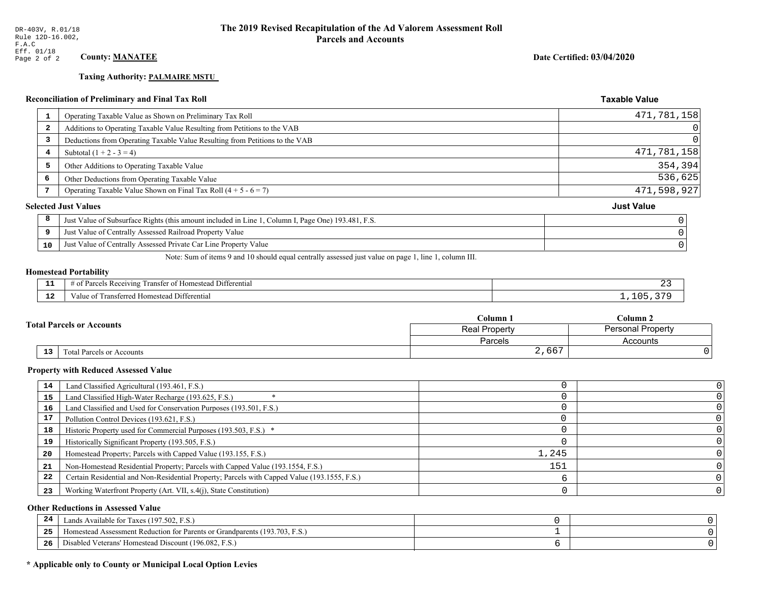DR-403V, R.01/18
Rule 12D-16.002,
F.A.C
Eff. 01/18

# The 2019 Revised Recapitulation of the Ad Valorem Assessment Roll
## Parcels and Accounts

**County: MANATEE**

**Date Certified: 03/04/2020**

**Taxing Authority: PALMAIRE MSTU**

### Reconciliation of Preliminary and Final Tax Roll

| # | Description | Taxable Value |
|---|---|---|
| 1 | Operating Taxable Value as Shown on Preliminary Tax Roll | 471,781,158 |
| 2 | Additions to Operating Taxable Value Resulting from Petitions to the VAB | 0 |
| 3 | Deductions from Operating Taxable Value Resulting from Petitions to the VAB | 0 |
| 4 | Subtotal (1 + 2 - 3 = 4) | 471,781,158 |
| 5 | Other Additions to Operating Taxable Value | 354,394 |
| 6 | Other Deductions from Operating Taxable Value | 536,625 |
| 7 | Operating Taxable Value Shown on Final Tax Roll (4 + 5 - 6 = 7) | 471,598,927 |

### Selected Just Values

| # | Description | Just Value |
|---|---|---|
| 8 | Just Value of Subsurface Rights (this amount included in Line 1, Column I, Page One) 193.481, F.S. | 0 |
| 9 | Just Value of Centrally Assessed Railroad Property Value | 0 |
| 10 | Just Value of Centrally Assessed Private Car Line Property Value | 0 |

Note: Sum of items 9 and 10 should equal centrally assessed just value on page 1, line 1, column III.

### Homestead Portability

| # | Description | Value |
|---|---|---|
| 11 | # of Parcels Receiving Transfer of Homestead Differential | 23 |
| 12 | Value of Transferred Homestead Differential | 1,105,379 |

### Total Parcels or Accounts

| # | Description | Column 1 Real Property Parcels | Column 2 Personal Property Accounts |
|---|---|---|---|
| 13 | Total Parcels or Accounts | 2,667 | 0 |

### Property with Reduced Assessed Value

| # | Description | Column 1 | Column 2 |
|---|---|---|---|
| 14 | Land Classified Agricultural (193.461, F.S.) | 0 | 0 |
| 15 | Land Classified High-Water Recharge (193.625, F.S.) * | 0 | 0 |
| 16 | Land Classified and Used for Conservation Purposes (193.501, F.S.) | 0 | 0 |
| 17 | Pollution Control Devices (193.621, F.S.) | 0 | 0 |
| 18 | Historic Property used for Commercial Purposes (193.503, F.S.) * | 0 | 0 |
| 19 | Historically Significant Property (193.505, F.S.) | 0 | 0 |
| 20 | Homestead Property; Parcels with Capped Value (193.155, F.S.) | 1,245 | 0 |
| 21 | Non-Homestead Residential Property; Parcels with Capped Value (193.1554, F.S.) | 151 | 0 |
| 22 | Certain Residential and Non-Residential Property; Parcels with Capped Value (193.1555, F.S.) | 6 | 0 |
| 23 | Working Waterfront Property (Art. VII, s.4(j), State Constitution) | 0 | 0 |

### Other Reductions in Assessed Value

| # | Description | Column 1 | Column 2 |
|---|---|---|---|
| 24 | Lands Available for Taxes (197.502, F.S.) | 0 | 0 |
| 25 | Homestead Assessment Reduction for Parents or Grandparents (193.703, F.S.) | 1 | 0 |
| 26 | Disabled Veterans' Homestead Discount (196.082, F.S.) | 6 | 0 |

**\* Applicable only to County or Municipal Local Option Levies**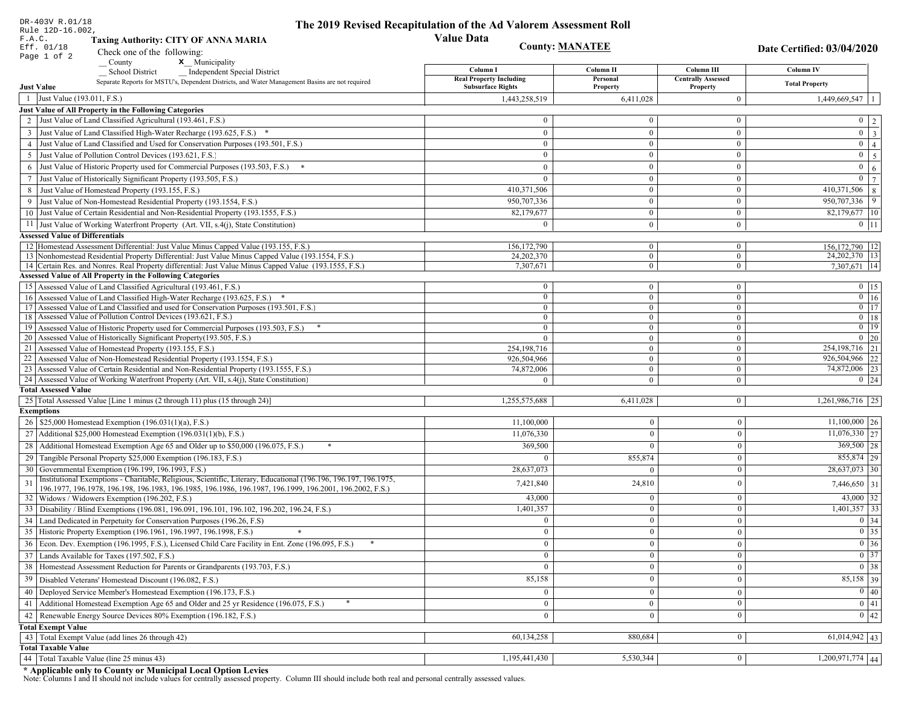DR-403V R.01/18
Rule 12D-16.002, F.A.C.
Eff. 01/18

# The 2019 Revised Recapitulation of the Ad Valorem Assessment Roll

## Value Data

**Taxing Authority: CITY OF ANNA MARIA**

**County: MANATEE**

**Date Certified: 03/04/2020**

Check one of the following:
__ County
**x** Municipality
__ School District
__ Independent Special District

Separate Reports for MSTU's, Dependent Districts, and Water Management Basins are not required

| Line | Description | Column I Real Property Including Subsurface Rights | Column II Personal Property | Column III Centrally Assessed Property | Column IV Total Property | Line |
|---|---|---|---|---|---|---|
| **Just Value** | | | | | | |
| 1 | Just Value (193.011, F.S.) | 1,443,258,519 | 6,411,028 | 0 | 1,449,669,547 | 1 |
| **Just Value of All Property in the Following Categories** | | | | | | |
| 2 | Just Value of Land Classified Agricultural (193.461, F.S.) | 0 | 0 | 0 | 0 | 2 |
| 3 | Just Value of Land Classified High-Water Recharge (193.625, F.S.) * | 0 | 0 | 0 | 0 | 3 |
| 4 | Just Value of Land Classified and Used for Conservation Purposes (193.501, F.S.) | 0 | 0 | 0 | 0 | 4 |
| 5 | Just Value of Pollution Control Devices (193.621, F.S.) | 0 | 0 | 0 | 0 | 5 |
| 6 | Just Value of Historic Property used for Commercial Purposes (193.503, F.S.) * | 0 | 0 | 0 | 0 | 6 |
| 7 | Just Value of Historically Significant Property (193.505, F.S.) | 0 | 0 | 0 | 0 | 7 |
| 8 | Just Value of Homestead Property (193.155, F.S.) | 410,371,506 | 0 | 0 | 410,371,506 | 8 |
| 9 | Just Value of Non-Homestead Residential Property (193.1554, F.S.) | 950,707,336 | 0 | 0 | 950,707,336 | 9 |
| 10 | Just Value of Certain Residential and Non-Residential Property (193.1555, F.S.) | 82,179,677 | 0 | 0 | 82,179,677 | 10 |
| 11 | Just Value of Working Waterfront Property (Art. VII, s.4(j), State Constitution) | 0 | 0 | 0 | 0 | 11 |
| **Assessed Value of Differentials** | | | | | | |
| 12 | Homestead Assessment Differential: Just Value Minus Capped Value (193.155, F.S.) | 156,172,790 | 0 | 0 | 156,172,790 | 12 |
| 13 | Nonhomestead Residential Property Differential: Just Value Minus Capped Value (193.1554, F.S.) | 24,202,370 | 0 | 0 | 24,202,370 | 13 |
| 14 | Certain Res. and Nonres. Real Property differential: Just Value Minus Capped Value (193.1555, F.S.) | 7,307,671 | 0 | 0 | 7,307,671 | 14 |
| **Assessed Value of All Property in the Following Categories** | | | | | | |
| 15 | Assessed Value of Land Classified Agricultural (193.461, F.S.) | 0 | 0 | 0 | 0 | 15 |
| 16 | Assessed Value of Land Classified High-Water Recharge (193.625, F.S.) * | 0 | 0 | 0 | 0 | 16 |
| 17 | Assessed Value of Land Classified and used for Conservation Purposes (193.501, F.S.) | 0 | 0 | 0 | 0 | 17 |
| 18 | Assessed Value of Pollution Control Devices (193.621, F.S.) | 0 | 0 | 0 | 0 | 18 |
| 19 | Assessed Value of Historic Property used for Commercial Purposes (193.503, F.S.) * | 0 | 0 | 0 | 0 | 19 |
| 20 | Assessed Value of Historically Significant Property(193.505, F.S.) | 0 | 0 | 0 | 0 | 20 |
| 21 | Assessed Value of Homestead Property (193.155, F.S.) | 254,198,716 | 0 | 0 | 254,198,716 | 21 |
| 22 | Assessed Value of Non-Homestead Residential Property (193.1554, F.S.) | 926,504,966 | 0 | 0 | 926,504,966 | 22 |
| 23 | Assessed Value of Certain Residential and Non-Residential Property (193.1555, F.S.) | 74,872,006 | 0 | 0 | 74,872,006 | 23 |
| 24 | Assessed Value of Working Waterfront Property (Art. VII, s.4(j), State Constitution) | 0 | 0 | 0 | 0 | 24 |
| **Total Assessed Value** | | | | | | |
| 25 | Total Assessed Value [Line 1 minus (2 through 11) plus (15 through 24)] | 1,255,575,688 | 6,411,028 | 0 | 1,261,986,716 | 25 |
| **Exemptions** | | | | | | |
| 26 | $25,000 Homestead Exemption (196.031(1)(a), F.S.) | 11,100,000 | 0 | 0 | 11,100,000 | 26 |
| 27 | Additional $25,000 Homestead Exemption (196.031(1)(b), F.S.) | 11,076,330 | 0 | 0 | 11,076,330 | 27 |
| 28 | Additional Homestead Exemption Age 65 and Older up to $50,000 (196.075, F.S.) * | 369,500 | 0 | 0 | 369,500 | 28 |
| 29 | Tangible Personal Property $25,000 Exemption (196.183, F.S.) | 0 | 855,874 | 0 | 855,874 | 29 |
| 30 | Governmental Exemption (196.199, 196.1993, F.S.) | 28,637,073 | 0 | 0 | 28,637,073 | 30 |
| 31 | Institutional Exemptions - Charitable, Religious, Scientific, Literary, Educational (196.196, 196.197, 196.1975, 196.1977, 196.1978, 196.198, 196.1983, 196.1985, 196.1986, 196.1987, 196.1999, 196.2001, 196.2002, F.S.) | 7,421,840 | 24,810 | 0 | 7,446,650 | 31 |
| 32 | Widows / Widowers Exemption (196.202, F.S.) | 43,000 | 0 | 0 | 43,000 | 32 |
| 33 | Disability / Blind Exemptions (196.081, 196.091, 196.101, 196.102, 196.202, 196.24, F.S.) | 1,401,357 | 0 | 0 | 1,401,357 | 33 |
| 34 | Land Dedicated in Perpetuity for Conservation Purposes (196.26, F.S) | 0 | 0 | 0 | 0 | 34 |
| 35 | Historic Property Exemption (196.1961, 196.1997, 196.1998, F.S.) * | 0 | 0 | 0 | 0 | 35 |
| 36 | Econ. Dev. Exemption (196.1995, F.S.), Licensed Child Care Facility in Ent. Zone (196.095, F.S.) * | 0 | 0 | 0 | 0 | 36 |
| 37 | Lands Available for Taxes (197.502, F.S.) | 0 | 0 | 0 | 0 | 37 |
| 38 | Homestead Assessment Reduction for Parents or Grandparents (193.703, F.S.) | 0 | 0 | 0 | 0 | 38 |
| 39 | Disabled Veterans' Homestead Discount (196.082, F.S.) | 85,158 | 0 | 0 | 85,158 | 39 |
| 40 | Deployed Service Member's Homestead Exemption (196.173, F.S.) | 0 | 0 | 0 | 0 | 40 |
| 41 | Additional Homestead Exemption Age 65 and Older and 25 yr Residence (196.075, F.S.) * | 0 | 0 | 0 | 0 | 41 |
| 42 | Renewable Energy Source Devices 80% Exemption (196.182, F.S.) | 0 | 0 | 0 | 0 | 42 |
| **Total Exempt Value** | | | | | | |
| 43 | Total Exempt Value (add lines 26 through 42) | 60,134,258 | 880,684 | 0 | 61,014,942 | 43 |
| **Total Taxable Value** | | | | | | |
| 44 | Total Taxable Value (line 25 minus 43) | 1,195,441,430 | 5,530,344 | 0 | 1,200,971,774 | 44 |

**\* Applicable only to County or Municipal Local Option Levies**

Note: Columns I and II should not include values for centrally assessed property. Column III should include both real and personal centrally assessed values.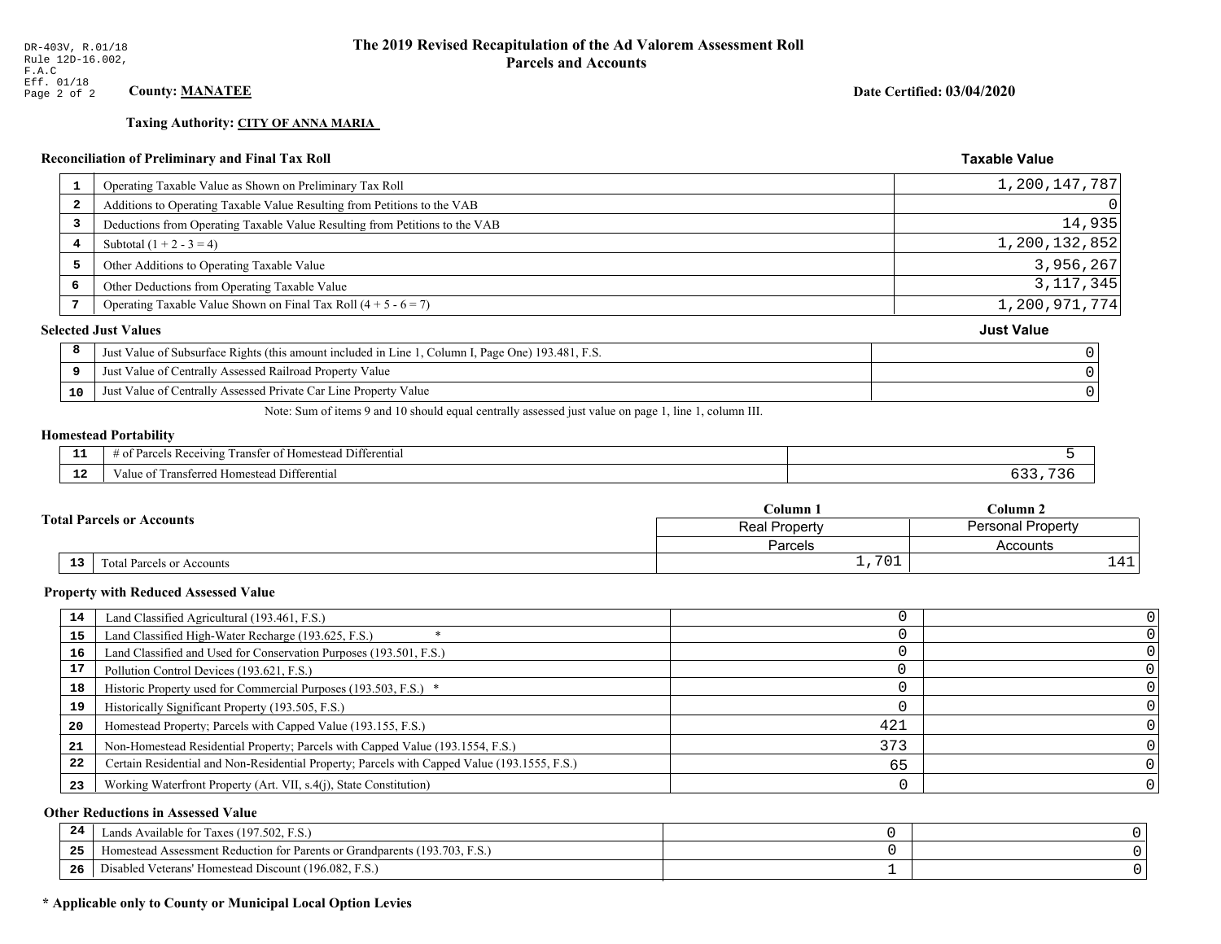DR-403V, R.01/18
Rule 12D-16.002,
F.A.C
Eff. 01/18

# The 2019 Revised Recapitulation of the Ad Valorem Assessment Roll
## Parcels and Accounts

**County: MANATEE**

**Date Certified: 03/04/2020**

**Taxing Authority: CITY OF ANNA MARIA**

### Reconciliation of Preliminary and Final Tax Roll

| | | Taxable Value |
|---|---|---|
| 1 | Operating Taxable Value as Shown on Preliminary Tax Roll | 1,200,147,787 |
| 2 | Additions to Operating Taxable Value Resulting from Petitions to the VAB | 0 |
| 3 | Deductions from Operating Taxable Value Resulting from Petitions to the VAB | 14,935 |
| 4 | Subtotal (1 + 2 - 3 = 4) | 1,200,132,852 |
| 5 | Other Additions to Operating Taxable Value | 3,956,267 |
| 6 | Other Deductions from Operating Taxable Value | 3,117,345 |
| 7 | Operating Taxable Value Shown on Final Tax Roll (4 + 5 - 6 = 7) | 1,200,971,774 |

### Selected Just Values

| | | Just Value |
|---|---|---|
| 8 | Just Value of Subsurface Rights (this amount included in Line 1, Column I, Page One) 193.481, F.S. | 0 |
| 9 | Just Value of Centrally Assessed Railroad Property Value | 0 |
| 10 | Just Value of Centrally Assessed Private Car Line Property Value | 0 |

Note: Sum of items 9 and 10 should equal centrally assessed just value on page 1, line 1, column III.

### Homestead Portability

| | | |
|---|---|---|
| 11 | # of Parcels Receiving Transfer of Homestead Differential | 5 |
| 12 | Value of Transferred Homestead Differential | 633,736 |

### Total Parcels or Accounts

| | | Column 1<br>Real Property<br>Parcels | Column 2<br>Personal Property<br>Accounts |
|---|---|---|---|
| 13 | Total Parcels or Accounts | 1,701 | 141 |

### Property with Reduced Assessed Value

| | | Column 1 | Column 2 |
|---|---|---|---|
| 14 | Land Classified Agricultural (193.461, F.S.) | 0 | 0 |
| 15 | Land Classified High-Water Recharge (193.625, F.S.) * | 0 | 0 |
| 16 | Land Classified and Used for Conservation Purposes (193.501, F.S.) | 0 | 0 |
| 17 | Pollution Control Devices (193.621, F.S.) | 0 | 0 |
| 18 | Historic Property used for Commercial Purposes (193.503, F.S.) * | 0 | 0 |
| 19 | Historically Significant Property (193.505, F.S.) | 0 | 0 |
| 20 | Homestead Property; Parcels with Capped Value (193.155, F.S.) | 421 | 0 |
| 21 | Non-Homestead Residential Property; Parcels with Capped Value (193.1554, F.S.) | 373 | 0 |
| 22 | Certain Residential and Non-Residential Property; Parcels with Capped Value (193.1555, F.S.) | 65 | 0 |
| 23 | Working Waterfront Property (Art. VII, s.4(j), State Constitution) | 0 | 0 |

### Other Reductions in Assessed Value

| | | Column 1 | Column 2 |
|---|---|---|---|
| 24 | Lands Available for Taxes (197.502, F.S.) | 0 | 0 |
| 25 | Homestead Assessment Reduction for Parents or Grandparents (193.703, F.S.) | 0 | 0 |
| 26 | Disabled Veterans' Homestead Discount (196.082, F.S.) | 1 | 0 |

**\* Applicable only to County or Municipal Local Option Levies**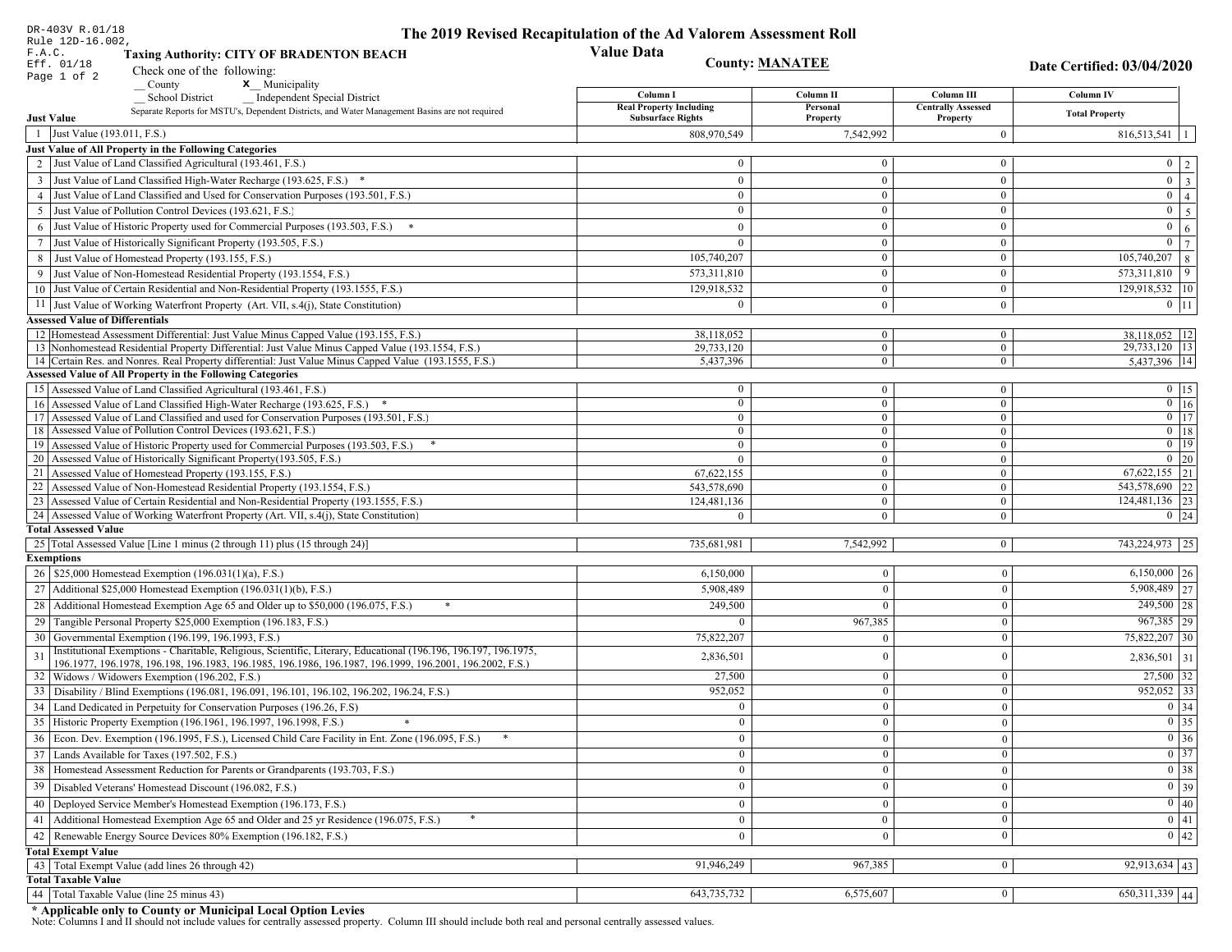DR-403V R.01/18
Rule 12D-16.002, F.A.C.
Eff. 01/18
Page 1 of 2

# The 2019 Revised Recapitulation of the Ad Valorem Assessment Roll
## Value Data

**Taxing Authority: CITY OF BRADENTON BEACH**

**County: MANATEE**

**Date Certified: 03/04/2020**

Check one of the following:
__ County　　x__ Municipality
__ School District　　__ Independent Special District

Separate Reports for MSTU's, Dependent Districts, and Water Management Basins are not required

| | | Column I Real Property Including Subsurface Rights | Column II Personal Property | Column III Centrally Assessed Property | Column IV Total Property | |
|---|---|---|---|---|---|---|
| **Just Value** | | | | | | |
| 1 | Just Value (193.011, F.S.) | 808,970,549 | 7,542,992 | 0 | 816,513,541 | 1 |
| **Just Value of All Property in the Following Categories** | | | | | | |
| 2 | Just Value of Land Classified Agricultural (193.461, F.S.) | 0 | 0 | 0 | 0 | 2 |
| 3 | Just Value of Land Classified High-Water Recharge (193.625, F.S.) * | 0 | 0 | 0 | 0 | 3 |
| 4 | Just Value of Land Classified and Used for Conservation Purposes (193.501, F.S.) | 0 | 0 | 0 | 0 | 4 |
| 5 | Just Value of Pollution Control Devices (193.621, F.S.) | 0 | 0 | 0 | 0 | 5 |
| 6 | Just Value of Historic Property used for Commercial Purposes (193.503, F.S.) * | 0 | 0 | 0 | 0 | 6 |
| 7 | Just Value of Historically Significant Property (193.505, F.S.) | 0 | 0 | 0 | 0 | 7 |
| 8 | Just Value of Homestead Property (193.155, F.S.) | 105,740,207 | 0 | 0 | 105,740,207 | 8 |
| 9 | Just Value of Non-Homestead Residential Property (193.1554, F.S.) | 573,311,810 | 0 | 0 | 573,311,810 | 9 |
| 10 | Just Value of Certain Residential and Non-Residential Property (193.1555, F.S.) | 129,918,532 | 0 | 0 | 129,918,532 | 10 |
| 11 | Just Value of Working Waterfront Property (Art. VII, s.4(j), State Constitution) | 0 | 0 | 0 | 0 | 11 |
| **Assessed Value of Differentials** | | | | | | |
| 12 | Homestead Assessment Differential: Just Value Minus Capped Value (193.155, F.S.) | 38,118,052 | 0 | 0 | 38,118,052 | 12 |
| 13 | Nonhomestead Residential Property Differential: Just Value Minus Capped Value (193.1554, F.S.) | 29,733,120 | 0 | 0 | 29,733,120 | 13 |
| 14 | Certain Res. and Nonres. Real Property differential: Just Value Minus Capped Value (193.1555, F.S.) | 5,437,396 | 0 | 0 | 5,437,396 | 14 |
| **Assessed Value of All Property in the Following Categories** | | | | | | |
| 15 | Assessed Value of Land Classified Agricultural (193.461, F.S.) | 0 | 0 | 0 | 0 | 15 |
| 16 | Assessed Value of Land Classified High-Water Recharge (193.625, F.S.) * | 0 | 0 | 0 | 0 | 16 |
| 17 | Assessed Value of Land Classified and used for Conservation Purposes (193.501, F.S.) | 0 | 0 | 0 | 0 | 17 |
| 18 | Assessed Value of Pollution Control Devices (193.621, F.S.) | 0 | 0 | 0 | 0 | 18 |
| 19 | Assessed Value of Historic Property used for Commercial Purposes (193.503, F.S.) * | 0 | 0 | 0 | 0 | 19 |
| 20 | Assessed Value of Historically Significant Property(193.505, F.S.) | 0 | 0 | 0 | 0 | 20 |
| 21 | Assessed Value of Homestead Property (193.155, F.S.) | 67,622,155 | 0 | 0 | 67,622,155 | 21 |
| 22 | Assessed Value of Non-Homestead Residential Property (193.1554, F.S.) | 543,578,690 | 0 | 0 | 543,578,690 | 22 |
| 23 | Assessed Value of Certain Residential and Non-Residential Property (193.1555, F.S.) | 124,481,136 | 0 | 0 | 124,481,136 | 23 |
| 24 | Assessed Value of Working Waterfront Property (Art. VII, s.4(j), State Constitution) | 0 | 0 | 0 | 0 | 24 |
| **Total Assessed Value** | | | | | | |
| 25 | Total Assessed Value [Line 1 minus (2 through 11) plus (15 through 24)] | 735,681,981 | 7,542,992 | 0 | 743,224,973 | 25 |
| **Exemptions** | | | | | | |
| 26 | $25,000 Homestead Exemption (196.031(1)(a), F.S.) | 6,150,000 | 0 | 0 | 6,150,000 | 26 |
| 27 | Additional $25,000 Homestead Exemption (196.031(1)(b), F.S.) | 5,908,489 | 0 | 0 | 5,908,489 | 27 |
| 28 | Additional Homestead Exemption Age 65 and Older up to $50,000 (196.075, F.S.) * | 249,500 | 0 | 0 | 249,500 | 28 |
| 29 | Tangible Personal Property $25,000 Exemption (196.183, F.S.) | 0 | 967,385 | 0 | 967,385 | 29 |
| 30 | Governmental Exemption (196.199, 196.1993, F.S.) | 75,822,207 | 0 | 0 | 75,822,207 | 30 |
| 31 | Institutional Exemptions - Charitable, Religious, Scientific, Literary, Educational (196.196, 196.197, 196.1975, 196.1977, 196.1978, 196.198, 196.1983, 196.1985, 196.1986, 196.1987, 196.1999, 196.2001, 196.2002, F.S.) | 2,836,501 | 0 | 0 | 2,836,501 | 31 |
| 32 | Widows / Widowers Exemption (196.202, F.S.) | 27,500 | 0 | 0 | 27,500 | 32 |
| 33 | Disability / Blind Exemptions (196.081, 196.091, 196.101, 196.102, 196.202, 196.24, F.S.) | 952,052 | 0 | 0 | 952,052 | 33 |
| 34 | Land Dedicated in Perpetuity for Conservation Purposes (196.26, F.S) | 0 | 0 | 0 | 0 | 34 |
| 35 | Historic Property Exemption (196.1961, 196.1997, 196.1998, F.S.) * | 0 | 0 | 0 | 0 | 35 |
| 36 | Econ. Dev. Exemption (196.1995, F.S.), Licensed Child Care Facility in Ent. Zone (196.095, F.S.) * | 0 | 0 | 0 | 0 | 36 |
| 37 | Lands Available for Taxes (197.502, F.S.) | 0 | 0 | 0 | 0 | 37 |
| 38 | Homestead Assessment Reduction for Parents or Grandparents (193.703, F.S.) | 0 | 0 | 0 | 0 | 38 |
| 39 | Disabled Veterans' Homestead Discount (196.082, F.S.) | 0 | 0 | 0 | 0 | 39 |
| 40 | Deployed Service Member's Homestead Exemption (196.173, F.S.) | 0 | 0 | 0 | 0 | 40 |
| 41 | Additional Homestead Exemption Age 65 and Older and 25 yr Residence (196.075, F.S.) * | 0 | 0 | 0 | 0 | 41 |
| 42 | Renewable Energy Source Devices 80% Exemption (196.182, F.S.) | 0 | 0 | 0 | 0 | 42 |
| **Total Exempt Value** | | | | | | |
| 43 | Total Exempt Value (add lines 26 through 42) | 91,946,249 | 967,385 | 0 | 92,913,634 | 43 |
| **Total Taxable Value** | | | | | | |
| 44 | Total Taxable Value (line 25 minus 43) | 643,735,732 | 6,575,607 | 0 | 650,311,339 | 44 |

**\* Applicable only to County or Municipal Local Option Levies**

Note: Columns I and II should not include values for centrally assessed property. Column III should include both real and personal centrally assessed values.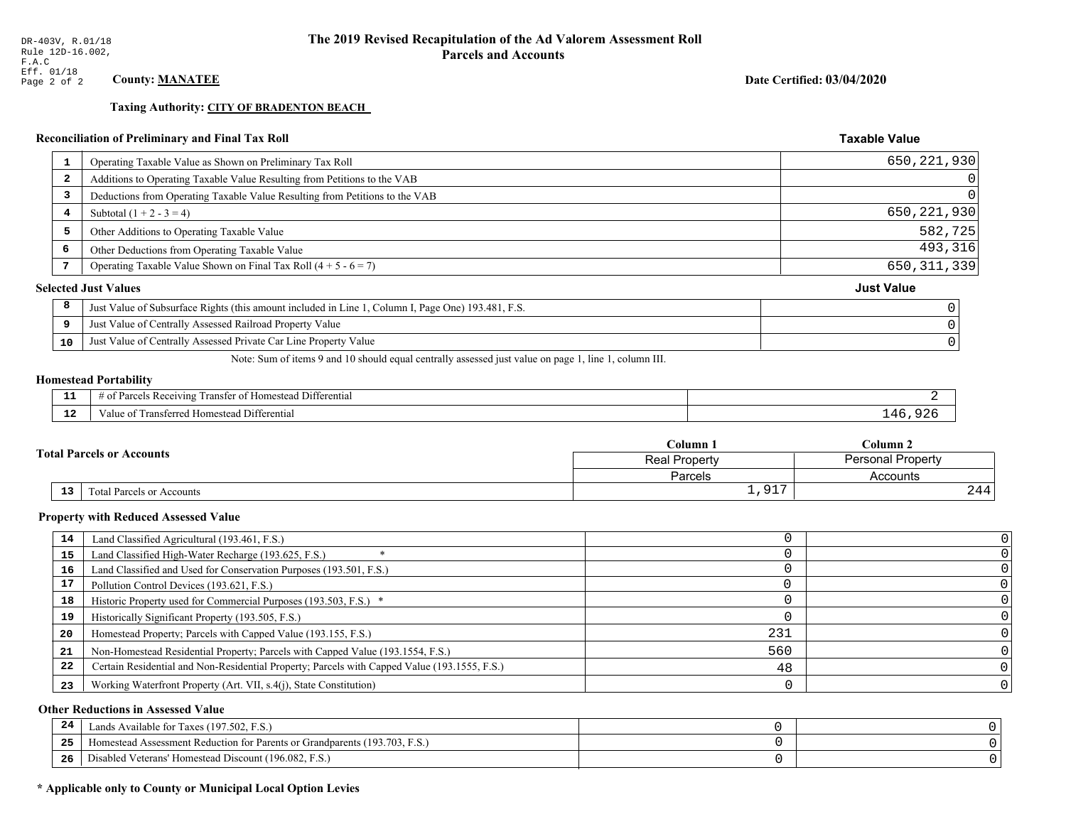DR-403V, R.01/18
Rule 12D-16.002, F.A.C
Eff. 01/18
Page 2 of 2

# The 2019 Revised Recapitulation of the Ad Valorem Assessment Roll
## Parcels and Accounts

**County: MANATEE**

**Date Certified: 03/04/2020**

**Taxing Authority: CITY OF BRADENTON BEACH**

### Reconciliation of Preliminary and Final Tax Roll

| | | Taxable Value |
|---|---|---|
| 1 | Operating Taxable Value as Shown on Preliminary Tax Roll | 650,221,930 |
| 2 | Additions to Operating Taxable Value Resulting from Petitions to the VAB | 0 |
| 3 | Deductions from Operating Taxable Value Resulting from Petitions to the VAB | 0 |
| 4 | Subtotal (1 + 2 - 3 = 4) | 650,221,930 |
| 5 | Other Additions to Operating Taxable Value | 582,725 |
| 6 | Other Deductions from Operating Taxable Value | 493,316 |
| 7 | Operating Taxable Value Shown on Final Tax Roll (4 + 5 - 6 = 7) | 650,311,339 |

### Selected Just Values

| | | Just Value |
|---|---|---|
| 8 | Just Value of Subsurface Rights (this amount included in Line 1, Column I, Page One) 193.481, F.S. | 0 |
| 9 | Just Value of Centrally Assessed Railroad Property Value | 0 |
| 10 | Just Value of Centrally Assessed Private Car Line Property Value | 0 |

Note: Sum of items 9 and 10 should equal centrally assessed just value on page 1, line 1, column III.

### Homestead Portability

| | | |
|---|---|---|
| 11 | # of Parcels Receiving Transfer of Homestead Differential | 2 |
| 12 | Value of Transferred Homestead Differential | 146,926 |

### Total Parcels or Accounts

| | | Column 1 | Column 2 |
|---|---|---|---|
| | | Real Property | Personal Property |
| | | Parcels | Accounts |
| 13 | Total Parcels or Accounts | 1,917 | 244 |

### Property with Reduced Assessed Value

| | | Column 1 | Column 2 |
|---|---|---|---|
| 14 | Land Classified Agricultural (193.461, F.S.) | 0 | 0 |
| 15 | Land Classified High-Water Recharge (193.625, F.S.) * | 0 | 0 |
| 16 | Land Classified and Used for Conservation Purposes (193.501, F.S.) | 0 | 0 |
| 17 | Pollution Control Devices (193.621, F.S.) | 0 | 0 |
| 18 | Historic Property used for Commercial Purposes (193.503, F.S.) * | 0 | 0 |
| 19 | Historically Significant Property (193.505, F.S.) | 0 | 0 |
| 20 | Homestead Property; Parcels with Capped Value (193.155, F.S.) | 231 | 0 |
| 21 | Non-Homestead Residential Property; Parcels with Capped Value (193.1554, F.S.) | 560 | 0 |
| 22 | Certain Residential and Non-Residential Property; Parcels with Capped Value (193.1555, F.S.) | 48 | 0 |
| 23 | Working Waterfront Property (Art. VII, s.4(j), State Constitution) | 0 | 0 |

### Other Reductions in Assessed Value

| | | Column 1 | Column 2 |
|---|---|---|---|
| 24 | Lands Available for Taxes (197.502, F.S.) | 0 | 0 |
| 25 | Homestead Assessment Reduction for Parents or Grandparents (193.703, F.S.) | 0 | 0 |
| 26 | Disabled Veterans' Homestead Discount (196.082, F.S.) | 0 | 0 |

**\* Applicable only to County or Municipal Local Option Levies**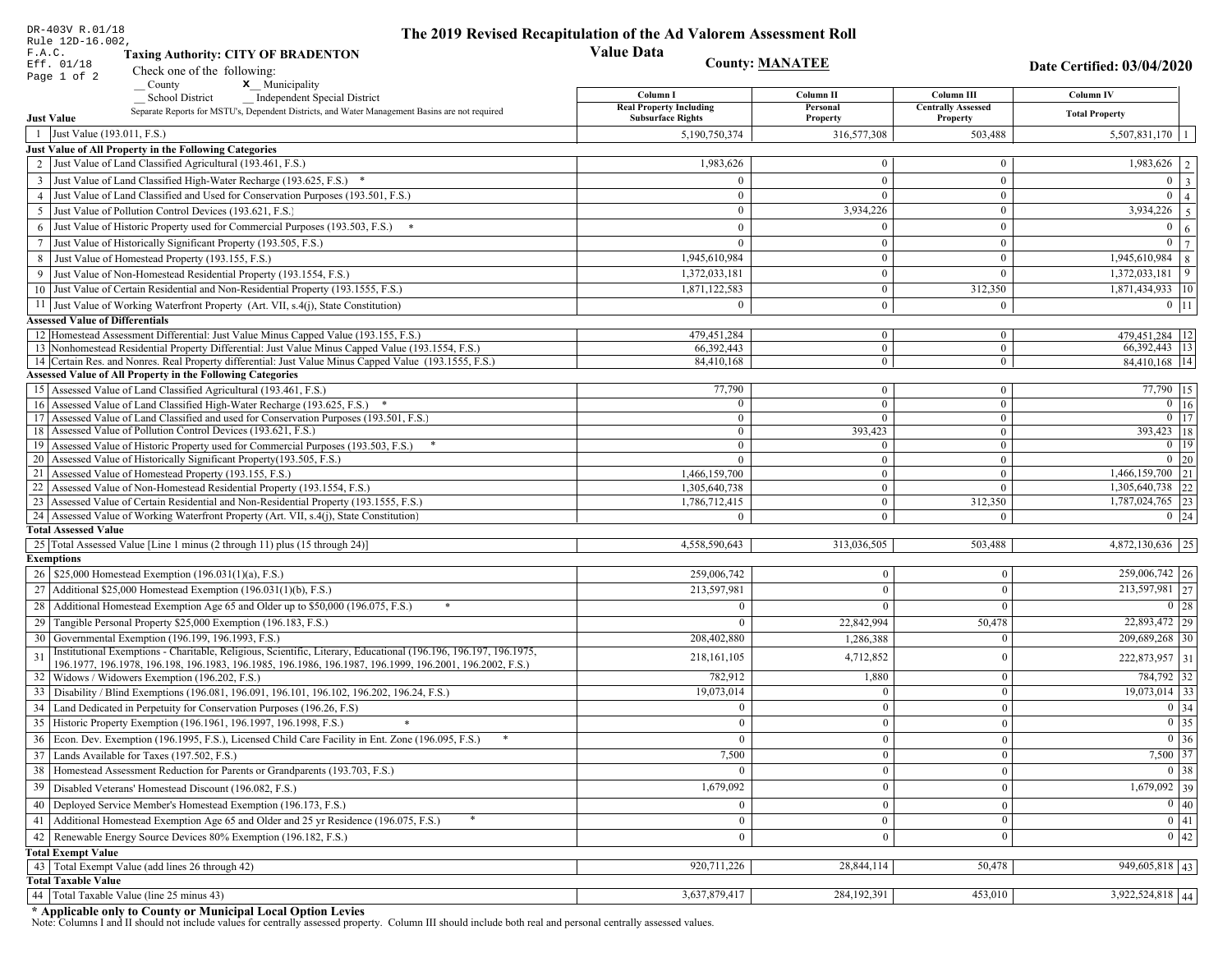DR-403V R.01/18
Rule 12D-16.002, F.A.C.
Eff. 01/18

# The 2019 Revised Recapitulation of the Ad Valorem Assessment Roll

## Value Data

**Taxing Authority: CITY OF BRADENTON**

**County: MANATEE**

**Date Certified: 03/04/2020**

Check one of the following:
__ County  x__ Municipality
__ School District  __ Independent Special District

Separate Reports for MSTU's, Dependent Districts, and Water Management Basins are not required

| | Just Value | Column I Real Property Including Subsurface Rights | Column II Personal Property | Column III Centrally Assessed Property | Column IV Total Property | |
|---|---|---|---|---|---|---|
| 1 | Just Value (193.011, F.S.) | 5,190,750,374 | 316,577,308 | 503,488 | 5,507,831,170 | 1 |
| | **Just Value of All Property in the Following Categories** | | | | | |
| 2 | Just Value of Land Classified Agricultural (193.461, F.S.) | 1,983,626 | 0 | 0 | 1,983,626 | 2 |
| 3 | Just Value of Land Classified High-Water Recharge (193.625, F.S.) * | 0 | 0 | 0 | 0 | 3 |
| 4 | Just Value of Land Classified and Used for Conservation Purposes (193.501, F.S.) | 0 | 0 | 0 | 0 | 4 |
| 5 | Just Value of Pollution Control Devices (193.621, F.S.) | 0 | 3,934,226 | 0 | 3,934,226 | 5 |
| 6 | Just Value of Historic Property used for Commercial Purposes (193.503, F.S.) * | 0 | 0 | 0 | 0 | 6 |
| 7 | Just Value of Historically Significant Property (193.505, F.S.) | 0 | 0 | 0 | 0 | 7 |
| 8 | Just Value of Homestead Property (193.155, F.S.) | 1,945,610,984 | 0 | 0 | 1,945,610,984 | 8 |
| 9 | Just Value of Non-Homestead Residential Property (193.1554, F.S.) | 1,372,033,181 | 0 | 0 | 1,372,033,181 | 9 |
| 10 | Just Value of Certain Residential and Non-Residential Property (193.1555, F.S.) | 1,871,122,583 | 0 | 312,350 | 1,871,434,933 | 10 |
| 11 | Just Value of Working Waterfront Property (Art. VII, s.4(j), State Constitution) | 0 | 0 | 0 | 0 | 11 |
| | **Assessed Value of Differentials** | | | | | |
| 12 | Homestead Assessment Differential: Just Value Minus Capped Value (193.155, F.S.) | 479,451,284 | 0 | 0 | 479,451,284 | 12 |
| 13 | Nonhomestead Residential Property Differential: Just Value Minus Capped Value (193.1554, F.S.) | 66,392,443 | 0 | 0 | 66,392,443 | 13 |
| 14 | Certain Res. and Nonres. Real Property differential: Just Value Minus Capped Value (193.1555, F.S.) | 84,410,168 | 0 | 0 | 84,410,168 | 14 |
| | **Assessed Value of All Property in the Following Categories** | | | | | |
| 15 | Assessed Value of Land Classified Agricultural (193.461, F.S.) | 77,790 | 0 | 0 | 77,790 | 15 |
| 16 | Assessed Value of Land Classified High-Water Recharge (193.625, F.S.) * | 0 | 0 | 0 | 0 | 16 |
| 17 | Assessed Value of Land Classified and used for Conservation Purposes (193.501, F.S.) | 0 | 0 | 0 | 0 | 17 |
| 18 | Assessed Value of Pollution Control Devices (193.621, F.S.) | 0 | 393,423 | 0 | 393,423 | 18 |
| 19 | Assessed Value of Historic Property used for Commercial Purposes (193.503, F.S.) * | 0 | 0 | 0 | 0 | 19 |
| 20 | Assessed Value of Historically Significant Property(193.505, F.S.) | 0 | 0 | 0 | 0 | 20 |
| 21 | Assessed Value of Homestead Property (193.155, F.S.) | 1,466,159,700 | 0 | 0 | 1,466,159,700 | 21 |
| 22 | Assessed Value of Non-Homestead Residential Property (193.1554, F.S.) | 1,305,640,738 | 0 | 0 | 1,305,640,738 | 22 |
| 23 | Assessed Value of Certain Residential and Non-Residential Property (193.1555, F.S.) | 1,786,712,415 | 0 | 312,350 | 1,787,024,765 | 23 |
| 24 | Assessed Value of Working Waterfront Property (Art. VII, s.4(j), State Constitution) | 0 | 0 | 0 | 0 | 24 |
| | **Total Assessed Value** | | | | | |
| 25 | Total Assessed Value [Line 1 minus (2 through 11) plus (15 through 24)] | 4,558,590,643 | 313,036,505 | 503,488 | 4,872,130,636 | 25 |
| | **Exemptions** | | | | | |
| 26 | $25,000 Homestead Exemption (196.031(1)(a), F.S.) | 259,006,742 | 0 | 0 | 259,006,742 | 26 |
| 27 | Additional $25,000 Homestead Exemption (196.031(1)(b), F.S.) | 213,597,981 | 0 | 0 | 213,597,981 | 27 |
| 28 | Additional Homestead Exemption Age 65 and Older up to $50,000 (196.075, F.S.) * | 0 | 0 | 0 | 0 | 28 |
| 29 | Tangible Personal Property $25,000 Exemption (196.183, F.S.) | 0 | 22,842,994 | 50,478 | 22,893,472 | 29 |
| 30 | Governmental Exemption (196.199, 196.1993, F.S.) | 208,402,880 | 1,286,388 | 0 | 209,689,268 | 30 |
| 31 | Institutional Exemptions - Charitable, Religious, Scientific, Literary, Educational (196.196, 196.197, 196.1975, 196.1977, 196.1978, 196.198, 196.1983, 196.1985, 196.1986, 196.1987, 196.1999, 196.2001, 196.2002, F.S.) | 218,161,105 | 4,712,852 | 0 | 222,873,957 | 31 |
| 32 | Widows / Widowers Exemption (196.202, F.S.) | 782,912 | 1,880 | 0 | 784,792 | 32 |
| 33 | Disability / Blind Exemptions (196.081, 196.091, 196.101, 196.102, 196.202, 196.24, F.S.) | 19,073,014 | 0 | 0 | 19,073,014 | 33 |
| 34 | Land Dedicated in Perpetuity for Conservation Purposes (196.26, F.S) | 0 | 0 | 0 | 0 | 34 |
| 35 | Historic Property Exemption (196.1961, 196.1997, 196.1998, F.S.) * | 0 | 0 | 0 | 0 | 35 |
| 36 | Econ. Dev. Exemption (196.1995, F.S.), Licensed Child Care Facility in Ent. Zone (196.095, F.S.) * | 0 | 0 | 0 | 0 | 36 |
| 37 | Lands Available for Taxes (197.502, F.S.) | 7,500 | 0 | 0 | 7,500 | 37 |
| 38 | Homestead Assessment Reduction for Parents or Grandparents (193.703, F.S.) | 0 | 0 | 0 | 0 | 38 |
| 39 | Disabled Veterans' Homestead Discount (196.082, F.S.) | 1,679,092 | 0 | 0 | 1,679,092 | 39 |
| 40 | Deployed Service Member's Homestead Exemption (196.173, F.S.) | 0 | 0 | 0 | 0 | 40 |
| 41 | Additional Homestead Exemption Age 65 and Older and 25 yr Residence (196.075, F.S.) * | 0 | 0 | 0 | 0 | 41 |
| 42 | Renewable Energy Source Devices 80% Exemption (196.182, F.S.) | 0 | 0 | 0 | 0 | 42 |
| | **Total Exempt Value** | | | | | |
| 43 | Total Exempt Value (add lines 26 through 42) | 920,711,226 | 28,844,114 | 50,478 | 949,605,818 | 43 |
| | **Total Taxable Value** | | | | | |
| 44 | Total Taxable Value (line 25 minus 43) | 3,637,879,417 | 284,192,391 | 453,010 | 3,922,524,818 | 44 |

**\* Applicable only to County or Municipal Local Option Levies**

Note: Columns I and II should not include values for centrally assessed property. Column III should include both real and personal centrally assessed values.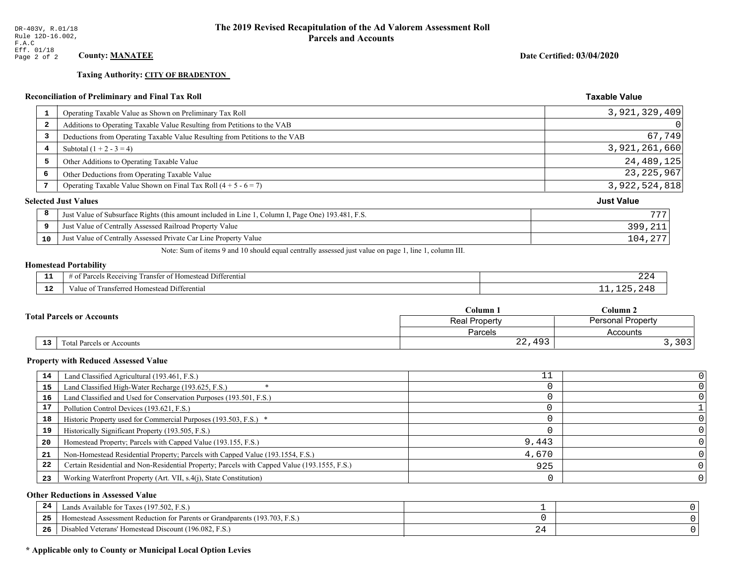DR-403V, R.01/18
Rule 12D-16.002, F.A.C
Eff. 01/18
Page 2 of 2

# The 2019 Revised Recapitulation of the Ad Valorem Assessment Roll
## Parcels and Accounts

**County: MANATEE**

**Date Certified: 03/04/2020**

**Taxing Authority: CITY OF BRADENTON**

### Reconciliation of Preliminary and Final Tax Roll

| # | Description | Taxable Value |
|---|---|---|
| 1 | Operating Taxable Value as Shown on Preliminary Tax Roll | 3,921,329,409 |
| 2 | Additions to Operating Taxable Value Resulting from Petitions to the VAB | 0 |
| 3 | Deductions from Operating Taxable Value Resulting from Petitions to the VAB | 67,749 |
| 4 | Subtotal (1 + 2 - 3 = 4) | 3,921,261,660 |
| 5 | Other Additions to Operating Taxable Value | 24,489,125 |
| 6 | Other Deductions from Operating Taxable Value | 23,225,967 |
| 7 | Operating Taxable Value Shown on Final Tax Roll (4 + 5 - 6 = 7) | 3,922,524,818 |

### Selected Just Values

| # | Description | Just Value |
|---|---|---|
| 8 | Just Value of Subsurface Rights (this amount included in Line 1, Column I, Page One) 193.481, F.S. | 777 |
| 9 | Just Value of Centrally Assessed Railroad Property Value | 399,211 |
| 10 | Just Value of Centrally Assessed Private Car Line Property Value | 104,277 |

Note: Sum of items 9 and 10 should equal centrally assessed just value on page 1, line 1, column III.

### Homestead Portability

| # | Description | Value |
|---|---|---|
| 11 | # of Parcels Receiving Transfer of Homestead Differential | 224 |
| 12 | Value of Transferred Homestead Differential | 11,125,248 |

### Total Parcels or Accounts

| # | Description | Column 1 Real Property Parcels | Column 2 Personal Property Accounts |
|---|---|---|---|
| 13 | Total Parcels or Accounts | 22,493 | 3,303 |

### Property with Reduced Assessed Value

| # | Description | Column 1 | Column 2 |
|---|---|---|---|
| 14 | Land Classified Agricultural (193.461, F.S.) | 11 | 0 |
| 15 | Land Classified High-Water Recharge (193.625, F.S.) * | 0 | 0 |
| 16 | Land Classified and Used for Conservation Purposes (193.501, F.S.) | 0 | 0 |
| 17 | Pollution Control Devices (193.621, F.S.) | 0 | 1 |
| 18 | Historic Property used for Commercial Purposes (193.503, F.S.) * | 0 | 0 |
| 19 | Historically Significant Property (193.505, F.S.) | 0 | 0 |
| 20 | Homestead Property; Parcels with Capped Value (193.155, F.S.) | 9,443 | 0 |
| 21 | Non-Homestead Residential Property; Parcels with Capped Value (193.1554, F.S.) | 4,670 | 0 |
| 22 | Certain Residential and Non-Residential Property; Parcels with Capped Value (193.1555, F.S.) | 925 | 0 |
| 23 | Working Waterfront Property (Art. VII, s.4(j), State Constitution) | 0 | 0 |

### Other Reductions in Assessed Value

| # | Description | Column 1 | Column 2 |
|---|---|---|---|
| 24 | Lands Available for Taxes (197.502, F.S.) | 1 | 0 |
| 25 | Homestead Assessment Reduction for Parents or Grandparents (193.703, F.S.) | 0 | 0 |
| 26 | Disabled Veterans' Homestead Discount (196.082, F.S.) | 24 | 0 |

**\* Applicable only to County or Municipal Local Option Levies**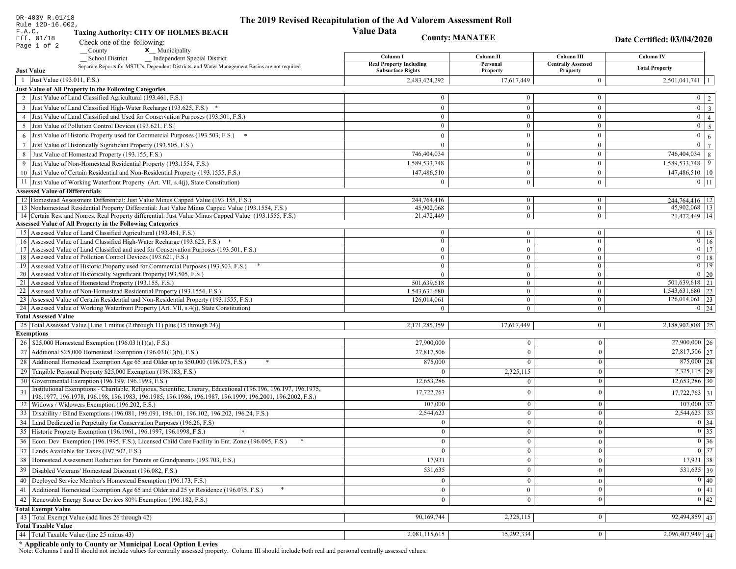DR-403V R.01/18
Rule 12D-16.002,
F.A.C.
Eff. 01/18
Page 1 of 2

# The 2019 Revised Recapitulation of the Ad Valorem Assessment Roll

## Value Data

**Taxing Authority: CITY OF HOLMES BEACH**

**County: MANATEE**

**Date Certified: 03/04/2020**

Check one of the following:

__ County
x__ Municipality
__ School District
__ Independent Special District

Separate Reports for MSTU's, Dependent Districts, and Water Management Basins are not required

| | | Column I<br>Real Property Including Subsurface Rights | Column II<br>Personal Property | Column III<br>Centrally Assessed Property | Column IV<br>Total Property | |
|---|---|---|---|---|---|---|
| **Just Value** | | | | | | |
| 1 | Just Value (193.011, F.S.) | 2,483,424,292 | 17,617,449 | 0 | 2,501,041,741 | 1 |
| **Just Value of All Property in the Following Categories** | | | | | | |
| 2 | Just Value of Land Classified Agricultural (193.461, F.S.) | 0 | 0 | 0 | 0 | 2 |
| 3 | Just Value of Land Classified High-Water Recharge (193.625, F.S.) * | 0 | 0 | 0 | 0 | 3 |
| 4 | Just Value of Land Classified and Used for Conservation Purposes (193.501, F.S.) | 0 | 0 | 0 | 0 | 4 |
| 5 | Just Value of Pollution Control Devices (193.621, F.S.) | 0 | 0 | 0 | 0 | 5 |
| 6 | Just Value of Historic Property used for Commercial Purposes (193.503, F.S.) * | 0 | 0 | 0 | 0 | 6 |
| 7 | Just Value of Historically Significant Property (193.505, F.S.) | 0 | 0 | 0 | 0 | 7 |
| 8 | Just Value of Homestead Property (193.155, F.S.) | 746,404,034 | 0 | 0 | 746,404,034 | 8 |
| 9 | Just Value of Non-Homestead Residential Property (193.1554, F.S.) | 1,589,533,748 | 0 | 0 | 1,589,533,748 | 9 |
| 10 | Just Value of Certain Residential and Non-Residential Property (193.1555, F.S.) | 147,486,510 | 0 | 0 | 147,486,510 | 10 |
| 11 | Just Value of Working Waterfront Property (Art. VII, s.4(j), State Constitution) | 0 | 0 | 0 | 0 | 11 |
| **Assessed Value of Differentials** | | | | | | |
| 12 | Homestead Assessment Differential: Just Value Minus Capped Value (193.155, F.S.) | 244,764,416 | 0 | 0 | 244,764,416 | 12 |
| 13 | Nonhomestead Residential Property Differential: Just Value Minus Capped Value (193.1554, F.S.) | 45,902,068 | 0 | 0 | 45,902,068 | 13 |
| 14 | Certain Res. and Nonres. Real Property differential: Just Value Minus Capped Value (193.1555, F.S.) | 21,472,449 | 0 | 0 | 21,472,449 | 14 |
| **Assessed Value of All Property in the Following Categories** | | | | | | |
| 15 | Assessed Value of Land Classified Agricultural (193.461, F.S.) | 0 | 0 | 0 | 0 | 15 |
| 16 | Assessed Value of Land Classified High-Water Recharge (193.625, F.S.) * | 0 | 0 | 0 | 0 | 16 |
| 17 | Assessed Value of Land Classified and used for Conservation Purposes (193.501, F.S.) | 0 | 0 | 0 | 0 | 17 |
| 18 | Assessed Value of Pollution Control Devices (193.621, F.S.) | 0 | 0 | 0 | 0 | 18 |
| 19 | Assessed Value of Historic Property used for Commercial Purposes (193.503, F.S.) * | 0 | 0 | 0 | 0 | 19 |
| 20 | Assessed Value of Historically Significant Property(193.505, F.S.) | 0 | 0 | 0 | 0 | 20 |
| 21 | Assessed Value of Homestead Property (193.155, F.S.) | 501,639,618 | 0 | 0 | 501,639,618 | 21 |
| 22 | Assessed Value of Non-Homestead Residential Property (193.1554, F.S.) | 1,543,631,680 | 0 | 0 | 1,543,631,680 | 22 |
| 23 | Assessed Value of Certain Residential and Non-Residential Property (193.1555, F.S.) | 126,014,061 | 0 | 0 | 126,014,061 | 23 |
| 24 | Assessed Value of Working Waterfront Property (Art. VII, s.4(j), State Constitution) | 0 | 0 | 0 | 0 | 24 |
| **Total Assessed Value** | | | | | | |
| 25 | Total Assessed Value [Line 1 minus (2 through 11) plus (15 through 24)] | 2,171,285,359 | 17,617,449 | 0 | 2,188,902,808 | 25 |
| **Exemptions** | | | | | | |
| 26 | $25,000 Homestead Exemption (196.031(1)(a), F.S.) | 27,900,000 | 0 | 0 | 27,900,000 | 26 |
| 27 | Additional $25,000 Homestead Exemption (196.031(1)(b), F.S.) | 27,817,506 | 0 | 0 | 27,817,506 | 27 |
| 28 | Additional Homestead Exemption Age 65 and Older up to $50,000 (196.075, F.S.) * | 875,000 | 0 | 0 | 875,000 | 28 |
| 29 | Tangible Personal Property $25,000 Exemption (196.183, F.S.) | 0 | 2,325,115 | 0 | 2,325,115 | 29 |
| 30 | Governmental Exemption (196.199, 196.1993, F.S.) | 12,653,286 | 0 | 0 | 12,653,286 | 30 |
| 31 | Institutional Exemptions - Charitable, Religious, Scientific, Literary, Educational (196.196, 196.197, 196.1975, 196.1977, 196.1978, 196.198, 196.1983, 196.1985, 196.1986, 196.1987, 196.1999, 196.2001, 196.2002, F.S.) | 17,722,763 | 0 | 0 | 17,722,763 | 31 |
| 32 | Widows / Widowers Exemption (196.202, F.S.) | 107,000 | 0 | 0 | 107,000 | 32 |
| 33 | Disability / Blind Exemptions (196.081, 196.091, 196.101, 196.102, 196.202, 196.24, F.S.) | 2,544,623 | 0 | 0 | 2,544,623 | 33 |
| 34 | Land Dedicated in Perpetuity for Conservation Purposes (196.26, F.S) | 0 | 0 | 0 | 0 | 34 |
| 35 | Historic Property Exemption (196.1961, 196.1997, 196.1998, F.S.) * | 0 | 0 | 0 | 0 | 35 |
| 36 | Econ. Dev. Exemption (196.1995, F.S.), Licensed Child Care Facility in Ent. Zone (196.095, F.S.) * | 0 | 0 | 0 | 0 | 36 |
| 37 | Lands Available for Taxes (197.502, F.S.) | 0 | 0 | 0 | 0 | 37 |
| 38 | Homestead Assessment Reduction for Parents or Grandparents (193.703, F.S.) | 17,931 | 0 | 0 | 17,931 | 38 |
| 39 | Disabled Veterans' Homestead Discount (196.082, F.S.) | 531,635 | 0 | 0 | 531,635 | 39 |
| 40 | Deployed Service Member's Homestead Exemption (196.173, F.S.) | 0 | 0 | 0 | 0 | 40 |
| 41 | Additional Homestead Exemption Age 65 and Older and 25 yr Residence (196.075, F.S.) * | 0 | 0 | 0 | 0 | 41 |
| 42 | Renewable Energy Source Devices 80% Exemption (196.182, F.S.) | 0 | 0 | 0 | 0 | 42 |
| **Total Exempt Value** | | | | | | |
| 43 | Total Exempt Value (add lines 26 through 42) | 90,169,744 | 2,325,115 | 0 | 92,494,859 | 43 |
| **Total Taxable Value** | | | | | | |
| 44 | Total Taxable Value (line 25 minus 43) | 2,081,115,615 | 15,292,334 | 0 | 2,096,407,949 | 44 |

**\* Applicable only to County or Municipal Local Option Levies**

Note: Columns I and II should not include values for centrally assessed property. Column III should include both real and personal centrally assessed values.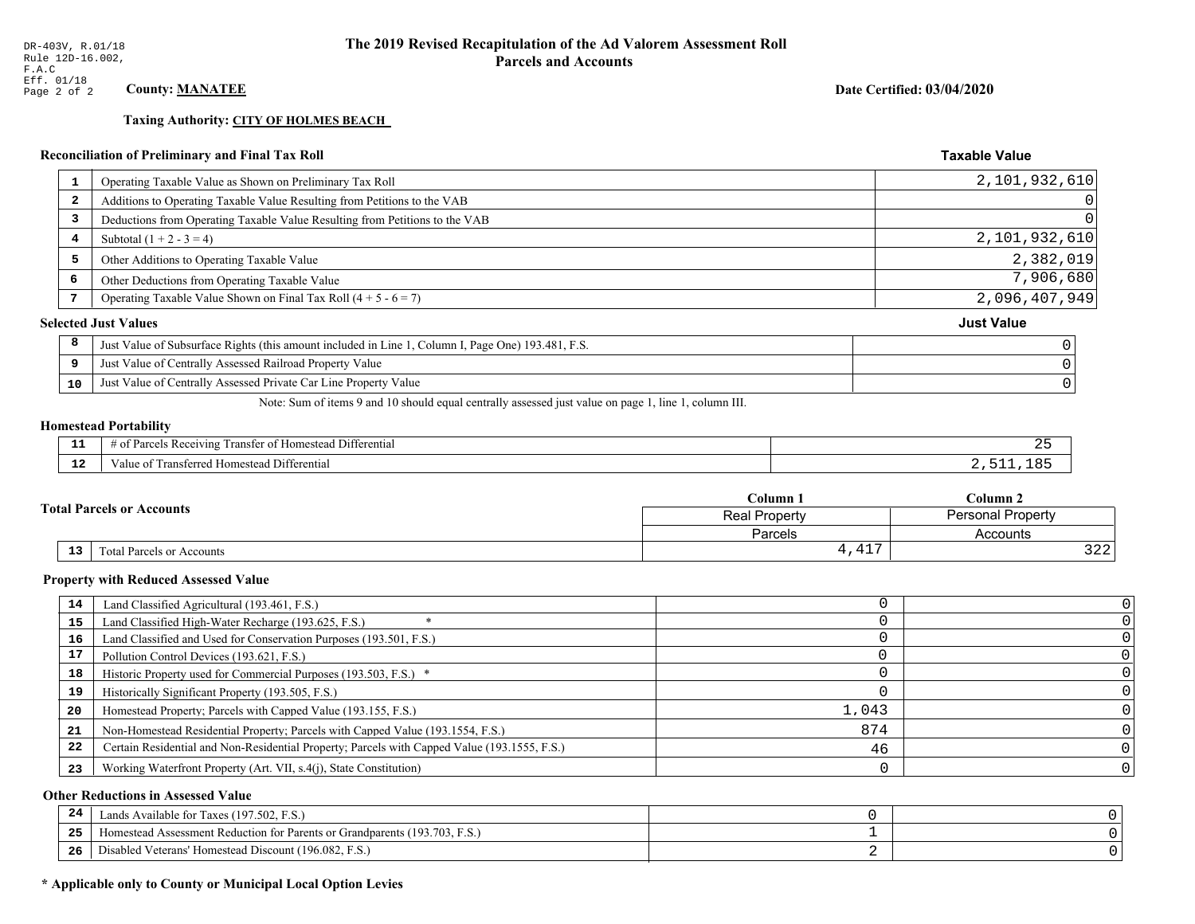DR-403V, R.01/18
Rule 12D-16.002, F.A.C
Eff. 01/18
Page 2 of 2

# The 2019 Revised Recapitulation of the Ad Valorem Assessment Roll
## Parcels and Accounts

**County: MANATEE**

**Date Certified: 03/04/2020**

**Taxing Authority: CITY OF HOLMES BEACH**

### Reconciliation of Preliminary and Final Tax Roll

| | | Taxable Value |
|---|---|---|
| 1 | Operating Taxable Value as Shown on Preliminary Tax Roll | 2,101,932,610 |
| 2 | Additions to Operating Taxable Value Resulting from Petitions to the VAB | 0 |
| 3 | Deductions from Operating Taxable Value Resulting from Petitions to the VAB | 0 |
| 4 | Subtotal (1 + 2 - 3 = 4) | 2,101,932,610 |
| 5 | Other Additions to Operating Taxable Value | 2,382,019 |
| 6 | Other Deductions from Operating Taxable Value | 7,906,680 |
| 7 | Operating Taxable Value Shown on Final Tax Roll (4 + 5 - 6 = 7) | 2,096,407,949 |

### Selected Just Values

| | | Just Value |
|---|---|---|
| 8 | Just Value of Subsurface Rights (this amount included in Line 1, Column I, Page One) 193.481, F.S. | 0 |
| 9 | Just Value of Centrally Assessed Railroad Property Value | 0 |
| 10 | Just Value of Centrally Assessed Private Car Line Property Value | 0 |

Note: Sum of items 9 and 10 should equal centrally assessed just value on page 1, line 1, column III.

### Homestead Portability

| | | |
|---|---|---|
| 11 | # of Parcels Receiving Transfer of Homestead Differential | 25 |
| 12 | Value of Transferred Homestead Differential | 2,511,185 |

### Total Parcels or Accounts

| | | Column 1 Real Property Parcels | Column 2 Personal Property Accounts |
|---|---|---|---|
| 13 | Total Parcels or Accounts | 4,417 | 322 |

### Property with Reduced Assessed Value

| | | Column 1 | Column 2 |
|---|---|---|---|
| 14 | Land Classified Agricultural (193.461, F.S.) | 0 | 0 |
| 15 | Land Classified High-Water Recharge (193.625, F.S.) * | 0 | 0 |
| 16 | Land Classified and Used for Conservation Purposes (193.501, F.S.) | 0 | 0 |
| 17 | Pollution Control Devices (193.621, F.S.) | 0 | 0 |
| 18 | Historic Property used for Commercial Purposes (193.503, F.S.) * | 0 | 0 |
| 19 | Historically Significant Property (193.505, F.S.) | 0 | 0 |
| 20 | Homestead Property; Parcels with Capped Value (193.155, F.S.) | 1,043 | 0 |
| 21 | Non-Homestead Residential Property; Parcels with Capped Value (193.1554, F.S.) | 874 | 0 |
| 22 | Certain Residential and Non-Residential Property; Parcels with Capped Value (193.1555, F.S.) | 46 | 0 |
| 23 | Working Waterfront Property (Art. VII, s.4(j), State Constitution) | 0 | 0 |

### Other Reductions in Assessed Value

| | | Column 1 | Column 2 |
|---|---|---|---|
| 24 | Lands Available for Taxes (197.502, F.S.) | 0 | 0 |
| 25 | Homestead Assessment Reduction for Parents or Grandparents (193.703, F.S.) | 1 | 0 |
| 26 | Disabled Veterans' Homestead Discount (196.082, F.S.) | 2 | 0 |

**\* Applicable only to County or Municipal Local Option Levies**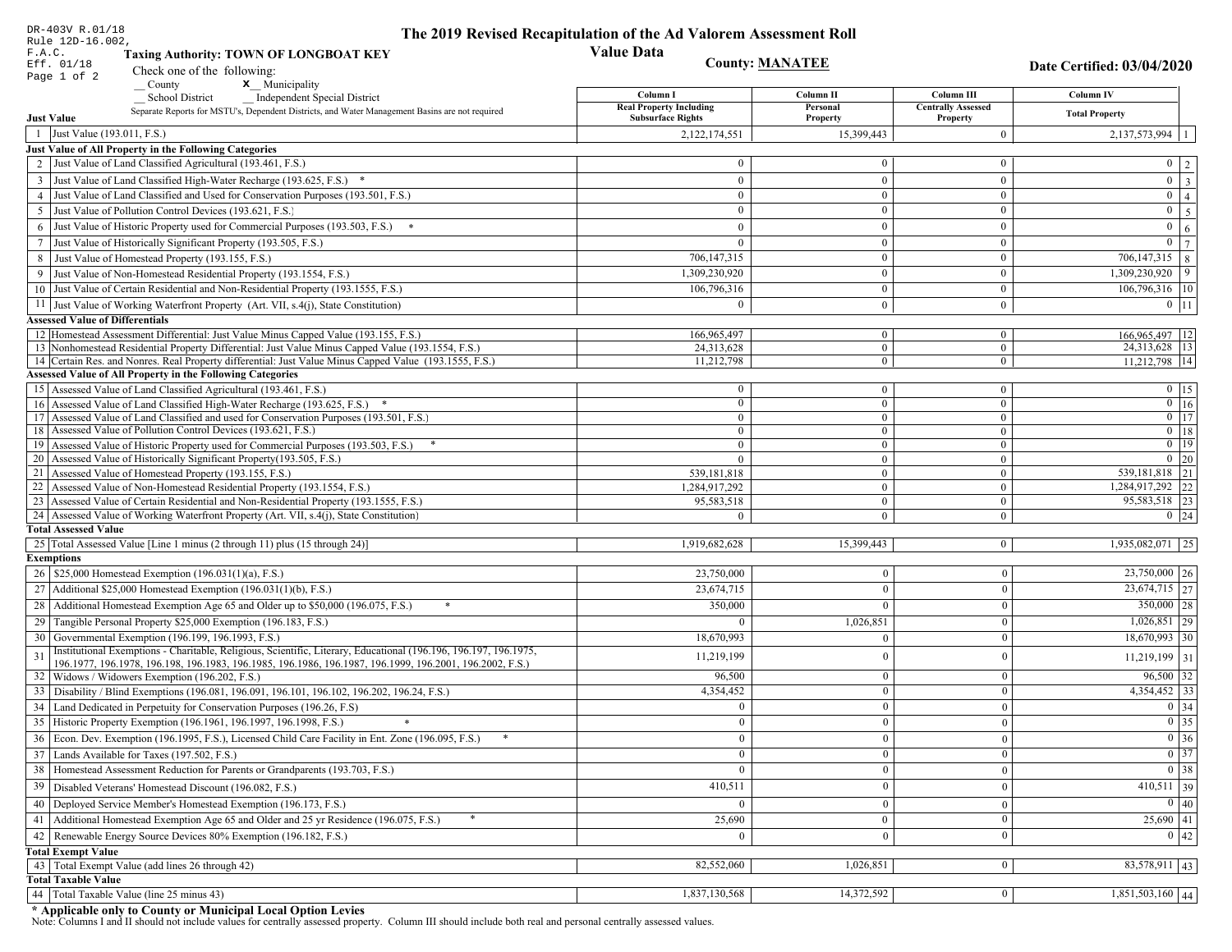DR-403V R.01/18
Rule 12D-16.002, F.A.C.
Eff. 01/18

# The 2019 Revised Recapitulation of the Ad Valorem Assessment Roll
## Value Data

**Taxing Authority: TOWN OF LONGBOAT KEY**

**County: MANATEE**

**Date Certified: 03/04/2020**

Check one of the following:
__ County
X Municipality
__ School District
__ Independent Special District

Separate Reports for MSTU's, Dependent Districts, and Water Management Basins are not required

| | | Column I Real Property Including Subsurface Rights | Column II Personal Property | Column III Centrally Assessed Property | Column IV Total Property | |
|---|---|---|---|---|---|---|
| **Just Value** | | | | | | |
| 1 | Just Value (193.011, F.S.) | 2,122,174,551 | 15,399,443 | 0 | 2,137,573,994 | 1 |
| **Just Value of All Property in the Following Categories** | | | | | | |
| 2 | Just Value of Land Classified Agricultural (193.461, F.S.) | 0 | 0 | 0 | 0 | 2 |
| 3 | Just Value of Land Classified High-Water Recharge (193.625, F.S.) * | 0 | 0 | 0 | 0 | 3 |
| 4 | Just Value of Land Classified and Used for Conservation Purposes (193.501, F.S.) | 0 | 0 | 0 | 0 | 4 |
| 5 | Just Value of Pollution Control Devices (193.621, F.S.) | 0 | 0 | 0 | 0 | 5 |
| 6 | Just Value of Historic Property used for Commercial Purposes (193.503, F.S.) * | 0 | 0 | 0 | 0 | 6 |
| 7 | Just Value of Historically Significant Property (193.505, F.S.) | 0 | 0 | 0 | 0 | 7 |
| 8 | Just Value of Homestead Property (193.155, F.S.) | 706,147,315 | 0 | 0 | 706,147,315 | 8 |
| 9 | Just Value of Non-Homestead Residential Property (193.1554, F.S.) | 1,309,230,920 | 0 | 0 | 1,309,230,920 | 9 |
| 10 | Just Value of Certain Residential and Non-Residential Property (193.1555, F.S.) | 106,796,316 | 0 | 0 | 106,796,316 | 10 |
| 11 | Just Value of Working Waterfront Property (Art. VII, s.4(j), State Constitution) | 0 | 0 | 0 | 0 | 11 |
| **Assessed Value of Differentials** | | | | | | |
| 12 | Homestead Assessment Differential: Just Value Minus Capped Value (193.155, F.S.) | 166,965,497 | 0 | 0 | 166,965,497 | 12 |
| 13 | Nonhomestead Residential Property Differential: Just Value Minus Capped Value (193.1554, F.S.) | 24,313,628 | 0 | 0 | 24,313,628 | 13 |
| 14 | Certain Res. and Nonres. Real Property differential: Just Value Minus Capped Value (193.1555, F.S.) | 11,212,798 | 0 | 0 | 11,212,798 | 14 |
| **Assessed Value of All Property in the Following Categories** | | | | | | |
| 15 | Assessed Value of Land Classified Agricultural (193.461, F.S.) | 0 | 0 | 0 | 0 | 15 |
| 16 | Assessed Value of Land Classified High-Water Recharge (193.625, F.S.) * | 0 | 0 | 0 | 0 | 16 |
| 17 | Assessed Value of Land Classified and used for Conservation Purposes (193.501, F.S.) | 0 | 0 | 0 | 0 | 17 |
| 18 | Assessed Value of Pollution Control Devices (193.621, F.S.) | 0 | 0 | 0 | 0 | 18 |
| 19 | Assessed Value of Historic Property used for Commercial Purposes (193.503, F.S.) * | 0 | 0 | 0 | 0 | 19 |
| 20 | Assessed Value of Historically Significant Property(193.505, F.S.) | 0 | 0 | 0 | 0 | 20 |
| 21 | Assessed Value of Homestead Property (193.155, F.S.) | 539,181,818 | 0 | 0 | 539,181,818 | 21 |
| 22 | Assessed Value of Non-Homestead Residential Property (193.1554, F.S.) | 1,284,917,292 | 0 | 0 | 1,284,917,292 | 22 |
| 23 | Assessed Value of Certain Residential and Non-Residential Property (193.1555, F.S.) | 95,583,518 | 0 | 0 | 95,583,518 | 23 |
| 24 | Assessed Value of Working Waterfront Property (Art. VII, s.4(j), State Constitution) | 0 | 0 | 0 | 0 | 24 |
| **Total Assessed Value** | | | | | | |
| 25 | Total Assessed Value [Line 1 minus (2 through 11) plus (15 through 24)] | 1,919,682,628 | 15,399,443 | 0 | 1,935,082,071 | 25 |
| **Exemptions** | | | | | | |
| 26 | $25,000 Homestead Exemption (196.031(1)(a), F.S.) | 23,750,000 | 0 | 0 | 23,750,000 | 26 |
| 27 | Additional $25,000 Homestead Exemption (196.031(1)(b), F.S.) | 23,674,715 | 0 | 0 | 23,674,715 | 27 |
| 28 | Additional Homestead Exemption Age 65 and Older up to $50,000 (196.075, F.S.) * | 350,000 | 0 | 0 | 350,000 | 28 |
| 29 | Tangible Personal Property $25,000 Exemption (196.183, F.S.) | 0 | 1,026,851 | 0 | 1,026,851 | 29 |
| 30 | Governmental Exemption (196.199, 196.1993, F.S.) | 18,670,993 | 0 | 0 | 18,670,993 | 30 |
| 31 | Institutional Exemptions - Charitable, Religious, Scientific, Literary, Educational (196.196, 196.197, 196.1975, 196.1977, 196.1978, 196.198, 196.1983, 196.1985, 196.1986, 196.1987, 196.1999, 196.2001, 196.2002, F.S.) | 11,219,199 | 0 | 0 | 11,219,199 | 31 |
| 32 | Widows / Widowers Exemption (196.202, F.S.) | 96,500 | 0 | 0 | 96,500 | 32 |
| 33 | Disability / Blind Exemptions (196.081, 196.091, 196.101, 196.102, 196.202, 196.24, F.S.) | 4,354,452 | 0 | 0 | 4,354,452 | 33 |
| 34 | Land Dedicated in Perpetuity for Conservation Purposes (196.26, F.S) | 0 | 0 | 0 | 0 | 34 |
| 35 | Historic Property Exemption (196.1961, 196.1997, 196.1998, F.S.) * | 0 | 0 | 0 | 0 | 35 |
| 36 | Econ. Dev. Exemption (196.1995, F.S.), Licensed Child Care Facility in Ent. Zone (196.095, F.S.) * | 0 | 0 | 0 | 0 | 36 |
| 37 | Lands Available for Taxes (197.502, F.S.) | 0 | 0 | 0 | 0 | 37 |
| 38 | Homestead Assessment Reduction for Parents or Grandparents (193.703, F.S.) | 0 | 0 | 0 | 0 | 38 |
| 39 | Disabled Veterans' Homestead Discount (196.082, F.S.) | 410,511 | 0 | 0 | 410,511 | 39 |
| 40 | Deployed Service Member's Homestead Exemption (196.173, F.S.) | 0 | 0 | 0 | 0 | 40 |
| 41 | Additional Homestead Exemption Age 65 and Older and 25 yr Residence (196.075, F.S.) * | 25,690 | 0 | 0 | 25,690 | 41 |
| 42 | Renewable Energy Source Devices 80% Exemption (196.182, F.S.) | 0 | 0 | 0 | 0 | 42 |
| **Total Exempt Value** | | | | | | |
| 43 | Total Exempt Value (add lines 26 through 42) | 82,552,060 | 1,026,851 | 0 | 83,578,911 | 43 |
| **Total Taxable Value** | | | | | | |
| 44 | Total Taxable Value (line 25 minus 43) | 1,837,130,568 | 14,372,592 | 0 | 1,851,503,160 | 44 |

**\* Applicable only to County or Municipal Local Option Levies**

Note: Columns I and II should not include values for centrally assessed property. Column III should include both real and personal centrally assessed values.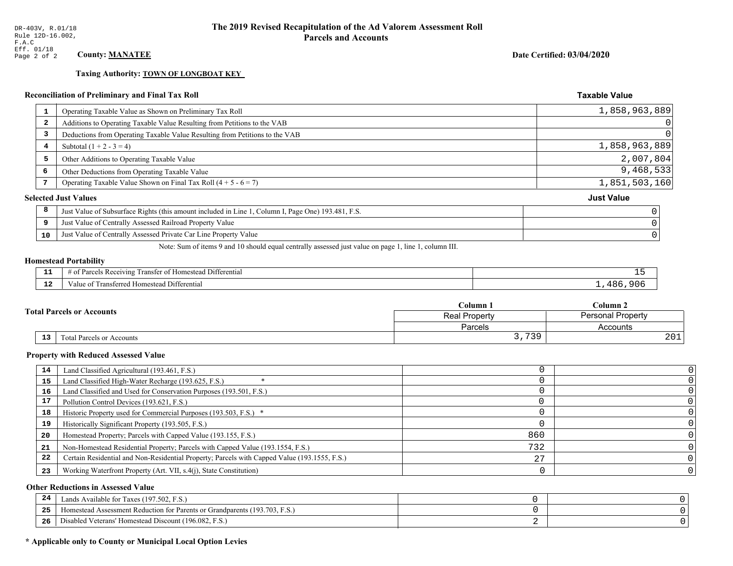DR-403V, R.01/18
Rule 12D-16.002, F.A.C
Eff. 01/18

# The 2019 Revised Recapitulation of the Ad Valorem Assessment Roll
## Parcels and Accounts

**County: MANATEE**

**Date Certified: 03/04/2020**

**Taxing Authority: TOWN OF LONGBOAT KEY**

### Reconciliation of Preliminary and Final Tax Roll

| | | Taxable Value |
|---|---|---|
| 1 | Operating Taxable Value as Shown on Preliminary Tax Roll | 1,858,963,889 |
| 2 | Additions to Operating Taxable Value Resulting from Petitions to the VAB | 0 |
| 3 | Deductions from Operating Taxable Value Resulting from Petitions to the VAB | 0 |
| 4 | Subtotal (1 + 2 - 3 = 4) | 1,858,963,889 |
| 5 | Other Additions to Operating Taxable Value | 2,007,804 |
| 6 | Other Deductions from Operating Taxable Value | 9,468,533 |
| 7 | Operating Taxable Value Shown on Final Tax Roll (4 + 5 - 6 = 7) | 1,851,503,160 |

### Selected Just Values

| | | Just Value |
|---|---|---|
| 8 | Just Value of Subsurface Rights (this amount included in Line 1, Column I, Page One) 193.481, F.S. | 0 |
| 9 | Just Value of Centrally Assessed Railroad Property Value | 0 |
| 10 | Just Value of Centrally Assessed Private Car Line Property Value | 0 |

Note: Sum of items 9 and 10 should equal centrally assessed just value on page 1, line 1, column III.

### Homestead Portability

| | | |
|---|---|---|
| 11 | # of Parcels Receiving Transfer of Homestead Differential | 15 |
| 12 | Value of Transferred Homestead Differential | 1,486,906 |

### Total Parcels or Accounts

| | | Column 1<br>Real Property<br>Parcels | Column 2<br>Personal Property<br>Accounts |
|---|---|---|---|
| 13 | Total Parcels or Accounts | 3,739 | 201 |

### Property with Reduced Assessed Value

| | | Column 1 | Column 2 |
|---|---|---|---|
| 14 | Land Classified Agricultural (193.461, F.S.) | 0 | 0 |
| 15 | Land Classified High-Water Recharge (193.625, F.S.) * | 0 | 0 |
| 16 | Land Classified and Used for Conservation Purposes (193.501, F.S.) | 0 | 0 |
| 17 | Pollution Control Devices (193.621, F.S.) | 0 | 0 |
| 18 | Historic Property used for Commercial Purposes (193.503, F.S.) * | 0 | 0 |
| 19 | Historically Significant Property (193.505, F.S.) | 0 | 0 |
| 20 | Homestead Property; Parcels with Capped Value (193.155, F.S.) | 860 | 0 |
| 21 | Non-Homestead Residential Property; Parcels with Capped Value (193.1554, F.S.) | 732 | 0 |
| 22 | Certain Residential and Non-Residential Property; Parcels with Capped Value (193.1555, F.S.) | 27 | 0 |
| 23 | Working Waterfront Property (Art. VII, s.4(j), State Constitution) | 0 | 0 |

### Other Reductions in Assessed Value

| | | Column 1 | Column 2 |
|---|---|---|---|
| 24 | Lands Available for Taxes (197.502, F.S.) | 0 | 0 |
| 25 | Homestead Assessment Reduction for Parents or Grandparents (193.703, F.S.) | 0 | 0 |
| 26 | Disabled Veterans' Homestead Discount (196.082, F.S.) | 2 | 0 |

**\* Applicable only to County or Municipal Local Option Levies**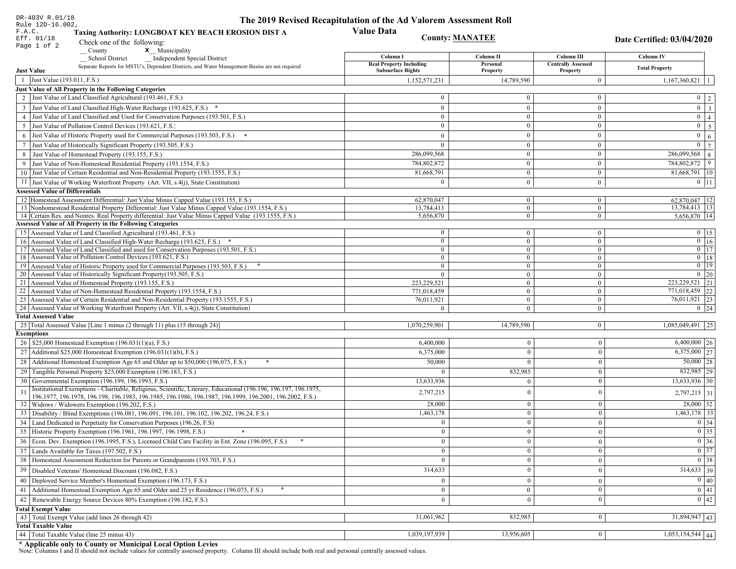DR-403V R.01/18
Rule 12D-16.002, F.A.C.
Eff. 01/18

# The 2019 Revised Recapitulation of the Ad Valorem Assessment Roll

## Value Data

**Taxing Authority: LONGBOAT KEY BEACH EROSION DIST A**

**County: MANATEE**

**Date Certified: 03/04/2020**

Check one of the following:
__ County
X Municipality
__ School District
__ Independent Special District

Separate Reports for MSTU's, Dependent Districts, and Water Management Basins are not required

| | | Column I Real Property Including Subsurface Rights | Column II Personal Property | Column III Centrally Assessed Property | Column IV Total Property | |
|---|---|---|---|---|---|---|
| **Just Value** | | | | | | |
| 1 | Just Value (193.011, F.S.) | 1,152,571,231 | 14,789,590 | 0 | 1,167,360,821 | 1 |
| **Just Value of All Property in the Following Categories** | | | | | | |
| 2 | Just Value of Land Classified Agricultural (193.461, F.S.) | 0 | 0 | 0 | 0 | 2 |
| 3 | Just Value of Land Classified High-Water Recharge (193.625, F.S.) * | 0 | 0 | 0 | 0 | 3 |
| 4 | Just Value of Land Classified and Used for Conservation Purposes (193.501, F.S.) | 0 | 0 | 0 | 0 | 4 |
| 5 | Just Value of Pollution Control Devices (193.621, F.S.) | 0 | 0 | 0 | 0 | 5 |
| 6 | Just Value of Historic Property used for Commercial Purposes (193.503, F.S.) * | 0 | 0 | 0 | 0 | 6 |
| 7 | Just Value of Historically Significant Property (193.505, F.S.) | 0 | 0 | 0 | 0 | 7 |
| 8 | Just Value of Homestead Property (193.155, F.S.) | 286,099,568 | 0 | 0 | 286,099,568 | 8 |
| 9 | Just Value of Non-Homestead Residential Property (193.1554, F.S.) | 784,802,872 | 0 | 0 | 784,802,872 | 9 |
| 10 | Just Value of Certain Residential and Non-Residential Property (193.1555, F.S.) | 81,668,791 | 0 | 0 | 81,668,791 | 10 |
| 11 | Just Value of Working Waterfront Property (Art. VII, s.4(j), State Constitution) | 0 | 0 | 0 | 0 | 11 |
| **Assessed Value of Differentials** | | | | | | |
| 12 | Homestead Assessment Differential: Just Value Minus Capped Value (193.155, F.S.) | 62,870,047 | 0 | 0 | 62,870,047 | 12 |
| 13 | Nonhomestead Residential Property Differential: Just Value Minus Capped Value (193.1554, F.S.) | 13,784,413 | 0 | 0 | 13,784,413 | 13 |
| 14 | Certain Res. and Nonres. Real Property differential: Just Value Minus Capped Value (193.1555, F.S.) | 5,656,870 | 0 | 0 | 5,656,870 | 14 |
| **Assessed Value of All Property in the Following Categories** | | | | | | |
| 15 | Assessed Value of Land Classified Agricultural (193.461, F.S.) | 0 | 0 | 0 | 0 | 15 |
| 16 | Assessed Value of Land Classified High-Water Recharge (193.625, F.S.) * | 0 | 0 | 0 | 0 | 16 |
| 17 | Assessed Value of Land Classified and used for Conservation Purposes (193.501, F.S.) | 0 | 0 | 0 | 0 | 17 |
| 18 | Assessed Value of Pollution Control Devices (193.621, F.S.) | 0 | 0 | 0 | 0 | 18 |
| 19 | Assessed Value of Historic Property used for Commercial Purposes (193.503, F.S.) * | 0 | 0 | 0 | 0 | 19 |
| 20 | Assessed Value of Historically Significant Property(193.505, F.S.) | 0 | 0 | 0 | 0 | 20 |
| 21 | Assessed Value of Homestead Property (193.155, F.S.) | 223,229,521 | 0 | 0 | 223,229,521 | 21 |
| 22 | Assessed Value of Non-Homestead Residential Property (193.1554, F.S.) | 771,018,459 | 0 | 0 | 771,018,459 | 22 |
| 23 | Assessed Value of Certain Residential and Non-Residential Property (193.1555, F.S.) | 76,011,921 | 0 | 0 | 76,011,921 | 23 |
| 24 | Assessed Value of Working Waterfront Property (Art. VII, s.4(j), State Constitution) | 0 | 0 | 0 | 0 | 24 |
| **Total Assessed Value** | | | | | | |
| 25 | Total Assessed Value [Line 1 minus (2 through 11) plus (15 through 24)] | 1,070,259,901 | 14,789,590 | 0 | 1,085,049,491 | 25 |
| **Exemptions** | | | | | | |
| 26 | $25,000 Homestead Exemption (196.031(1)(a), F.S.) | 6,400,000 | 0 | 0 | 6,400,000 | 26 |
| 27 | Additional $25,000 Homestead Exemption (196.031(1)(b), F.S.) | 6,375,000 | 0 | 0 | 6,375,000 | 27 |
| 28 | Additional Homestead Exemption Age 65 and Older up to $50,000 (196.075, F.S.) * | 50,000 | 0 | 0 | 50,000 | 28 |
| 29 | Tangible Personal Property $25,000 Exemption (196.183, F.S.) | 0 | 832,985 | 0 | 832,985 | 29 |
| 30 | Governmental Exemption (196.199, 196.1993, F.S.) | 13,633,936 | 0 | 0 | 13,633,936 | 30 |
| 31 | Institutional Exemptions - Charitable, Religious, Scientific, Literary, Educational (196.196, 196.197, 196.1975, 196.1977, 196.1978, 196.198, 196.1983, 196.1985, 196.1986, 196.1987, 196.1999, 196.2001, 196.2002, F.S.) | 2,797,215 | 0 | 0 | 2,797,215 | 31 |
| 32 | Widows / Widowers Exemption (196.202, F.S.) | 28,000 | 0 | 0 | 28,000 | 32 |
| 33 | Disability / Blind Exemptions (196.081, 196.091, 196.101, 196.102, 196.202, 196.24, F.S.) | 1,463,178 | 0 | 0 | 1,463,178 | 33 |
| 34 | Land Dedicated in Perpetuity for Conservation Purposes (196.26, F.S) | 0 | 0 | 0 | 0 | 34 |
| 35 | Historic Property Exemption (196.1961, 196.1997, 196.1998, F.S.) * | 0 | 0 | 0 | 0 | 35 |
| 36 | Econ. Dev. Exemption (196.1995, F.S.), Licensed Child Care Facility in Ent. Zone (196.095, F.S.) * | 0 | 0 | 0 | 0 | 36 |
| 37 | Lands Available for Taxes (197.502, F.S.) | 0 | 0 | 0 | 0 | 37 |
| 38 | Homestead Assessment Reduction for Parents or Grandparents (193.703, F.S.) | 0 | 0 | 0 | 0 | 38 |
| 39 | Disabled Veterans' Homestead Discount (196.082, F.S.) | 314,633 | 0 | 0 | 314,633 | 39 |
| 40 | Deployed Service Member's Homestead Exemption (196.173, F.S.) | 0 | 0 | 0 | 0 | 40 |
| 41 | Additional Homestead Exemption Age 65 and Older and 25 yr Residence (196.075, F.S.) * | 0 | 0 | 0 | 0 | 41 |
| 42 | Renewable Energy Source Devices 80% Exemption (196.182, F.S.) | 0 | 0 | 0 | 0 | 42 |
| **Total Exempt Value** | | | | | | |
| 43 | Total Exempt Value (add lines 26 through 42) | 31,061,962 | 832,985 | 0 | 31,894,947 | 43 |
| **Total Taxable Value** | | | | | | |
| 44 | Total Taxable Value (line 25 minus 43) | 1,039,197,939 | 13,956,605 | 0 | 1,053,154,544 | 44 |

**\* Applicable only to County or Municipal Local Option Levies**

Note: Columns I and II should not include values for centrally assessed property. Column III should include both real and personal centrally assessed values.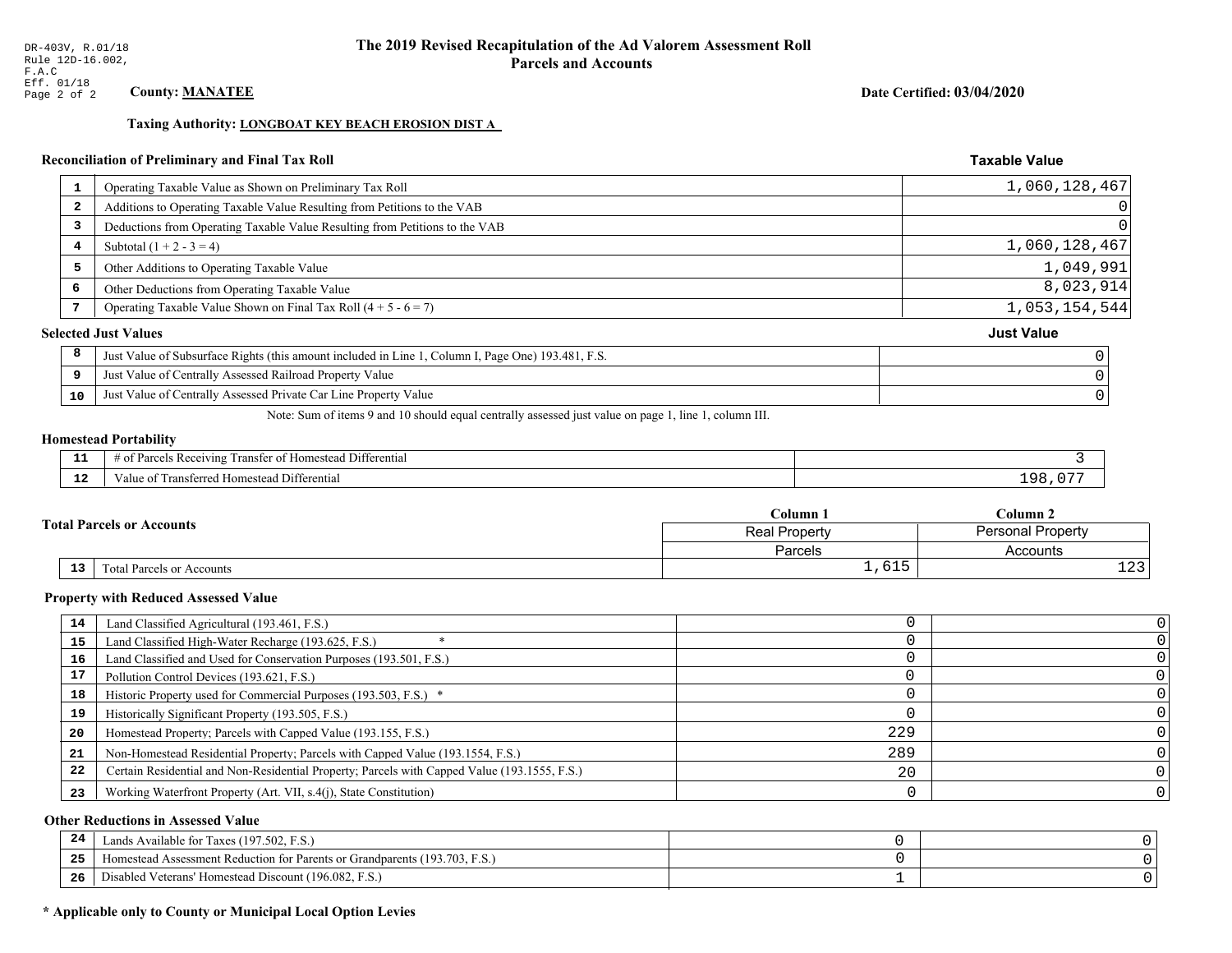DR-403V, R.01/18
Rule 12D-16.002, F.A.C
Eff. 01/18
Page 2 of 2

# The 2019 Revised Recapitulation of the Ad Valorem Assessment Roll
## Parcels and Accounts

**County: MANATEE** **Date Certified: 03/04/2020**

**Taxing Authority: LONGBOAT KEY BEACH EROSION DIST A**

### Reconciliation of Preliminary and Final Tax Roll

| | | Taxable Value |
|---|---|---|
| 1 | Operating Taxable Value as Shown on Preliminary Tax Roll | 1,060,128,467 |
| 2 | Additions to Operating Taxable Value Resulting from Petitions to the VAB | 0 |
| 3 | Deductions from Operating Taxable Value Resulting from Petitions to the VAB | 0 |
| 4 | Subtotal (1 + 2 - 3 = 4) | 1,060,128,467 |
| 5 | Other Additions to Operating Taxable Value | 1,049,991 |
| 6 | Other Deductions from Operating Taxable Value | 8,023,914 |
| 7 | Operating Taxable Value Shown on Final Tax Roll (4 + 5 - 6 = 7) | 1,053,154,544 |

### Selected Just Values

| | | Just Value |
|---|---|---|
| 8 | Just Value of Subsurface Rights (this amount included in Line 1, Column I, Page One) 193.481, F.S. | 0 |
| 9 | Just Value of Centrally Assessed Railroad Property Value | 0 |
| 10 | Just Value of Centrally Assessed Private Car Line Property Value | 0 |

Note: Sum of items 9 and 10 should equal centrally assessed just value on page 1, line 1, column III.

### Homestead Portability

| | | |
|---|---|---|
| 11 | # of Parcels Receiving Transfer of Homestead Differential | 3 |
| 12 | Value of Transferred Homestead Differential | 198,077 |

### Total Parcels or Accounts

| | | Column 1<br>Real Property<br>Parcels | Column 2<br>Personal Property<br>Accounts |
|---|---|---|---|
| 13 | Total Parcels or Accounts | 1,615 | 123 |

### Property with Reduced Assessed Value

| | | Column 1 | Column 2 |
|---|---|---|---|
| 14 | Land Classified Agricultural (193.461, F.S.) | 0 | 0 |
| 15 | Land Classified High-Water Recharge (193.625, F.S.) * | 0 | 0 |
| 16 | Land Classified and Used for Conservation Purposes (193.501, F.S.) | 0 | 0 |
| 17 | Pollution Control Devices (193.621, F.S.) | 0 | 0 |
| 18 | Historic Property used for Commercial Purposes (193.503, F.S.) * | 0 | 0 |
| 19 | Historically Significant Property (193.505, F.S.) | 0 | 0 |
| 20 | Homestead Property; Parcels with Capped Value (193.155, F.S.) | 229 | 0 |
| 21 | Non-Homestead Residential Property; Parcels with Capped Value (193.1554, F.S.) | 289 | 0 |
| 22 | Certain Residential and Non-Residential Property; Parcels with Capped Value (193.1555, F.S.) | 20 | 0 |
| 23 | Working Waterfront Property (Art. VII, s.4(j), State Constitution) | 0 | 0 |

### Other Reductions in Assessed Value

| | | Column 1 | Column 2 |
|---|---|---|---|
| 24 | Lands Available for Taxes (197.502, F.S.) | 0 | 0 |
| 25 | Homestead Assessment Reduction for Parents or Grandparents (193.703, F.S.) | 0 | 0 |
| 26 | Disabled Veterans' Homestead Discount (196.082, F.S.) | 1 | 0 |

**\* Applicable only to County or Municipal Local Option Levies**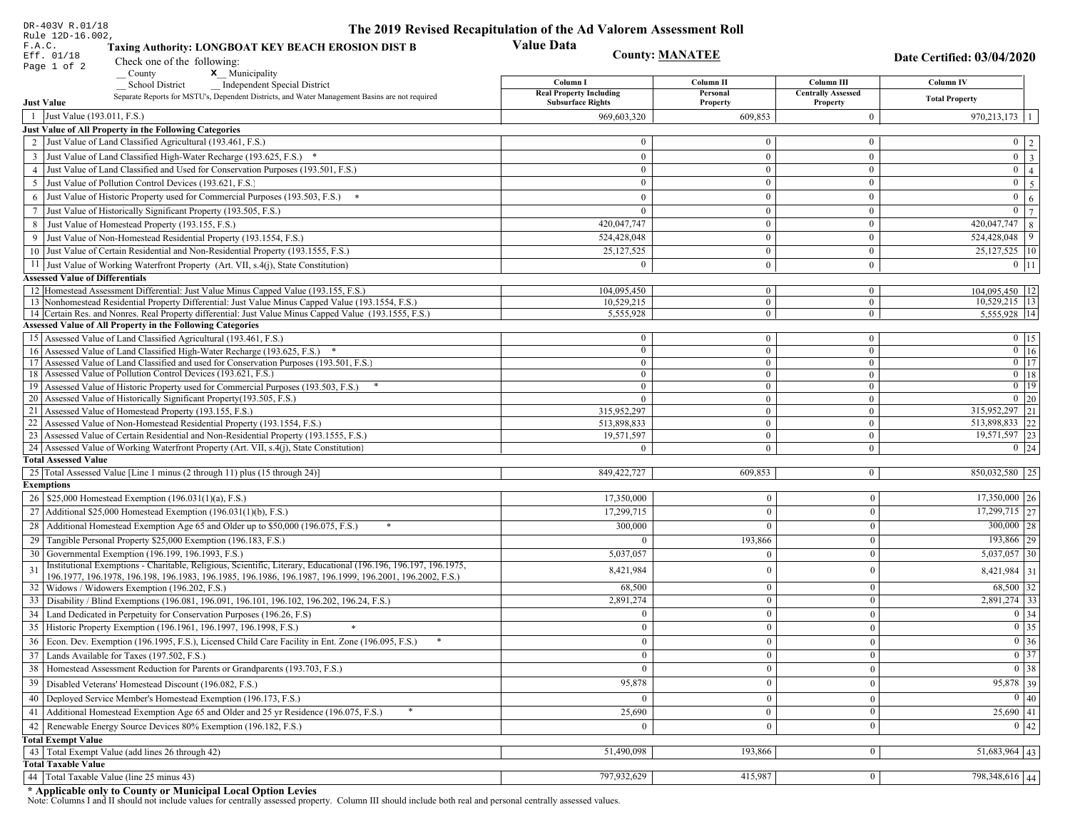DR-403V R.01/18
Rule 12D-16.002, F.A.C.
Eff. 01/18

# The 2019 Revised Recapitulation of the Ad Valorem Assessment Roll

## Value Data

**Taxing Authority: LONGBOAT KEY BEACH EROSION DIST B**

**County: MANATEE**

**Date Certified: 03/04/2020**

Check one of the following:
__ County    x__ Municipality
__ School District    __ Independent Special District

Separate Reports for MSTU's, Dependent Districts, and Water Management Basins are not required

| | | Column I Real Property Including Subsurface Rights | Column II Personal Property | Column III Centrally Assessed Property | Column IV Total Property | |
|---|---|---|---|---|---|---|
| **Just Value** | | | | | | |
| 1 | Just Value (193.011, F.S.) | 969,603,320 | 609,853 | 0 | 970,213,173 | 1 |
| **Just Value of All Property in the Following Categories** | | | | | | |
| 2 | Just Value of Land Classified Agricultural (193.461, F.S.) | 0 | 0 | 0 | 0 | 2 |
| 3 | Just Value of Land Classified High-Water Recharge (193.625, F.S.) * | 0 | 0 | 0 | 0 | 3 |
| 4 | Just Value of Land Classified and Used for Conservation Purposes (193.501, F.S.) | 0 | 0 | 0 | 0 | 4 |
| 5 | Just Value of Pollution Control Devices (193.621, F.S.) | 0 | 0 | 0 | 0 | 5 |
| 6 | Just Value of Historic Property used for Commercial Purposes (193.503, F.S.) * | 0 | 0 | 0 | 0 | 6 |
| 7 | Just Value of Historically Significant Property (193.505, F.S.) | 0 | 0 | 0 | 0 | 7 |
| 8 | Just Value of Homestead Property (193.155, F.S.) | 420,047,747 | 0 | 0 | 420,047,747 | 8 |
| 9 | Just Value of Non-Homestead Residential Property (193.1554, F.S.) | 524,428,048 | 0 | 0 | 524,428,048 | 9 |
| 10 | Just Value of Certain Residential and Non-Residential Property (193.1555, F.S.) | 25,127,525 | 0 | 0 | 25,127,525 | 10 |
| 11 | Just Value of Working Waterfront Property (Art. VII, s.4(j), State Constitution) | 0 | 0 | 0 | 0 | 11 |
| **Assessed Value of Differentials** | | | | | | |
| 12 | Homestead Assessment Differential: Just Value Minus Capped Value (193.155, F.S.) | 104,095,450 | 0 | 0 | 104,095,450 | 12 |
| 13 | Nonhomestead Residential Property Differential: Just Value Minus Capped Value (193.1554, F.S.) | 10,529,215 | 0 | 0 | 10,529,215 | 13 |
| 14 | Certain Res. and Nonres. Real Property differential: Just Value Minus Capped Value (193.1555, F.S.) | 5,555,928 | 0 | 0 | 5,555,928 | 14 |
| **Assessed Value of All Property in the Following Categories** | | | | | | |
| 15 | Assessed Value of Land Classified Agricultural (193.461, F.S.) | 0 | 0 | 0 | 0 | 15 |
| 16 | Assessed Value of Land Classified High-Water Recharge (193.625, F.S.) * | 0 | 0 | 0 | 0 | 16 |
| 17 | Assessed Value of Land Classified and used for Conservation Purposes (193.501, F.S.) | 0 | 0 | 0 | 0 | 17 |
| 18 | Assessed Value of Pollution Control Devices (193.621, F.S.) | 0 | 0 | 0 | 0 | 18 |
| 19 | Assessed Value of Historic Property used for Commercial Purposes (193.503, F.S.) * | 0 | 0 | 0 | 0 | 19 |
| 20 | Assessed Value of Historically Significant Property(193.505, F.S.) | 0 | 0 | 0 | 0 | 20 |
| 21 | Assessed Value of Homestead Property (193.155, F.S.) | 315,952,297 | 0 | 0 | 315,952,297 | 21 |
| 22 | Assessed Value of Non-Homestead Residential Property (193.1554, F.S.) | 513,898,833 | 0 | 0 | 513,898,833 | 22 |
| 23 | Assessed Value of Certain Residential and Non-Residential Property (193.1555, F.S.) | 19,571,597 | 0 | 0 | 19,571,597 | 23 |
| 24 | Assessed Value of Working Waterfront Property (Art. VII, s.4(j), State Constitution) | 0 | 0 | 0 | 0 | 24 |
| **Total Assessed Value** | | | | | | |
| 25 | Total Assessed Value [Line 1 minus (2 through 11) plus (15 through 24)] | 849,422,727 | 609,853 | 0 | 850,032,580 | 25 |
| **Exemptions** | | | | | | |
| 26 | $25,000 Homestead Exemption (196.031(1)(a), F.S.) | 17,350,000 | 0 | 0 | 17,350,000 | 26 |
| 27 | Additional $25,000 Homestead Exemption (196.031(1)(b), F.S.) | 17,299,715 | 0 | 0 | 17,299,715 | 27 |
| 28 | Additional Homestead Exemption Age 65 and Older up to $50,000 (196.075, F.S.) * | 300,000 | 0 | 0 | 300,000 | 28 |
| 29 | Tangible Personal Property $25,000 Exemption (196.183, F.S.) | 0 | 193,866 | 0 | 193,866 | 29 |
| 30 | Governmental Exemption (196.199, 196.1993, F.S.) | 5,037,057 | 0 | 0 | 5,037,057 | 30 |
| 31 | Institutional Exemptions - Charitable, Religious, Scientific, Literary, Educational (196.196, 196.197, 196.1975, 196.1977, 196.1978, 196.198, 196.1983, 196.1985, 196.1986, 196.1987, 196.1999, 196.2001, 196.2002, F.S.) | 8,421,984 | 0 | 0 | 8,421,984 | 31 |
| 32 | Widows / Widowers Exemption (196.202, F.S.) | 68,500 | 0 | 0 | 68,500 | 32 |
| 33 | Disability / Blind Exemptions (196.081, 196.091, 196.101, 196.102, 196.202, 196.24, F.S.) | 2,891,274 | 0 | 0 | 2,891,274 | 33 |
| 34 | Land Dedicated in Perpetuity for Conservation Purposes (196.26, F.S) | 0 | 0 | 0 | 0 | 34 |
| 35 | Historic Property Exemption (196.1961, 196.1997, 196.1998, F.S.) * | 0 | 0 | 0 | 0 | 35 |
| 36 | Econ. Dev. Exemption (196.1995, F.S.), Licensed Child Care Facility in Ent. Zone (196.095, F.S.) * | 0 | 0 | 0 | 0 | 36 |
| 37 | Lands Available for Taxes (197.502, F.S.) | 0 | 0 | 0 | 0 | 37 |
| 38 | Homestead Assessment Reduction for Parents or Grandparents (193.703, F.S.) | 0 | 0 | 0 | 0 | 38 |
| 39 | Disabled Veterans' Homestead Discount (196.082, F.S.) | 95,878 | 0 | 0 | 95,878 | 39 |
| 40 | Deployed Service Member's Homestead Exemption (196.173, F.S.) | 0 | 0 | 0 | 0 | 40 |
| 41 | Additional Homestead Exemption Age 65 and Older and 25 yr Residence (196.075, F.S.) * | 25,690 | 0 | 0 | 25,690 | 41 |
| 42 | Renewable Energy Source Devices 80% Exemption (196.182, F.S.) | 0 | 0 | 0 | 0 | 42 |
| **Total Exempt Value** | | | | | | |
| 43 | Total Exempt Value (add lines 26 through 42) | 51,490,098 | 193,866 | 0 | 51,683,964 | 43 |
| **Total Taxable Value** | | | | | | |
| 44 | Total Taxable Value (line 25 minus 43) | 797,932,629 | 415,987 | 0 | 798,348,616 | 44 |

**\* Applicable only to County or Municipal Local Option Levies**

Note: Columns I and II should not include values for centrally assessed property. Column III should include both real and personal centrally assessed values.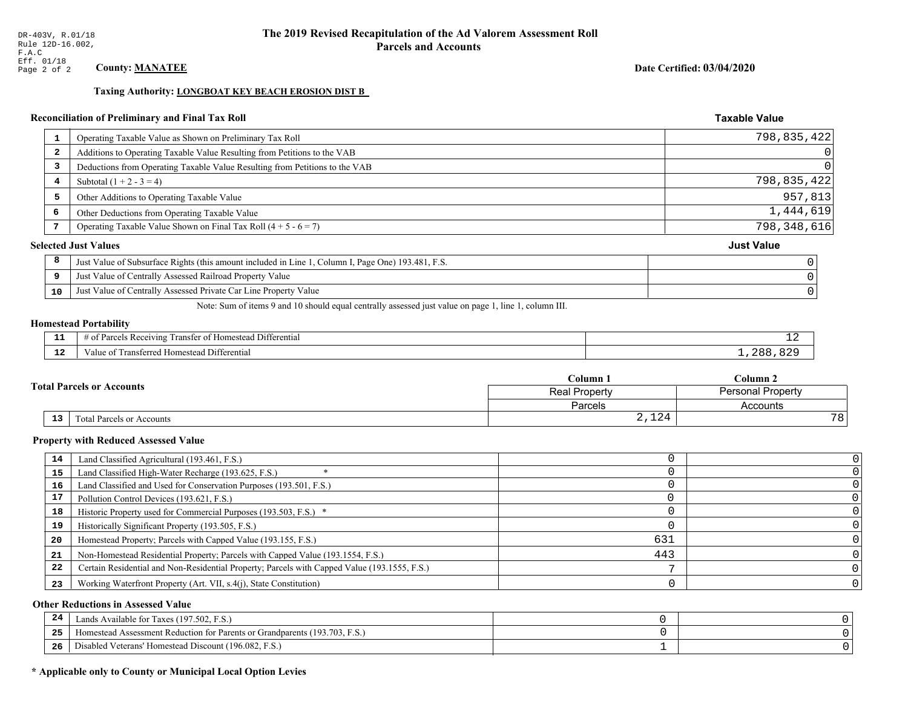DR-403V, R.01/18
Rule 12D-16.002, F.A.C
Eff. 01/18
Page 2 of 2

# The 2019 Revised Recapitulation of the Ad Valorem Assessment Roll
## Parcels and Accounts

**County: MANATEE**

**Date Certified: 03/04/2020**

**Taxing Authority: LONGBOAT KEY BEACH EROSION DIST B**

### Reconciliation of Preliminary and Final Tax Roll

| | | Taxable Value |
|---|---|---|
| 1 | Operating Taxable Value as Shown on Preliminary Tax Roll | 798,835,422 |
| 2 | Additions to Operating Taxable Value Resulting from Petitions to the VAB | 0 |
| 3 | Deductions from Operating Taxable Value Resulting from Petitions to the VAB | 0 |
| 4 | Subtotal (1 + 2 - 3 = 4) | 798,835,422 |
| 5 | Other Additions to Operating Taxable Value | 957,813 |
| 6 | Other Deductions from Operating Taxable Value | 1,444,619 |
| 7 | Operating Taxable Value Shown on Final Tax Roll (4 + 5 - 6 = 7) | 798,348,616 |

### Selected Just Values

| | | Just Value |
|---|---|---|
| 8 | Just Value of Subsurface Rights (this amount included in Line 1, Column I, Page One) 193.481, F.S. | 0 |
| 9 | Just Value of Centrally Assessed Railroad Property Value | 0 |
| 10 | Just Value of Centrally Assessed Private Car Line Property Value | 0 |

Note: Sum of items 9 and 10 should equal centrally assessed just value on page 1, line 1, column III.

### Homestead Portability

| | | |
|---|---|---|
| 11 | # of Parcels Receiving Transfer of Homestead Differential | 12 |
| 12 | Value of Transferred Homestead Differential | 1,288,829 |

### Total Parcels or Accounts

| | | Column 1<br>Real Property<br>Parcels | Column 2<br>Personal Property<br>Accounts |
|---|---|---|---|
| 13 | Total Parcels or Accounts | 2,124 | 78 |

### Property with Reduced Assessed Value

| | | Column 1 | Column 2 |
|---|---|---|---|
| 14 | Land Classified Agricultural (193.461, F.S.) | 0 | 0 |
| 15 | Land Classified High-Water Recharge (193.625, F.S.) * | 0 | 0 |
| 16 | Land Classified and Used for Conservation Purposes (193.501, F.S.) | 0 | 0 |
| 17 | Pollution Control Devices (193.621, F.S.) | 0 | 0 |
| 18 | Historic Property used for Commercial Purposes (193.503, F.S.) * | 0 | 0 |
| 19 | Historically Significant Property (193.505, F.S.) | 0 | 0 |
| 20 | Homestead Property; Parcels with Capped Value (193.155, F.S.) | 631 | 0 |
| 21 | Non-Homestead Residential Property; Parcels with Capped Value (193.1554, F.S.) | 443 | 0 |
| 22 | Certain Residential and Non-Residential Property; Parcels with Capped Value (193.1555, F.S.) | 7 | 0 |
| 23 | Working Waterfront Property (Art. VII, s.4(j), State Constitution) | 0 | 0 |

### Other Reductions in Assessed Value

| | | Column 1 | Column 2 |
|---|---|---|---|
| 24 | Lands Available for Taxes (197.502, F.S.) | 0 | 0 |
| 25 | Homestead Assessment Reduction for Parents or Grandparents (193.703, F.S.) | 0 | 0 |
| 26 | Disabled Veterans' Homestead Discount (196.082, F.S.) | 1 | 0 |

**\* Applicable only to County or Municipal Local Option Levies**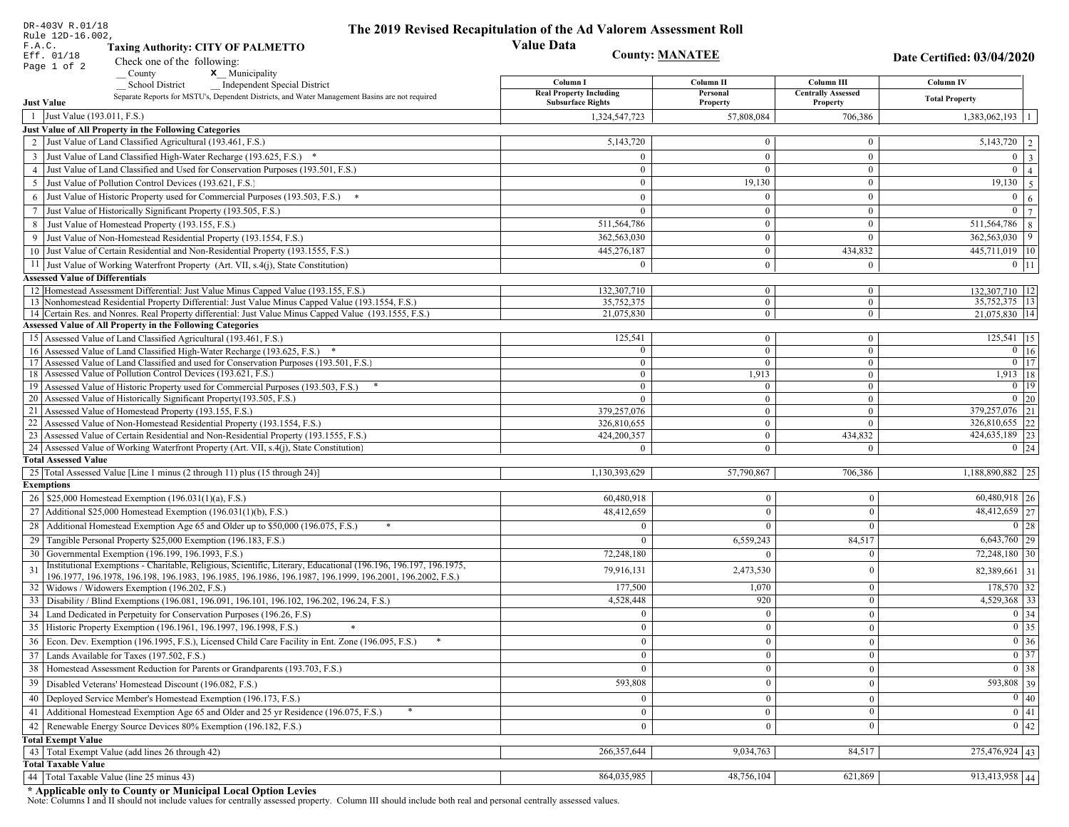DR-403V R.01/18
Rule 12D-16.002, F.A.C.
Eff. 01/18

# The 2019 Revised Recapitulation of the Ad Valorem Assessment Roll

## Value Data

**Taxing Authority: CITY OF PALMETTO**

**County: MANATEE**

**Date Certified: 03/04/2020**

Check one of the following:
__ County
**x** Municipality
__ School District
__ Independent Special District

Separate Reports for MSTU's, Dependent Districts, and Water Management Basins are not required

| | Just Value | Column I Real Property Including Subsurface Rights | Column II Personal Property | Column III Centrally Assessed Property | Column IV Total Property | |
|---|---|---|---|---|---|---|
| 1 | Just Value (193.011, F.S.) | 1,324,547,723 | 57,808,084 | 706,386 | 1,383,062,193 | 1 |
| | **Just Value of All Property in the Following Categories** | | | | | |
| 2 | Just Value of Land Classified Agricultural (193.461, F.S.) | 5,143,720 | 0 | 0 | 5,143,720 | 2 |
| 3 | Just Value of Land Classified High-Water Recharge (193.625, F.S.) * | 0 | 0 | 0 | 0 | 3 |
| 4 | Just Value of Land Classified and Used for Conservation Purposes (193.501, F.S.) | 0 | 0 | 0 | 0 | 4 |
| 5 | Just Value of Pollution Control Devices (193.621, F.S.) | 0 | 19,130 | 0 | 19,130 | 5 |
| 6 | Just Value of Historic Property used for Commercial Purposes (193.503, F.S.) * | 0 | 0 | 0 | 0 | 6 |
| 7 | Just Value of Historically Significant Property (193.505, F.S.) | 0 | 0 | 0 | 0 | 7 |
| 8 | Just Value of Homestead Property (193.155, F.S.) | 511,564,786 | 0 | 0 | 511,564,786 | 8 |
| 9 | Just Value of Non-Homestead Residential Property (193.1554, F.S.) | 362,563,030 | 0 | 0 | 362,563,030 | 9 |
| 10 | Just Value of Certain Residential and Non-Residential Property (193.1555, F.S.) | 445,276,187 | 0 | 434,832 | 445,711,019 | 10 |
| 11 | Just Value of Working Waterfront Property (Art. VII, s.4(j), State Constitution) | 0 | 0 | 0 | 0 | 11 |
| | **Assessed Value of Differentials** | | | | | |
| 12 | Homestead Assessment Differential: Just Value Minus Capped Value (193.155, F.S.) | 132,307,710 | 0 | 0 | 132,307,710 | 12 |
| 13 | Nonhomestead Residential Property Differential: Just Value Minus Capped Value (193.1554, F.S.) | 35,752,375 | 0 | 0 | 35,752,375 | 13 |
| 14 | Certain Res. and Nonres. Real Property differential: Just Value Minus Capped Value (193.1555, F.S.) | 21,075,830 | 0 | 0 | 21,075,830 | 14 |
| | **Assessed Value of All Property in the Following Categories** | | | | | |
| 15 | Assessed Value of Land Classified Agricultural (193.461, F.S.) | 125,541 | 0 | 0 | 125,541 | 15 |
| 16 | Assessed Value of Land Classified High-Water Recharge (193.625, F.S.) * | 0 | 0 | 0 | 0 | 16 |
| 17 | Assessed Value of Land Classified and used for Conservation Purposes (193.501, F.S.) | 0 | 0 | 0 | 0 | 17 |
| 18 | Assessed Value of Pollution Control Devices (193.621, F.S.) | 0 | 1,913 | 0 | 1,913 | 18 |
| 19 | Assessed Value of Historic Property used for Commercial Purposes (193.503, F.S.) * | 0 | 0 | 0 | 0 | 19 |
| 20 | Assessed Value of Historically Significant Property(193.505, F.S.) | 0 | 0 | 0 | 0 | 20 |
| 21 | Assessed Value of Homestead Property (193.155, F.S.) | 379,257,076 | 0 | 0 | 379,257,076 | 21 |
| 22 | Assessed Value of Non-Homestead Residential Property (193.1554, F.S.) | 326,810,655 | 0 | 0 | 326,810,655 | 22 |
| 23 | Assessed Value of Certain Residential and Non-Residential Property (193.1555, F.S.) | 424,200,357 | 0 | 434,832 | 424,635,189 | 23 |
| 24 | Assessed Value of Working Waterfront Property (Art. VII, s.4(j), State Constitution) | 0 | 0 | 0 | 0 | 24 |
| | **Total Assessed Value** | | | | | |
| 25 | Total Assessed Value [Line 1 minus (2 through 11) plus (15 through 24)] | 1,130,393,629 | 57,790,867 | 706,386 | 1,188,890,882 | 25 |
| | **Exemptions** | | | | | |
| 26 | $25,000 Homestead Exemption (196.031(1)(a), F.S.) | 60,480,918 | 0 | 0 | 60,480,918 | 26 |
| 27 | Additional $25,000 Homestead Exemption (196.031(1)(b), F.S.) | 48,412,659 | 0 | 0 | 48,412,659 | 27 |
| 28 | Additional Homestead Exemption Age 65 and Older up to $50,000 (196.075, F.S.) * | 0 | 0 | 0 | 0 | 28 |
| 29 | Tangible Personal Property $25,000 Exemption (196.183, F.S.) | 0 | 6,559,243 | 84,517 | 6,643,760 | 29 |
| 30 | Governmental Exemption (196.199, 196.1993, F.S.) | 72,248,180 | 0 | 0 | 72,248,180 | 30 |
| 31 | Institutional Exemptions - Charitable, Religious, Scientific, Literary, Educational (196.196, 196.197, 196.1975, 196.1977, 196.1978, 196.198, 196.1983, 196.1985, 196.1986, 196.1987, 196.1999, 196.2001, 196.2002, F.S.) | 79,916,131 | 2,473,530 | 0 | 82,389,661 | 31 |
| 32 | Widows / Widowers Exemption (196.202, F.S.) | 177,500 | 1,070 | 0 | 178,570 | 32 |
| 33 | Disability / Blind Exemptions (196.081, 196.091, 196.101, 196.102, 196.202, 196.24, F.S.) | 4,528,448 | 920 | 0 | 4,529,368 | 33 |
| 34 | Land Dedicated in Perpetuity for Conservation Purposes (196.26, F.S) | 0 | 0 | 0 | 0 | 34 |
| 35 | Historic Property Exemption (196.1961, 196.1997, 196.1998, F.S.) * | 0 | 0 | 0 | 0 | 35 |
| 36 | Econ. Dev. Exemption (196.1995, F.S.), Licensed Child Care Facility in Ent. Zone (196.095, F.S.) * | 0 | 0 | 0 | 0 | 36 |
| 37 | Lands Available for Taxes (197.502, F.S.) | 0 | 0 | 0 | 0 | 37 |
| 38 | Homestead Assessment Reduction for Parents or Grandparents (193.703, F.S.) | 0 | 0 | 0 | 0 | 38 |
| 39 | Disabled Veterans' Homestead Discount (196.082, F.S.) | 593,808 | 0 | 0 | 593,808 | 39 |
| 40 | Deployed Service Member's Homestead Exemption (196.173, F.S.) | 0 | 0 | 0 | 0 | 40 |
| 41 | Additional Homestead Exemption Age 65 and Older and 25 yr Residence (196.075, F.S.) * | 0 | 0 | 0 | 0 | 41 |
| 42 | Renewable Energy Source Devices 80% Exemption (196.182, F.S.) | 0 | 0 | 0 | 0 | 42 |
| | **Total Exempt Value** | | | | | |
| 43 | Total Exempt Value (add lines 26 through 42) | 266,357,644 | 9,034,763 | 84,517 | 275,476,924 | 43 |
| | **Total Taxable Value** | | | | | |
| 44 | Total Taxable Value (line 25 minus 43) | 864,035,985 | 48,756,104 | 621,869 | 913,413,958 | 44 |

**\* Applicable only to County or Municipal Local Option Levies**

Note: Columns I and II should not include values for centrally assessed property. Column III should include both real and personal centrally assessed values.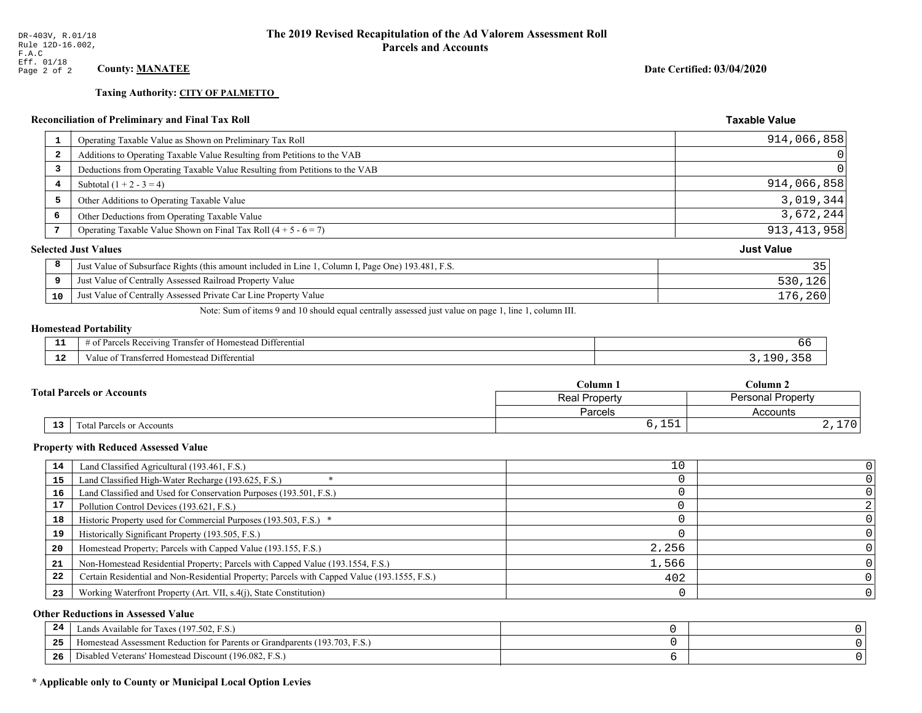DR-403V, R.01/18
Rule 12D-16.002,
F.A.C
Eff. 01/18
Page 2 of 2

# The 2019 Revised Recapitulation of the Ad Valorem Assessment Roll
## Parcels and Accounts

**County: MANATEE**

**Date Certified: 03/04/2020**

**Taxing Authority: CITY OF PALMETTO**

### Reconciliation of Preliminary and Final Tax Roll

| # | Description | Taxable Value |
|---|---|---|
| 1 | Operating Taxable Value as Shown on Preliminary Tax Roll | 914,066,858 |
| 2 | Additions to Operating Taxable Value Resulting from Petitions to the VAB | 0 |
| 3 | Deductions from Operating Taxable Value Resulting from Petitions to the VAB | 0 |
| 4 | Subtotal (1 + 2 - 3 = 4) | 914,066,858 |
| 5 | Other Additions to Operating Taxable Value | 3,019,344 |
| 6 | Other Deductions from Operating Taxable Value | 3,672,244 |
| 7 | Operating Taxable Value Shown on Final Tax Roll (4 + 5 - 6 = 7) | 913,413,958 |

### Selected Just Values

| # | Description | Just Value |
|---|---|---|
| 8 | Just Value of Subsurface Rights (this amount included in Line 1, Column I, Page One) 193.481, F.S. | 35 |
| 9 | Just Value of Centrally Assessed Railroad Property Value | 530,126 |
| 10 | Just Value of Centrally Assessed Private Car Line Property Value | 176,260 |

Note: Sum of items 9 and 10 should equal centrally assessed just value on page 1, line 1, column III.

### Homestead Portability

| # | Description | Value |
|---|---|---|
| 11 | # of Parcels Receiving Transfer of Homestead Differential | 66 |
| 12 | Value of Transferred Homestead Differential | 3,190,358 |

### Total Parcels or Accounts

| # | Description | Column 1<br>Real Property<br>Parcels | Column 2<br>Personal Property<br>Accounts |
|---|---|---|---|
| 13 | Total Parcels or Accounts | 6,151 | 2,170 |

### Property with Reduced Assessed Value

| # | Description | Column 1 | Column 2 |
|---|---|---|---|
| 14 | Land Classified Agricultural (193.461, F.S.) | 10 | 0 |
| 15 | Land Classified High-Water Recharge (193.625, F.S.) * | 0 | 0 |
| 16 | Land Classified and Used for Conservation Purposes (193.501, F.S.) | 0 | 0 |
| 17 | Pollution Control Devices (193.621, F.S.) | 0 | 2 |
| 18 | Historic Property used for Commercial Purposes (193.503, F.S.) * | 0 | 0 |
| 19 | Historically Significant Property (193.505, F.S.) | 0 | 0 |
| 20 | Homestead Property; Parcels with Capped Value (193.155, F.S.) | 2,256 | 0 |
| 21 | Non-Homestead Residential Property; Parcels with Capped Value (193.1554, F.S.) | 1,566 | 0 |
| 22 | Certain Residential and Non-Residential Property; Parcels with Capped Value (193.1555, F.S.) | 402 | 0 |
| 23 | Working Waterfront Property (Art. VII, s.4(j), State Constitution) | 0 | 0 |

### Other Reductions in Assessed Value

| # | Description | Column 1 | Column 2 |
|---|---|---|---|
| 24 | Lands Available for Taxes (197.502, F.S.) | 0 | 0 |
| 25 | Homestead Assessment Reduction for Parents or Grandparents (193.703, F.S.) | 0 | 0 |
| 26 | Disabled Veterans' Homestead Discount (196.082, F.S.) | 6 | 0 |

**\* Applicable only to County or Municipal Local Option Levies**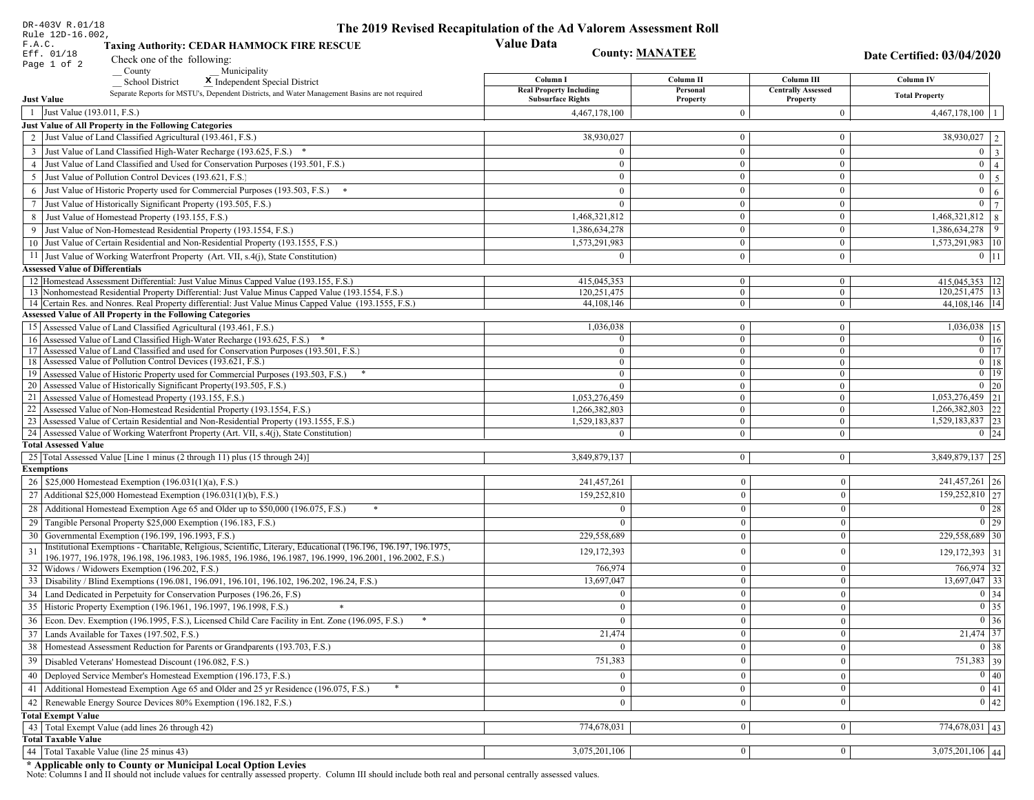DR-403V R.01/18
Rule 12D-16.002, F.A.C.
Eff. 01/18

# The 2019 Revised Recapitulation of the Ad Valorem Assessment Roll

## Value Data

**Taxing Authority: CEDAR HAMMOCK FIRE RESCUE**

**County: MANATEE**

**Date Certified: 03/04/2020**

Check one of the following:
__ County    __ Municipality
__ School District    X Independent Special District

Separate Reports for MSTU's, Dependent Districts, and Water Management Basins are not required

| | Column I Real Property Including Subsurface Rights | Column II Personal Property | Column III Centrally Assessed Property | Column IV Total Property | |
|---|---|---|---|---|---|
| **Just Value** | | | | | |
| 1 Just Value (193.011, F.S.) | 4,467,178,100 | 0 | 0 | 4,467,178,100 | 1 |
| **Just Value of All Property in the Following Categories** | | | | | |
| 2 Just Value of Land Classified Agricultural (193.461, F.S.) | 38,930,027 | 0 | 0 | 38,930,027 | 2 |
| 3 Just Value of Land Classified High-Water Recharge (193.625, F.S.) * | 0 | 0 | 0 | 0 | 3 |
| 4 Just Value of Land Classified and Used for Conservation Purposes (193.501, F.S.) | 0 | 0 | 0 | 0 | 4 |
| 5 Just Value of Pollution Control Devices (193.621, F.S.) | 0 | 0 | 0 | 0 | 5 |
| 6 Just Value of Historic Property used for Commercial Purposes (193.503, F.S.) * | 0 | 0 | 0 | 0 | 6 |
| 7 Just Value of Historically Significant Property (193.505, F.S.) | 0 | 0 | 0 | 0 | 7 |
| 8 Just Value of Homestead Property (193.155, F.S.) | 1,468,321,812 | 0 | 0 | 1,468,321,812 | 8 |
| 9 Just Value of Non-Homestead Residential Property (193.1554, F.S.) | 1,386,634,278 | 0 | 0 | 1,386,634,278 | 9 |
| 10 Just Value of Certain Residential and Non-Residential Property (193.1555, F.S.) | 1,573,291,983 | 0 | 0 | 1,573,291,983 | 10 |
| 11 Just Value of Working Waterfront Property (Art. VII, s.4(j), State Constitution) | 0 | 0 | 0 | 0 | 11 |
| **Assessed Value of Differentials** | | | | | |
| 12 Homestead Assessment Differential: Just Value Minus Capped Value (193.155, F.S.) | 415,045,353 | 0 | 0 | 415,045,353 | 12 |
| 13 Nonhomestead Residential Property Differential: Just Value Minus Capped Value (193.1554, F.S.) | 120,251,475 | 0 | 0 | 120,251,475 | 13 |
| 14 Certain Res. and Nonres. Real Property differential: Just Value Minus Capped Value (193.1555, F.S.) | 44,108,146 | 0 | 0 | 44,108,146 | 14 |
| **Assessed Value of All Property in the Following Categories** | | | | | |
| 15 Assessed Value of Land Classified Agricultural (193.461, F.S.) | 1,036,038 | 0 | 0 | 1,036,038 | 15 |
| 16 Assessed Value of Land Classified High-Water Recharge (193.625, F.S.) * | 0 | 0 | 0 | 0 | 16 |
| 17 Assessed Value of Land Classified and used for Conservation Purposes (193.501, F.S.) | 0 | 0 | 0 | 0 | 17 |
| 18 Assessed Value of Pollution Control Devices (193.621, F.S.) | 0 | 0 | 0 | 0 | 18 |
| 19 Assessed Value of Historic Property used for Commercial Purposes (193.503, F.S.) * | 0 | 0 | 0 | 0 | 19 |
| 20 Assessed Value of Historically Significant Property(193.505, F.S.) | 0 | 0 | 0 | 0 | 20 |
| 21 Assessed Value of Homestead Property (193.155, F.S.) | 1,053,276,459 | 0 | 0 | 1,053,276,459 | 21 |
| 22 Assessed Value of Non-Homestead Residential Property (193.1554, F.S.) | 1,266,382,803 | 0 | 0 | 1,266,382,803 | 22 |
| 23 Assessed Value of Certain Residential and Non-Residential Property (193.1555, F.S.) | 1,529,183,837 | 0 | 0 | 1,529,183,837 | 23 |
| 24 Assessed Value of Working Waterfront Property (Art. VII, s.4(j), State Constitution) | 0 | 0 | 0 | 0 | 24 |
| **Total Assessed Value** | | | | | |
| 25 Total Assessed Value [Line 1 minus (2 through 11) plus (15 through 24)] | 3,849,879,137 | 0 | 0 | 3,849,879,137 | 25 |
| **Exemptions** | | | | | |
| 26 $25,000 Homestead Exemption (196.031(1)(a), F.S.) | 241,457,261 | 0 | 0 | 241,457,261 | 26 |
| 27 Additional $25,000 Homestead Exemption (196.031(1)(b), F.S.) | 159,252,810 | 0 | 0 | 159,252,810 | 27 |
| 28 Additional Homestead Exemption Age 65 and Older up to $50,000 (196.075, F.S.) * | 0 | 0 | 0 | 0 | 28 |
| 29 Tangible Personal Property $25,000 Exemption (196.183, F.S.) | 0 | 0 | 0 | 0 | 29 |
| 30 Governmental Exemption (196.199, 196.1993, F.S.) | 229,558,689 | 0 | 0 | 229,558,689 | 30 |
| 31 Institutional Exemptions - Charitable, Religious, Scientific, Literary, Educational (196.196, 196.197, 196.1975, 196.1977, 196.1978, 196.198, 196.1983, 196.1985, 196.1986, 196.1987, 196.1999, 196.2001, 196.2002, F.S.) | 129,172,393 | 0 | 0 | 129,172,393 | 31 |
| 32 Widows / Widowers Exemption (196.202, F.S.) | 766,974 | 0 | 0 | 766,974 | 32 |
| 33 Disability / Blind Exemptions (196.081, 196.091, 196.101, 196.102, 196.202, 196.24, F.S.) | 13,697,047 | 0 | 0 | 13,697,047 | 33 |
| 34 Land Dedicated in Perpetuity for Conservation Purposes (196.26, F.S) | 0 | 0 | 0 | 0 | 34 |
| 35 Historic Property Exemption (196.1961, 196.1997, 196.1998, F.S.) * | 0 | 0 | 0 | 0 | 35 |
| 36 Econ. Dev. Exemption (196.1995, F.S.), Licensed Child Care Facility in Ent. Zone (196.095, F.S.) * | 0 | 0 | 0 | 0 | 36 |
| 37 Lands Available for Taxes (197.502, F.S.) | 21,474 | 0 | 0 | 21,474 | 37 |
| 38 Homestead Assessment Reduction for Parents or Grandparents (193.703, F.S.) | 0 | 0 | 0 | 0 | 38 |
| 39 Disabled Veterans' Homestead Discount (196.082, F.S.) | 751,383 | 0 | 0 | 751,383 | 39 |
| 40 Deployed Service Member's Homestead Exemption (196.173, F.S.) | 0 | 0 | 0 | 0 | 40 |
| 41 Additional Homestead Exemption Age 65 and Older and 25 yr Residence (196.075, F.S.) * | 0 | 0 | 0 | 0 | 41 |
| 42 Renewable Energy Source Devices 80% Exemption (196.182, F.S.) | 0 | 0 | 0 | 0 | 42 |
| **Total Exempt Value** | | | | | |
| 43 Total Exempt Value (add lines 26 through 42) | 774,678,031 | 0 | 0 | 774,678,031 | 43 |
| **Total Taxable Value** | | | | | |
| 44 Total Taxable Value (line 25 minus 43) | 3,075,201,106 | 0 | 0 | 3,075,201,106 | 44 |

**\* Applicable only to County or Municipal Local Option Levies**

Note: Columns I and II should not include values for centrally assessed property. Column III should include both real and personal centrally assessed values.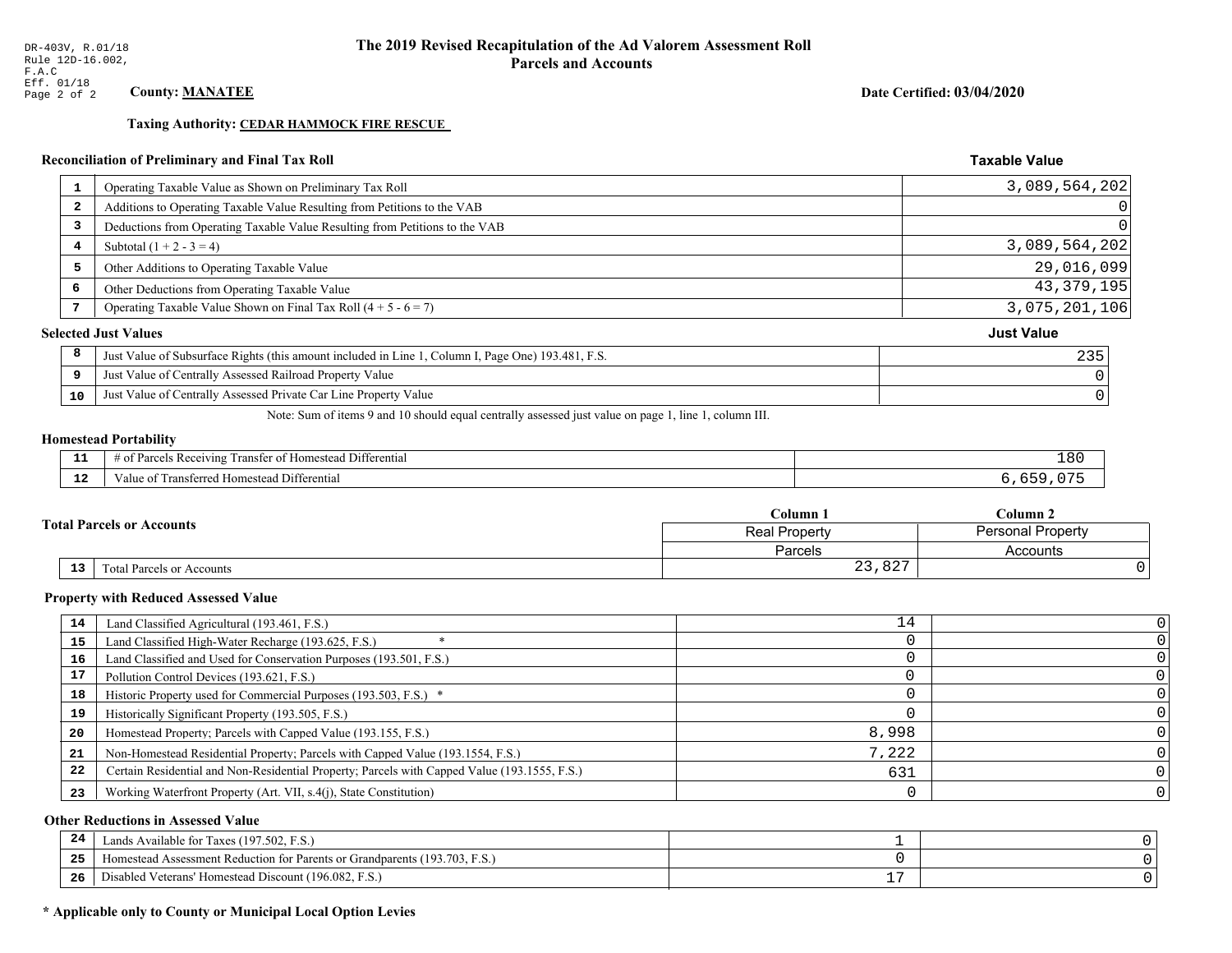DR-403V, R.01/18
Rule 12D-16.002,
F.A.C
Eff. 01/18

# The 2019 Revised Recapitulation of the Ad Valorem Assessment Roll
## Parcels and Accounts

**County: MANATEE**

**Date Certified: 03/04/2020**

**Taxing Authority: CEDAR HAMMOCK FIRE RESCUE**

### Reconciliation of Preliminary and Final Tax Roll

| # | Description | Taxable Value |
|---|---|---|
| 1 | Operating Taxable Value as Shown on Preliminary Tax Roll | 3,089,564,202 |
| 2 | Additions to Operating Taxable Value Resulting from Petitions to the VAB | 0 |
| 3 | Deductions from Operating Taxable Value Resulting from Petitions to the VAB | 0 |
| 4 | Subtotal (1 + 2 - 3 = 4) | 3,089,564,202 |
| 5 | Other Additions to Operating Taxable Value | 29,016,099 |
| 6 | Other Deductions from Operating Taxable Value | 43,379,195 |
| 7 | Operating Taxable Value Shown on Final Tax Roll (4 + 5 - 6 = 7) | 3,075,201,106 |

### Selected Just Values

| # | Description | Just Value |
|---|---|---|
| 8 | Just Value of Subsurface Rights (this amount included in Line 1, Column I, Page One) 193.481, F.S. | 235 |
| 9 | Just Value of Centrally Assessed Railroad Property Value | 0 |
| 10 | Just Value of Centrally Assessed Private Car Line Property Value | 0 |

Note: Sum of items 9 and 10 should equal centrally assessed just value on page 1, line 1, column III.

### Homestead Portability

| # | Description | Value |
|---|---|---|
| 11 | # of Parcels Receiving Transfer of Homestead Differential | 180 |
| 12 | Value of Transferred Homestead Differential | 6,659,075 |

### Total Parcels or Accounts

| # | Description | Column 1 Real Property Parcels | Column 2 Personal Property Accounts |
|---|---|---|---|
| 13 | Total Parcels or Accounts | 23,827 | 0 |

### Property with Reduced Assessed Value

| # | Description | Column 1 | Column 2 |
|---|---|---|---|
| 14 | Land Classified Agricultural (193.461, F.S.) | 14 | 0 |
| 15 | Land Classified High-Water Recharge (193.625, F.S.) * | 0 | 0 |
| 16 | Land Classified and Used for Conservation Purposes (193.501, F.S.) | 0 | 0 |
| 17 | Pollution Control Devices (193.621, F.S.) | 0 | 0 |
| 18 | Historic Property used for Commercial Purposes (193.503, F.S.) * | 0 | 0 |
| 19 | Historically Significant Property (193.505, F.S.) | 0 | 0 |
| 20 | Homestead Property; Parcels with Capped Value (193.155, F.S.) | 8,998 | 0 |
| 21 | Non-Homestead Residential Property; Parcels with Capped Value (193.1554, F.S.) | 7,222 | 0 |
| 22 | Certain Residential and Non-Residential Property; Parcels with Capped Value (193.1555, F.S.) | 631 | 0 |
| 23 | Working Waterfront Property (Art. VII, s.4(j), State Constitution) | 0 | 0 |

### Other Reductions in Assessed Value

| # | Description | Column 1 | Column 2 |
|---|---|---|---|
| 24 | Lands Available for Taxes (197.502, F.S.) | 1 | 0 |
| 25 | Homestead Assessment Reduction for Parents or Grandparents (193.703, F.S.) | 0 | 0 |
| 26 | Disabled Veterans' Homestead Discount (196.082, F.S.) | 17 | 0 |

**\* Applicable only to County or Municipal Local Option Levies**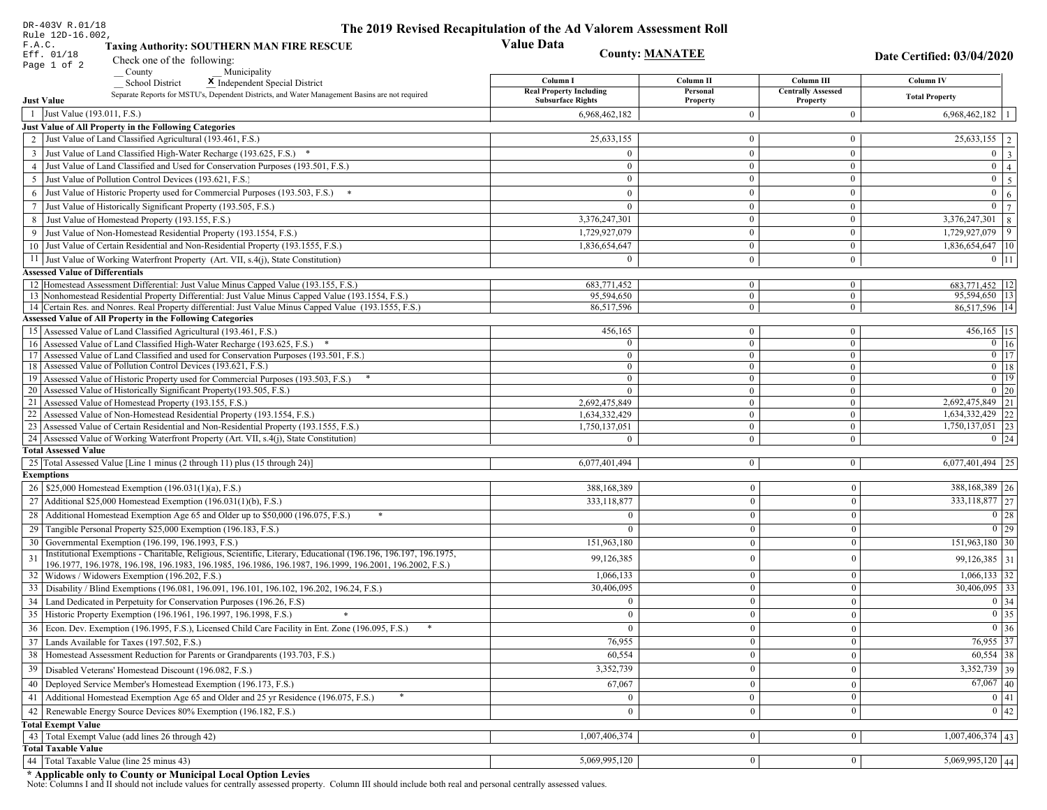DR-403V R.01/18
Rule 12D-16.002, F.A.C.
Eff. 01/18

# The 2019 Revised Recapitulation of the Ad Valorem Assessment Roll

## Value Data

**Taxing Authority: SOUTHERN MAN FIRE RESCUE**

**County: MANATEE**

**Date Certified: 03/04/2020**

Check one of the following:
__ County
__ Municipality
__ School District
X Independent Special District

Separate Reports for MSTU's, Dependent Districts, and Water Management Basins are not required

| | Column I Real Property Including Subsurface Rights | Column II Personal Property | Column III Centrally Assessed Property | Column IV Total Property | |
|---|---|---|---|---|---|
| **Just Value** | | | | | |
| 1 Just Value (193.011, F.S.) | 6,968,462,182 | 0 | 0 | 6,968,462,182 | 1 |
| **Just Value of All Property in the Following Categories** | | | | | |
| 2 Just Value of Land Classified Agricultural (193.461, F.S.) | 25,633,155 | 0 | 0 | 25,633,155 | 2 |
| 3 Just Value of Land Classified High-Water Recharge (193.625, F.S.) * | 0 | 0 | 0 | 0 | 3 |
| 4 Just Value of Land Classified and Used for Conservation Purposes (193.501, F.S.) | 0 | 0 | 0 | 0 | 4 |
| 5 Just Value of Pollution Control Devices (193.621, F.S.) | 0 | 0 | 0 | 0 | 5 |
| 6 Just Value of Historic Property used for Commercial Purposes (193.503, F.S.) * | 0 | 0 | 0 | 0 | 6 |
| 7 Just Value of Historically Significant Property (193.505, F.S.) | 0 | 0 | 0 | 0 | 7 |
| 8 Just Value of Homestead Property (193.155, F.S.) | 3,376,247,301 | 0 | 0 | 3,376,247,301 | 8 |
| 9 Just Value of Non-Homestead Residential Property (193.1554, F.S.) | 1,729,927,079 | 0 | 0 | 1,729,927,079 | 9 |
| 10 Just Value of Certain Residential and Non-Residential Property (193.1555, F.S.) | 1,836,654,647 | 0 | 0 | 1,836,654,647 | 10 |
| 11 Just Value of Working Waterfront Property (Art. VII, s.4(j), State Constitution) | 0 | 0 | 0 | 0 | 11 |
| **Assessed Value of Differentials** | | | | | |
| 12 Homestead Assessment Differential: Just Value Minus Capped Value (193.155, F.S.) | 683,771,452 | 0 | 0 | 683,771,452 | 12 |
| 13 Nonhomestead Residential Property Differential: Just Value Minus Capped Value (193.1554, F.S.) | 95,594,650 | 0 | 0 | 95,594,650 | 13 |
| 14 Certain Res. and Nonres. Real Property differential: Just Value Minus Capped Value (193.1555, F.S.) | 86,517,596 | 0 | 0 | 86,517,596 | 14 |
| **Assessed Value of All Property in the Following Categories** | | | | | |
| 15 Assessed Value of Land Classified Agricultural (193.461, F.S.) | 456,165 | 0 | 0 | 456,165 | 15 |
| 16 Assessed Value of Land Classified High-Water Recharge (193.625, F.S.) * | 0 | 0 | 0 | 0 | 16 |
| 17 Assessed Value of Land Classified and used for Conservation Purposes (193.501, F.S.) | 0 | 0 | 0 | 0 | 17 |
| 18 Assessed Value of Pollution Control Devices (193.621, F.S.) | 0 | 0 | 0 | 0 | 18 |
| 19 Assessed Value of Historic Property used for Commercial Purposes (193.503, F.S.) * | 0 | 0 | 0 | 0 | 19 |
| 20 Assessed Value of Historically Significant Property(193.505, F.S.) | 0 | 0 | 0 | 0 | 20 |
| 21 Assessed Value of Homestead Property (193.155, F.S.) | 2,692,475,849 | 0 | 0 | 2,692,475,849 | 21 |
| 22 Assessed Value of Non-Homestead Residential Property (193.1554, F.S.) | 1,634,332,429 | 0 | 0 | 1,634,332,429 | 22 |
| 23 Assessed Value of Certain Residential and Non-Residential Property (193.1555, F.S.) | 1,750,137,051 | 0 | 0 | 1,750,137,051 | 23 |
| 24 Assessed Value of Working Waterfront Property (Art. VII, s.4(j), State Constitution) | 0 | 0 | 0 | 0 | 24 |
| **Total Assessed Value** | | | | | |
| 25 Total Assessed Value [Line 1 minus (2 through 11) plus (15 through 24)] | 6,077,401,494 | 0 | 0 | 6,077,401,494 | 25 |
| **Exemptions** | | | | | |
| 26 $25,000 Homestead Exemption (196.031(1)(a), F.S.) | 388,168,389 | 0 | 0 | 388,168,389 | 26 |
| 27 Additional $25,000 Homestead Exemption (196.031(1)(b), F.S.) | 333,118,877 | 0 | 0 | 333,118,877 | 27 |
| 28 Additional Homestead Exemption Age 65 and Older up to $50,000 (196.075, F.S.) * | 0 | 0 | 0 | 0 | 28 |
| 29 Tangible Personal Property $25,000 Exemption (196.183, F.S.) | 0 | 0 | 0 | 0 | 29 |
| 30 Governmental Exemption (196.199, 196.1993, F.S.) | 151,963,180 | 0 | 0 | 151,963,180 | 30 |
| 31 Institutional Exemptions - Charitable, Religious, Scientific, Literary, Educational (196.196, 196.197, 196.1975, 196.1977, 196.1978, 196.198, 196.1983, 196.1985, 196.1986, 196.1987, 196.1999, 196.2001, 196.2002, F.S.) | 99,126,385 | 0 | 0 | 99,126,385 | 31 |
| 32 Widows / Widowers Exemption (196.202, F.S.) | 1,066,133 | 0 | 0 | 1,066,133 | 32 |
| 33 Disability / Blind Exemptions (196.081, 196.091, 196.101, 196.102, 196.202, 196.24, F.S.) | 30,406,095 | 0 | 0 | 30,406,095 | 33 |
| 34 Land Dedicated in Perpetuity for Conservation Purposes (196.26, F.S) | 0 | 0 | 0 | 0 | 34 |
| 35 Historic Property Exemption (196.1961, 196.1997, 196.1998, F.S.) * | 0 | 0 | 0 | 0 | 35 |
| 36 Econ. Dev. Exemption (196.1995, F.S.), Licensed Child Care Facility in Ent. Zone (196.095, F.S.) * | 0 | 0 | 0 | 0 | 36 |
| 37 Lands Available for Taxes (197.502, F.S.) | 76,955 | 0 | 0 | 76,955 | 37 |
| 38 Homestead Assessment Reduction for Parents or Grandparents (193.703, F.S.) | 60,554 | 0 | 0 | 60,554 | 38 |
| 39 Disabled Veterans' Homestead Discount (196.082, F.S.) | 3,352,739 | 0 | 0 | 3,352,739 | 39 |
| 40 Deployed Service Member's Homestead Exemption (196.173, F.S.) | 67,067 | 0 | 0 | 67,067 | 40 |
| 41 Additional Homestead Exemption Age 65 and Older and 25 yr Residence (196.075, F.S.) * | 0 | 0 | 0 | 0 | 41 |
| 42 Renewable Energy Source Devices 80% Exemption (196.182, F.S.) | 0 | 0 | 0 | 0 | 42 |
| **Total Exempt Value** | | | | | |
| 43 Total Exempt Value (add lines 26 through 42) | 1,007,406,374 | 0 | 0 | 1,007,406,374 | 43 |
| **Total Taxable Value** | | | | | |
| 44 Total Taxable Value (line 25 minus 43) | 5,069,995,120 | 0 | 0 | 5,069,995,120 | 44 |

**\* Applicable only to County or Municipal Local Option Levies**

Note: Columns I and II should not include values for centrally assessed property. Column III should include both real and personal centrally assessed values.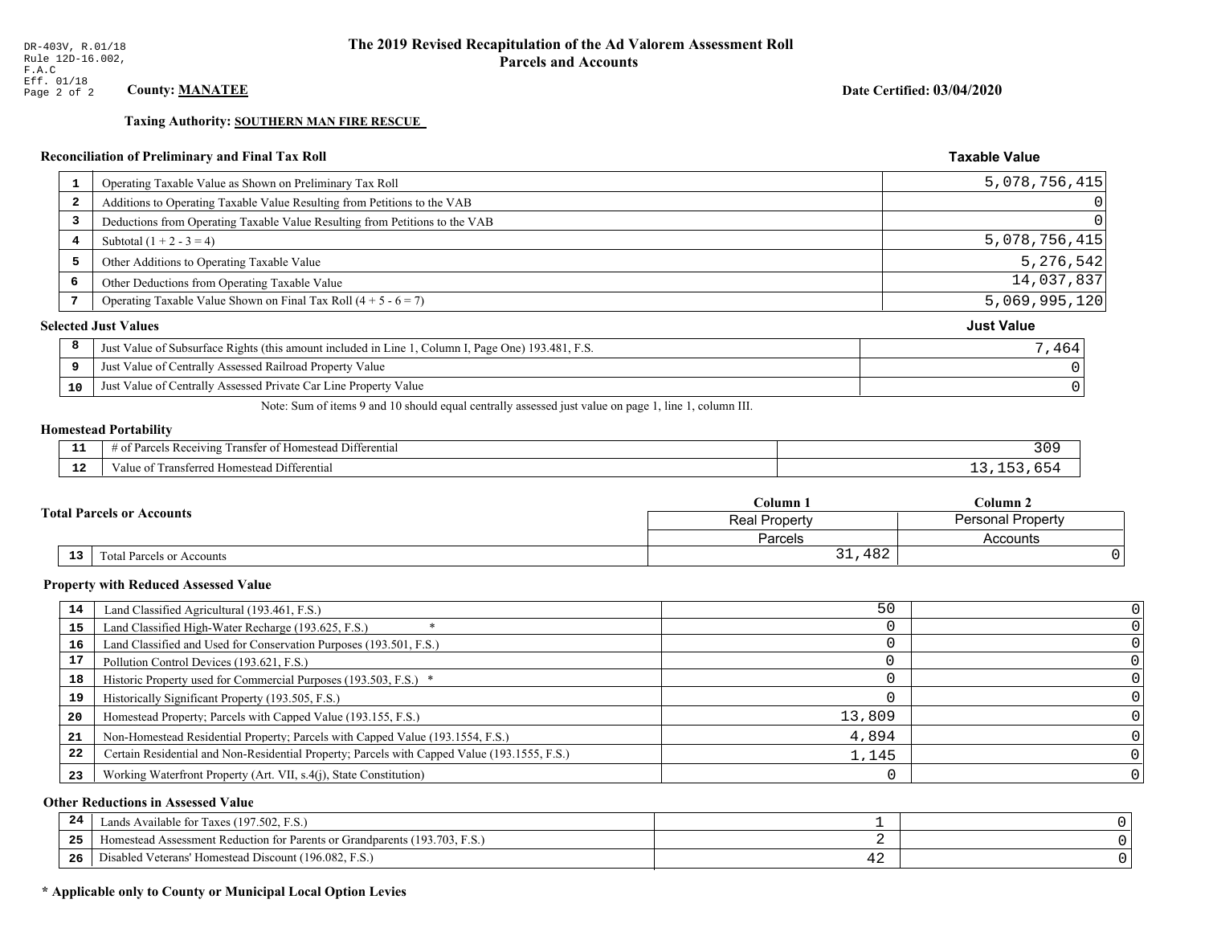DR-403V, R.01/18
Rule 12D-16.002,
F.A.C
Eff. 01/18

# The 2019 Revised Recapitulation of the Ad Valorem Assessment Roll
## Parcels and Accounts

**County: MANATEE**

**Date Certified: 03/04/2020**

**Taxing Authority: SOUTHERN MAN FIRE RESCUE**

### Reconciliation of Preliminary and Final Tax Roll

| | | Taxable Value |
|---|---|---|
| 1 | Operating Taxable Value as Shown on Preliminary Tax Roll | 5,078,756,415 |
| 2 | Additions to Operating Taxable Value Resulting from Petitions to the VAB | 0 |
| 3 | Deductions from Operating Taxable Value Resulting from Petitions to the VAB | 0 |
| 4 | Subtotal (1 + 2 - 3 = 4) | 5,078,756,415 |
| 5 | Other Additions to Operating Taxable Value | 5,276,542 |
| 6 | Other Deductions from Operating Taxable Value | 14,037,837 |
| 7 | Operating Taxable Value Shown on Final Tax Roll (4 + 5 - 6 = 7) | 5,069,995,120 |

### Selected Just Values

| | | Just Value |
|---|---|---|
| 8 | Just Value of Subsurface Rights (this amount included in Line 1, Column I, Page One) 193.481, F.S. | 7,464 |
| 9 | Just Value of Centrally Assessed Railroad Property Value | 0 |
| 10 | Just Value of Centrally Assessed Private Car Line Property Value | 0 |

Note: Sum of items 9 and 10 should equal centrally assessed just value on page 1, line 1, column III.

### Homestead Portability

| | | |
|---|---|---|
| 11 | # of Parcels Receiving Transfer of Homestead Differential | 309 |
| 12 | Value of Transferred Homestead Differential | 13,153,654 |

### Total Parcels or Accounts

| | | Column 1 | Column 2 |
|---|---|---|---|
| | | Real Property | Personal Property |
| | | Parcels | Accounts |
| 13 | Total Parcels or Accounts | 31,482 | 0 |

### Property with Reduced Assessed Value

| | | Column 1 | Column 2 |
|---|---|---|---|
| 14 | Land Classified Agricultural (193.461, F.S.) | 50 | 0 |
| 15 | Land Classified High-Water Recharge (193.625, F.S.) * | 0 | 0 |
| 16 | Land Classified and Used for Conservation Purposes (193.501, F.S.) | 0 | 0 |
| 17 | Pollution Control Devices (193.621, F.S.) | 0 | 0 |
| 18 | Historic Property used for Commercial Purposes (193.503, F.S.) * | 0 | 0 |
| 19 | Historically Significant Property (193.505, F.S.) | 0 | 0 |
| 20 | Homestead Property; Parcels with Capped Value (193.155, F.S.) | 13,809 | 0 |
| 21 | Non-Homestead Residential Property; Parcels with Capped Value (193.1554, F.S.) | 4,894 | 0 |
| 22 | Certain Residential and Non-Residential Property; Parcels with Capped Value (193.1555, F.S.) | 1,145 | 0 |
| 23 | Working Waterfront Property (Art. VII, s.4(j), State Constitution) | 0 | 0 |

### Other Reductions in Assessed Value

| | | Column 1 | Column 2 |
|---|---|---|---|
| 24 | Lands Available for Taxes (197.502, F.S.) | 1 | 0 |
| 25 | Homestead Assessment Reduction for Parents or Grandparents (193.703, F.S.) | 2 | 0 |
| 26 | Disabled Veterans' Homestead Discount (196.082, F.S.) | 42 | 0 |

**\* Applicable only to County or Municipal Local Option Levies**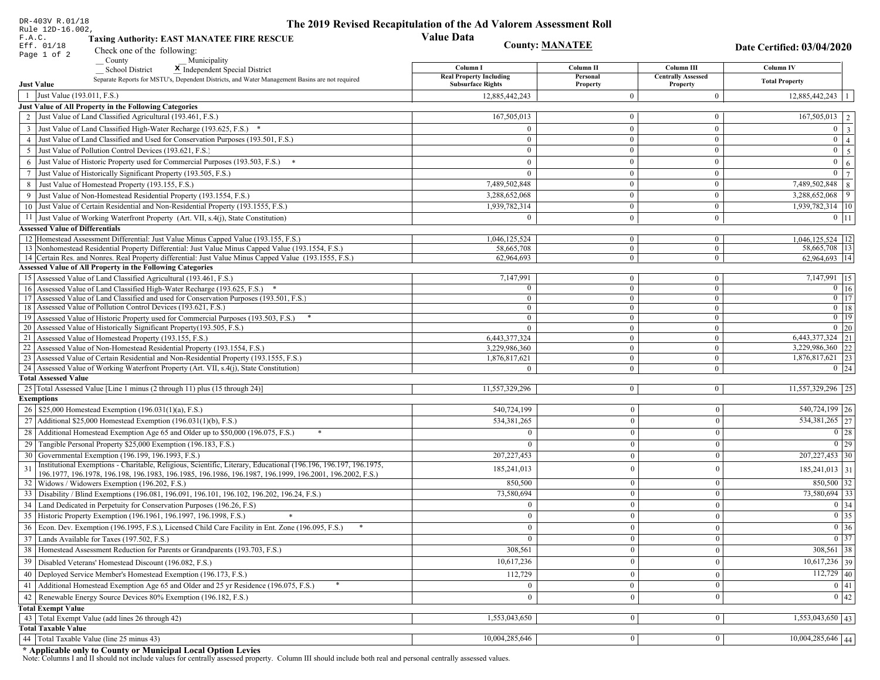DR-403V R.01/18
Rule 12D-16.002, F.A.C.
Eff. 01/18

# The 2019 Revised Recapitulation of the Ad Valorem Assessment Roll

## Value Data

**Taxing Authority: EAST MANATEE FIRE RESCUE**

**County: MANATEE**

**Date Certified: 03/04/2020**

Check one of the following:
__ County
__ Municipality
__ School District
X Independent Special District

Separate Reports for MSTU's, Dependent Districts, and Water Management Basins are not required

| | | Column I<br>Real Property Including Subsurface Rights | Column II<br>Personal Property | Column III<br>Centrally Assessed Property | Column IV<br>Total Property | |
|---|---|---|---|---|---|---|
| **Just Value** | | | | | | |
| 1 | Just Value (193.011, F.S.) | 12,885,442,243 | 0 | 0 | 12,885,442,243 | 1 |
| **Just Value of All Property in the Following Categories** | | | | | | |
| 2 | Just Value of Land Classified Agricultural (193.461, F.S.) | 167,505,013 | 0 | 0 | 167,505,013 | 2 |
| 3 | Just Value of Land Classified High-Water Recharge (193.625, F.S.) * | 0 | 0 | 0 | 0 | 3 |
| 4 | Just Value of Land Classified and Used for Conservation Purposes (193.501, F.S.) | 0 | 0 | 0 | 0 | 4 |
| 5 | Just Value of Pollution Control Devices (193.621, F.S.) | 0 | 0 | 0 | 0 | 5 |
| 6 | Just Value of Historic Property used for Commercial Purposes (193.503, F.S.) * | 0 | 0 | 0 | 0 | 6 |
| 7 | Just Value of Historically Significant Property (193.505, F.S.) | 0 | 0 | 0 | 0 | 7 |
| 8 | Just Value of Homestead Property (193.155, F.S.) | 7,489,502,848 | 0 | 0 | 7,489,502,848 | 8 |
| 9 | Just Value of Non-Homestead Residential Property (193.1554, F.S.) | 3,288,652,068 | 0 | 0 | 3,288,652,068 | 9 |
| 10 | Just Value of Certain Residential and Non-Residential Property (193.1555, F.S.) | 1,939,782,314 | 0 | 0 | 1,939,782,314 | 10 |
| 11 | Just Value of Working Waterfront Property (Art. VII, s.4(j), State Constitution) | 0 | 0 | 0 | 0 | 11 |
| **Assessed Value of Differentials** | | | | | | |
| 12 | Homestead Assessment Differential: Just Value Minus Capped Value (193.155, F.S.) | 1,046,125,524 | 0 | 0 | 1,046,125,524 | 12 |
| 13 | Nonhomestead Residential Property Differential: Just Value Minus Capped Value (193.1554, F.S.) | 58,665,708 | 0 | 0 | 58,665,708 | 13 |
| 14 | Certain Res. and Nonres. Real Property differential: Just Value Minus Capped Value (193.1555, F.S.) | 62,964,693 | 0 | 0 | 62,964,693 | 14 |
| **Assessed Value of All Property in the Following Categories** | | | | | | |
| 15 | Assessed Value of Land Classified Agricultural (193.461, F.S.) | 7,147,991 | 0 | 0 | 7,147,991 | 15 |
| 16 | Assessed Value of Land Classified High-Water Recharge (193.625, F.S.) * | 0 | 0 | 0 | 0 | 16 |
| 17 | Assessed Value of Land Classified and used for Conservation Purposes (193.501, F.S.) | 0 | 0 | 0 | 0 | 17 |
| 18 | Assessed Value of Pollution Control Devices (193.621, F.S.) | 0 | 0 | 0 | 0 | 18 |
| 19 | Assessed Value of Historic Property used for Commercial Purposes (193.503, F.S.) * | 0 | 0 | 0 | 0 | 19 |
| 20 | Assessed Value of Historically Significant Property(193.505, F.S.) | 0 | 0 | 0 | 0 | 20 |
| 21 | Assessed Value of Homestead Property (193.155, F.S.) | 6,443,377,324 | 0 | 0 | 6,443,377,324 | 21 |
| 22 | Assessed Value of Non-Homestead Residential Property (193.1554, F.S.) | 3,229,986,360 | 0 | 0 | 3,229,986,360 | 22 |
| 23 | Assessed Value of Certain Residential and Non-Residential Property (193.1555, F.S.) | 1,876,817,621 | 0 | 0 | 1,876,817,621 | 23 |
| 24 | Assessed Value of Working Waterfront Property (Art. VII, s.4(j), State Constitution) | 0 | 0 | 0 | 0 | 24 |
| **Total Assessed Value** | | | | | | |
| 25 | Total Assessed Value [Line 1 minus (2 through 11) plus (15 through 24)] | 11,557,329,296 | 0 | 0 | 11,557,329,296 | 25 |
| **Exemptions** | | | | | | |
| 26 | $25,000 Homestead Exemption (196.031(1)(a), F.S.) | 540,724,199 | 0 | 0 | 540,724,199 | 26 |
| 27 | Additional $25,000 Homestead Exemption (196.031(1)(b), F.S.) | 534,381,265 | 0 | 0 | 534,381,265 | 27 |
| 28 | Additional Homestead Exemption Age 65 and Older up to $50,000 (196.075, F.S.) * | 0 | 0 | 0 | 0 | 28 |
| 29 | Tangible Personal Property $25,000 Exemption (196.183, F.S.) | 0 | 0 | 0 | 0 | 29 |
| 30 | Governmental Exemption (196.199, 196.1993, F.S.) | 207,227,453 | 0 | 0 | 207,227,453 | 30 |
| 31 | Institutional Exemptions - Charitable, Religious, Scientific, Literary, Educational (196.196, 196.197, 196.1975, 196.1977, 196.1978, 196.198, 196.1983, 196.1985, 196.1986, 196.1987, 196.1999, 196.2001, 196.2002, F.S.) | 185,241,013 | 0 | 0 | 185,241,013 | 31 |
| 32 | Widows / Widowers Exemption (196.202, F.S.) | 850,500 | 0 | 0 | 850,500 | 32 |
| 33 | Disability / Blind Exemptions (196.081, 196.091, 196.101, 196.102, 196.202, 196.24, F.S.) | 73,580,694 | 0 | 0 | 73,580,694 | 33 |
| 34 | Land Dedicated in Perpetuity for Conservation Purposes (196.26, F.S) | 0 | 0 | 0 | 0 | 34 |
| 35 | Historic Property Exemption (196.1961, 196.1997, 196.1998, F.S.) * | 0 | 0 | 0 | 0 | 35 |
| 36 | Econ. Dev. Exemption (196.1995, F.S.), Licensed Child Care Facility in Ent. Zone (196.095, F.S.) * | 0 | 0 | 0 | 0 | 36 |
| 37 | Lands Available for Taxes (197.502, F.S.) | 0 | 0 | 0 | 0 | 37 |
| 38 | Homestead Assessment Reduction for Parents or Grandparents (193.703, F.S.) | 308,561 | 0 | 0 | 308,561 | 38 |
| 39 | Disabled Veterans' Homestead Discount (196.082, F.S.) | 10,617,236 | 0 | 0 | 10,617,236 | 39 |
| 40 | Deployed Service Member's Homestead Exemption (196.173, F.S.) | 112,729 | 0 | 0 | 112,729 | 40 |
| 41 | Additional Homestead Exemption Age 65 and Older and 25 yr Residence (196.075, F.S.) * | 0 | 0 | 0 | 0 | 41 |
| 42 | Renewable Energy Source Devices 80% Exemption (196.182, F.S.) | 0 | 0 | 0 | 0 | 42 |
| **Total Exempt Value** | | | | | | |
| 43 | Total Exempt Value (add lines 26 through 42) | 1,553,043,650 | 0 | 0 | 1,553,043,650 | 43 |
| **Total Taxable Value** | | | | | | |
| 44 | Total Taxable Value (line 25 minus 43) | 10,004,285,646 | 0 | 0 | 10,004,285,646 | 44 |

**\* Applicable only to County or Municipal Local Option Levies**

Note: Columns I and II should not include values for centrally assessed property. Column III should include both real and personal centrally assessed values.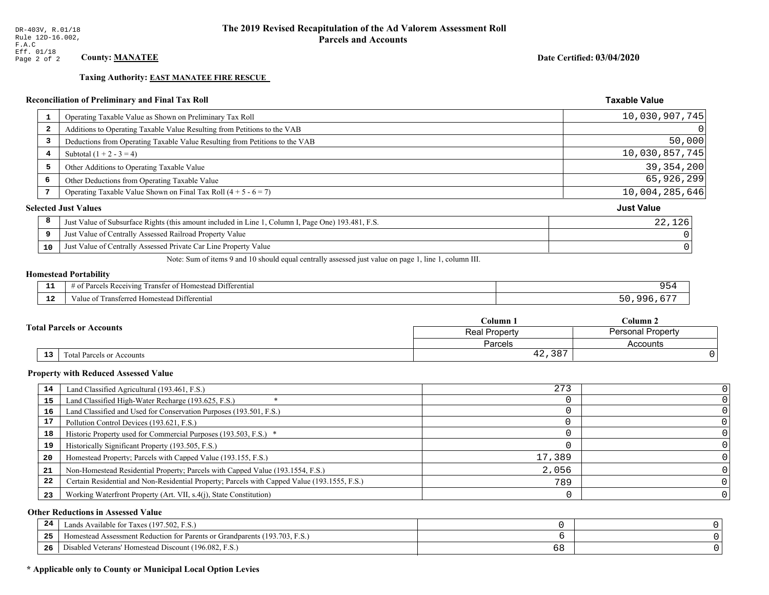DR-403V, R.01/18
Rule 12D-16.002, F.A.C
Eff. 01/18

# The 2019 Revised Recapitulation of the Ad Valorem Assessment Roll
## Parcels and Accounts

**County: MANATEE**

**Date Certified: 03/04/2020**

**Taxing Authority: EAST MANATEE FIRE RESCUE**

### Reconciliation of Preliminary and Final Tax Roll

| | | Taxable Value |
|---|---|---|
| 1 | Operating Taxable Value as Shown on Preliminary Tax Roll | 10,030,907,745 |
| 2 | Additions to Operating Taxable Value Resulting from Petitions to the VAB | 0 |
| 3 | Deductions from Operating Taxable Value Resulting from Petitions to the VAB | 50,000 |
| 4 | Subtotal (1 + 2 - 3 = 4) | 10,030,857,745 |
| 5 | Other Additions to Operating Taxable Value | 39,354,200 |
| 6 | Other Deductions from Operating Taxable Value | 65,926,299 |
| 7 | Operating Taxable Value Shown on Final Tax Roll (4 + 5 - 6 = 7) | 10,004,285,646 |

### Selected Just Values

| | | Just Value |
|---|---|---|
| 8 | Just Value of Subsurface Rights (this amount included in Line 1, Column I, Page One) 193.481, F.S. | 22,126 |
| 9 | Just Value of Centrally Assessed Railroad Property Value | 0 |
| 10 | Just Value of Centrally Assessed Private Car Line Property Value | 0 |

Note: Sum of items 9 and 10 should equal centrally assessed just value on page 1, line 1, column III.

### Homestead Portability

| | | |
|---|---|---|
| 11 | # of Parcels Receiving Transfer of Homestead Differential | 954 |
| 12 | Value of Transferred Homestead Differential | 50,996,677 |

### Total Parcels or Accounts

| | | Column 1 | Column 2 |
|---|---|---|---|
| | | Real Property | Personal Property |
| | | Parcels | Accounts |
| 13 | Total Parcels or Accounts | 42,387 | 0 |

### Property with Reduced Assessed Value

| | | Column 1 | Column 2 |
|---|---|---|---|
| 14 | Land Classified Agricultural (193.461, F.S.) | 273 | 0 |
| 15 | Land Classified High-Water Recharge (193.625, F.S.) * | 0 | 0 |
| 16 | Land Classified and Used for Conservation Purposes (193.501, F.S.) | 0 | 0 |
| 17 | Pollution Control Devices (193.621, F.S.) | 0 | 0 |
| 18 | Historic Property used for Commercial Purposes (193.503, F.S.) * | 0 | 0 |
| 19 | Historically Significant Property (193.505, F.S.) | 0 | 0 |
| 20 | Homestead Property; Parcels with Capped Value (193.155, F.S.) | 17,389 | 0 |
| 21 | Non-Homestead Residential Property; Parcels with Capped Value (193.1554, F.S.) | 2,056 | 0 |
| 22 | Certain Residential and Non-Residential Property; Parcels with Capped Value (193.1555, F.S.) | 789 | 0 |
| 23 | Working Waterfront Property (Art. VII, s.4(j), State Constitution) | 0 | 0 |

### Other Reductions in Assessed Value

| | | Column 1 | Column 2 |
|---|---|---|---|
| 24 | Lands Available for Taxes (197.502, F.S.) | 0 | 0 |
| 25 | Homestead Assessment Reduction for Parents or Grandparents (193.703, F.S.) | 6 | 0 |
| 26 | Disabled Veterans' Homestead Discount (196.082, F.S.) | 68 | 0 |

**\* Applicable only to County or Municipal Local Option Levies**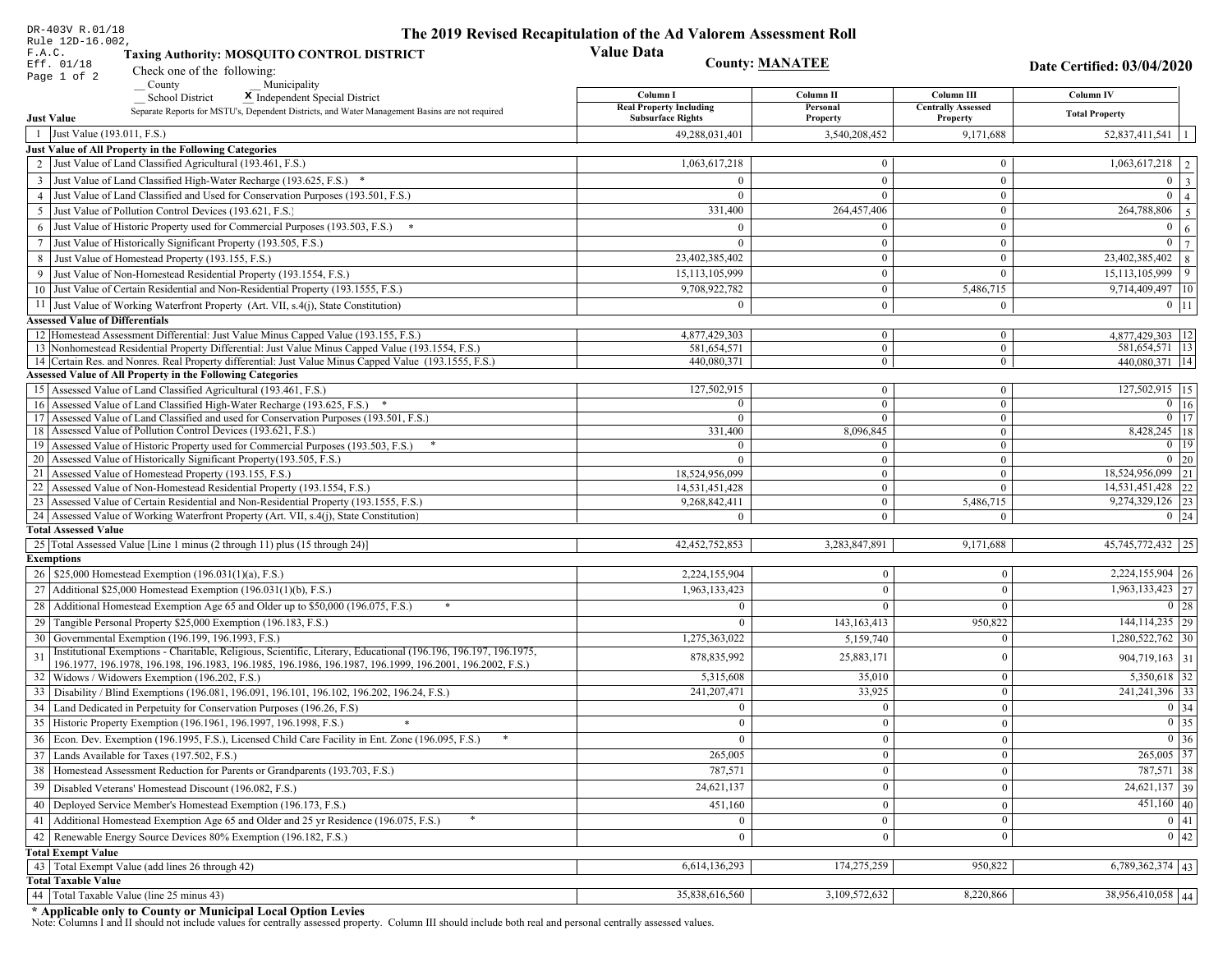DR-403V R.01/18
Rule 12D-16.002, F.A.C.
Eff. 01/18

# The 2019 Revised Recapitulation of the Ad Valorem Assessment Roll

## Value Data

**Taxing Authority: MOSQUITO CONTROL DISTRICT**

**County: MANATEE**

**Date Certified: 03/04/2020**

Check one of the following:
__ County __ Municipality
__ School District **X** Independent Special District

Separate Reports for MSTU's, Dependent Districts, and Water Management Basins are not required

| | Column I Real Property Including Subsurface Rights | Column II Personal Property | Column III Centrally Assessed Property | Column IV Total Property | |
|---|---|---|---|---|---|
| **Just Value** | | | | | |
| 1 Just Value (193.011, F.S.) | 49,288,031,401 | 3,540,208,452 | 9,171,688 | 52,837,411,541 | 1 |
| **Just Value of All Property in the Following Categories** | | | | | |
| 2 Just Value of Land Classified Agricultural (193.461, F.S.) | 1,063,617,218 | 0 | 0 | 1,063,617,218 | 2 |
| 3 Just Value of Land Classified High-Water Recharge (193.625, F.S.) * | 0 | 0 | 0 | 0 | 3 |
| 4 Just Value of Land Classified and Used for Conservation Purposes (193.501, F.S.) | 0 | 0 | 0 | 0 | 4 |
| 5 Just Value of Pollution Control Devices (193.621, F.S.) | 331,400 | 264,457,406 | 0 | 264,788,806 | 5 |
| 6 Just Value of Historic Property used for Commercial Purposes (193.503, F.S.) * | 0 | 0 | 0 | 0 | 6 |
| 7 Just Value of Historically Significant Property (193.505, F.S.) | 0 | 0 | 0 | 0 | 7 |
| 8 Just Value of Homestead Property (193.155, F.S.) | 23,402,385,402 | 0 | 0 | 23,402,385,402 | 8 |
| 9 Just Value of Non-Homestead Residential Property (193.1554, F.S.) | 15,113,105,999 | 0 | 0 | 15,113,105,999 | 9 |
| 10 Just Value of Certain Residential and Non-Residential Property (193.1555, F.S.) | 9,708,922,782 | 0 | 5,486,715 | 9,714,409,497 | 10 |
| 11 Just Value of Working Waterfront Property (Art. VII, s.4(j), State Constitution) | 0 | 0 | 0 | 0 | 11 |
| **Assessed Value of Differentials** | | | | | |
| 12 Homestead Assessment Differential: Just Value Minus Capped Value (193.155, F.S.) | 4,877,429,303 | 0 | 0 | 4,877,429,303 | 12 |
| 13 Nonhomestead Residential Property Differential: Just Value Minus Capped Value (193.1554, F.S.) | 581,654,571 | 0 | 0 | 581,654,571 | 13 |
| 14 Certain Res. and Nonres. Real Property differential: Just Value Minus Capped Value (193.1555, F.S.) | 440,080,371 | 0 | 0 | 440,080,371 | 14 |
| **Assessed Value of All Property in the Following Categories** | | | | | |
| 15 Assessed Value of Land Classified Agricultural (193.461, F.S.) | 127,502,915 | 0 | 0 | 127,502,915 | 15 |
| 16 Assessed Value of Land Classified High-Water Recharge (193.625, F.S.) * | 0 | 0 | 0 | 0 | 16 |
| 17 Assessed Value of Land Classified and used for Conservation Purposes (193.501, F.S.) | 0 | 0 | 0 | 0 | 17 |
| 18 Assessed Value of Pollution Control Devices (193.621, F.S.) | 331,400 | 8,096,845 | 0 | 8,428,245 | 18 |
| 19 Assessed Value of Historic Property used for Commercial Purposes (193.503, F.S.) * | 0 | 0 | 0 | 0 | 19 |
| 20 Assessed Value of Historically Significant Property(193.505, F.S.) | 0 | 0 | 0 | 0 | 20 |
| 21 Assessed Value of Homestead Property (193.155, F.S.) | 18,524,956,099 | 0 | 0 | 18,524,956,099 | 21 |
| 22 Assessed Value of Non-Homestead Residential Property (193.1554, F.S.) | 14,531,451,428 | 0 | 0 | 14,531,451,428 | 22 |
| 23 Assessed Value of Certain Residential and Non-Residential Property (193.1555, F.S.) | 9,268,842,411 | 0 | 5,486,715 | 9,274,329,126 | 23 |
| 24 Assessed Value of Working Waterfront Property (Art. VII, s.4(j), State Constitution) | 0 | 0 | 0 | 0 | 24 |
| **Total Assessed Value** | | | | | |
| 25 Total Assessed Value [Line 1 minus (2 through 11) plus (15 through 24)] | 42,452,752,853 | 3,283,847,891 | 9,171,688 | 45,745,772,432 | 25 |
| **Exemptions** | | | | | |
| 26 $25,000 Homestead Exemption (196.031(1)(a), F.S.) | 2,224,155,904 | 0 | 0 | 2,224,155,904 | 26 |
| 27 Additional $25,000 Homestead Exemption (196.031(1)(b), F.S.) | 1,963,133,423 | 0 | 0 | 1,963,133,423 | 27 |
| 28 Additional Homestead Exemption Age 65 and Older up to $50,000 (196.075, F.S.) * | 0 | 0 | 0 | 0 | 28 |
| 29 Tangible Personal Property $25,000 Exemption (196.183, F.S.) | 0 | 143,163,413 | 950,822 | 144,114,235 | 29 |
| 30 Governmental Exemption (196.199, 196.1993, F.S.) | 1,275,363,022 | 5,159,740 | 0 | 1,280,522,762 | 30 |
| 31 Institutional Exemptions - Charitable, Religious, Scientific, Literary, Educational (196.196, 196.197, 196.1975, 196.1977, 196.1978, 196.198, 196.1983, 196.1985, 196.1986, 196.1987, 196.1999, 196.2001, 196.2002, F.S.) | 878,835,992 | 25,883,171 | 0 | 904,719,163 | 31 |
| 32 Widows / Widowers Exemption (196.202, F.S.) | 5,315,608 | 35,010 | 0 | 5,350,618 | 32 |
| 33 Disability / Blind Exemptions (196.081, 196.091, 196.101, 196.102, 196.202, 196.24, F.S.) | 241,207,471 | 33,925 | 0 | 241,241,396 | 33 |
| 34 Land Dedicated in Perpetuity for Conservation Purposes (196.26, F.S) | 0 | 0 | 0 | 0 | 34 |
| 35 Historic Property Exemption (196.1961, 196.1997, 196.1998, F.S.) * | 0 | 0 | 0 | 0 | 35 |
| 36 Econ. Dev. Exemption (196.1995, F.S.), Licensed Child Care Facility in Ent. Zone (196.095, F.S.) * | 0 | 0 | 0 | 0 | 36 |
| 37 Lands Available for Taxes (197.502, F.S.) | 265,005 | 0 | 0 | 265,005 | 37 |
| 38 Homestead Assessment Reduction for Parents or Grandparents (193.703, F.S.) | 787,571 | 0 | 0 | 787,571 | 38 |
| 39 Disabled Veterans' Homestead Discount (196.082, F.S.) | 24,621,137 | 0 | 0 | 24,621,137 | 39 |
| 40 Deployed Service Member's Homestead Exemption (196.173, F.S.) | 451,160 | 0 | 0 | 451,160 | 40 |
| 41 Additional Homestead Exemption Age 65 and Older and 25 yr Residence (196.075, F.S.) * | 0 | 0 | 0 | 0 | 41 |
| 42 Renewable Energy Source Devices 80% Exemption (196.182, F.S.) | 0 | 0 | 0 | 0 | 42 |
| **Total Exempt Value** | | | | | |
| 43 Total Exempt Value (add lines 26 through 42) | 6,614,136,293 | 174,275,259 | 950,822 | 6,789,362,374 | 43 |
| **Total Taxable Value** | | | | | |
| 44 Total Taxable Value (line 25 minus 43) | 35,838,616,560 | 3,109,572,632 | 8,220,866 | 38,956,410,058 | 44 |

**\* Applicable only to County or Municipal Local Option Levies**

Note: Columns I and II should not include values for centrally assessed property. Column III should include both real and personal centrally assessed values.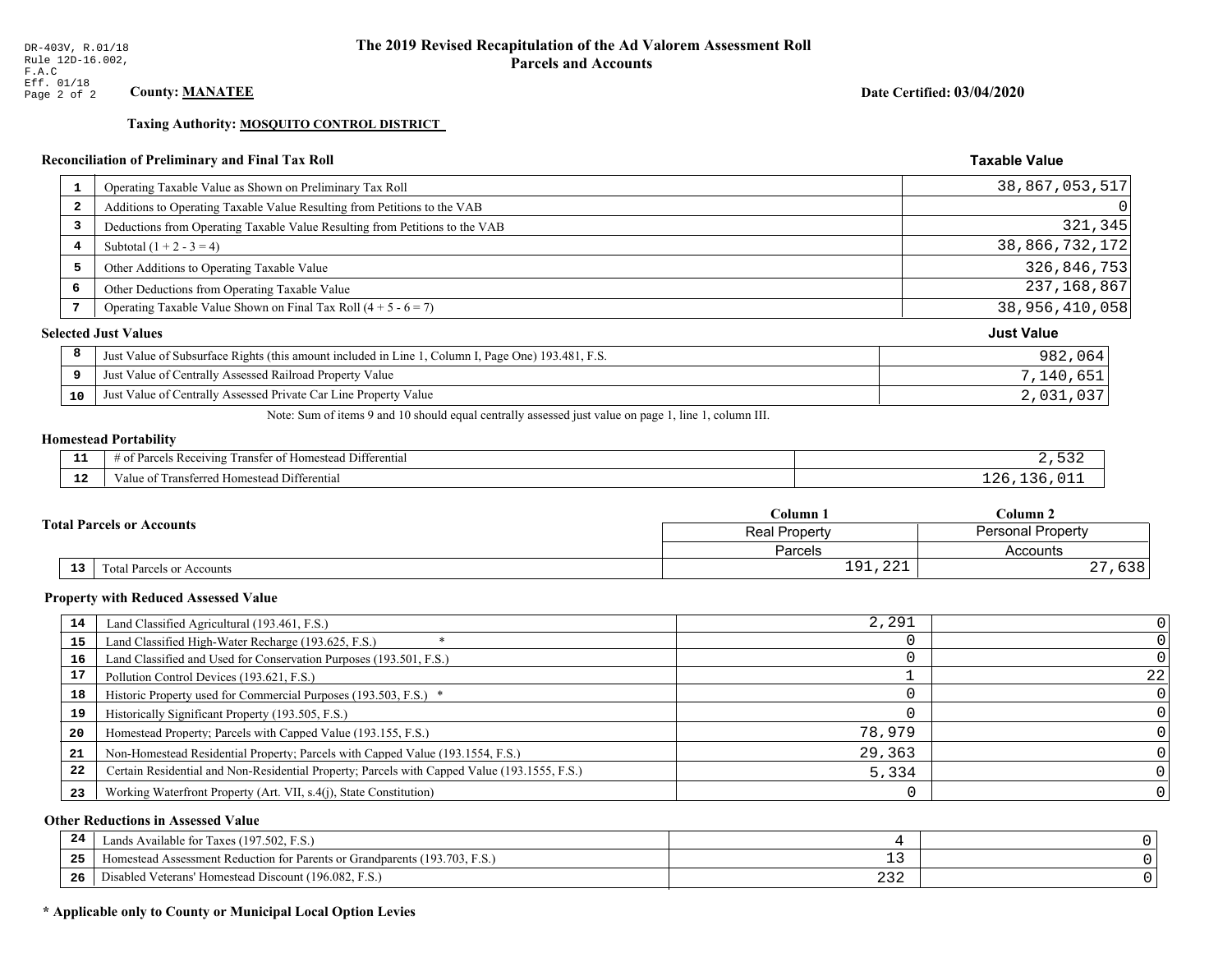DR-403V, R.01/18
Rule 12D-16.002, F.A.C
Eff. 01/18

# The 2019 Revised Recapitulation of the Ad Valorem Assessment Roll
## Parcels and Accounts

**County: MANATEE**

**Date Certified: 03/04/2020**

**Taxing Authority: MOSQUITO CONTROL DISTRICT**

### Reconciliation of Preliminary and Final Tax Roll

| # | Description | Taxable Value |
|---|---|---|
| 1 | Operating Taxable Value as Shown on Preliminary Tax Roll | 38,867,053,517 |
| 2 | Additions to Operating Taxable Value Resulting from Petitions to the VAB | 0 |
| 3 | Deductions from Operating Taxable Value Resulting from Petitions to the VAB | 321,345 |
| 4 | Subtotal (1 + 2 - 3 = 4) | 38,866,732,172 |
| 5 | Other Additions to Operating Taxable Value | 326,846,753 |
| 6 | Other Deductions from Operating Taxable Value | 237,168,867 |
| 7 | Operating Taxable Value Shown on Final Tax Roll (4 + 5 - 6 = 7) | 38,956,410,058 |

### Selected Just Values

| # | Description | Just Value |
|---|---|---|
| 8 | Just Value of Subsurface Rights (this amount included in Line 1, Column I, Page One) 193.481, F.S. | 982,064 |
| 9 | Just Value of Centrally Assessed Railroad Property Value | 7,140,651 |
| 10 | Just Value of Centrally Assessed Private Car Line Property Value | 2,031,037 |

Note: Sum of items 9 and 10 should equal centrally assessed just value on page 1, line 1, column III.

### Homestead Portability

| # | Description | Value |
|---|---|---|
| 11 | # of Parcels Receiving Transfer of Homestead Differential | 2,532 |
| 12 | Value of Transferred Homestead Differential | 126,136,011 |

### Total Parcels or Accounts

| # | Description | Column 1 Real Property Parcels | Column 2 Personal Property Accounts |
|---|---|---|---|
| 13 | Total Parcels or Accounts | 191,221 | 27,638 |

### Property with Reduced Assessed Value

| # | Description | Column 1 | Column 2 |
|---|---|---|---|
| 14 | Land Classified Agricultural (193.461, F.S.) | 2,291 | 0 |
| 15 | Land Classified High-Water Recharge (193.625, F.S.) * | 0 | 0 |
| 16 | Land Classified and Used for Conservation Purposes (193.501, F.S.) | 0 | 0 |
| 17 | Pollution Control Devices (193.621, F.S.) | 1 | 22 |
| 18 | Historic Property used for Commercial Purposes (193.503, F.S.) * | 0 | 0 |
| 19 | Historically Significant Property (193.505, F.S.) | 0 | 0 |
| 20 | Homestead Property; Parcels with Capped Value (193.155, F.S.) | 78,979 | 0 |
| 21 | Non-Homestead Residential Property; Parcels with Capped Value (193.1554, F.S.) | 29,363 | 0 |
| 22 | Certain Residential and Non-Residential Property; Parcels with Capped Value (193.1555, F.S.) | 5,334 | 0 |
| 23 | Working Waterfront Property (Art. VII, s.4(j), State Constitution) | 0 | 0 |

### Other Reductions in Assessed Value

| # | Description | Column 1 | Column 2 |
|---|---|---|---|
| 24 | Lands Available for Taxes (197.502, F.S.) | 4 | 0 |
| 25 | Homestead Assessment Reduction for Parents or Grandparents (193.703, F.S.) | 13 | 0 |
| 26 | Disabled Veterans' Homestead Discount (196.082, F.S.) | 232 | 0 |

**\* Applicable only to County or Municipal Local Option Levies**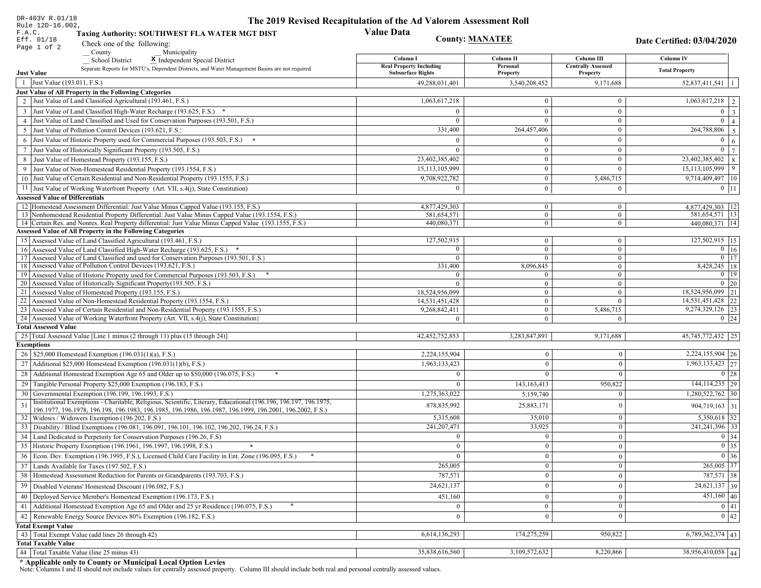DR-403V R.01/18
Rule 12D-16.002, F.A.C.
Eff. 01/18

# The 2019 Revised Recapitulation of the Ad Valorem Assessment Roll Value Data

**Taxing Authority: SOUTHWEST FLA WATER MGT DIST**

**County: MANATEE**

**Date Certified: 03/04/2020**

Check one of the following:
__ County  __ Municipality
__ School District  **X** Independent Special District

Separate Reports for MSTU's, Dependent Districts, and Water Management Basins are not required

| | Column I Real Property Including Subsurface Rights | Column II Personal Property | Column III Centrally Assessed Property | Column IV Total Property | |
|---|---|---|---|---|---|
| **Just Value** | | | | | |
| 1 Just Value (193.011, F.S.) | 49,288,031,401 | 3,540,208,452 | 9,171,688 | 52,837,411,541 | 1 |
| **Just Value of All Property in the Following Categories** | | | | | |
| 2 Just Value of Land Classified Agricultural (193.461, F.S.) | 1,063,617,218 | 0 | 0 | 1,063,617,218 | 2 |
| 3 Just Value of Land Classified High-Water Recharge (193.625, F.S.) * | 0 | 0 | 0 | 0 | 3 |
| 4 Just Value of Land Classified and Used for Conservation Purposes (193.501, F.S.) | 0 | 0 | 0 | 0 | 4 |
| 5 Just Value of Pollution Control Devices (193.621, F.S.) | 331,400 | 264,457,406 | 0 | 264,788,806 | 5 |
| 6 Just Value of Historic Property used for Commercial Purposes (193.503, F.S.) * | 0 | 0 | 0 | 0 | 6 |
| 7 Just Value of Historically Significant Property (193.505, F.S.) | 0 | 0 | 0 | 0 | 7 |
| 8 Just Value of Homestead Property (193.155, F.S.) | 23,402,385,402 | 0 | 0 | 23,402,385,402 | 8 |
| 9 Just Value of Non-Homestead Residential Property (193.1554, F.S.) | 15,113,105,999 | 0 | 0 | 15,113,105,999 | 9 |
| 10 Just Value of Certain Residential and Non-Residential Property (193.1555, F.S.) | 9,708,922,782 | 0 | 5,486,715 | 9,714,409,497 | 10 |
| 11 Just Value of Working Waterfront Property (Art. VII, s.4(j), State Constitution) | 0 | 0 | 0 | 0 | 11 |
| **Assessed Value of Differentials** | | | | | |
| 12 Homestead Assessment Differential: Just Value Minus Capped Value (193.155, F.S.) | 4,877,429,303 | 0 | 0 | 4,877,429,303 | 12 |
| 13 Nonhomestead Residential Property Differential: Just Value Minus Capped Value (193.1554, F.S.) | 581,654,571 | 0 | 0 | 581,654,571 | 13 |
| 14 Certain Res. and Nonres. Real Property differential: Just Value Minus Capped Value (193.1555, F.S.) | 440,080,371 | 0 | 0 | 440,080,371 | 14 |
| **Assessed Value of All Property in the Following Categories** | | | | | |
| 15 Assessed Value of Land Classified Agricultural (193.461, F.S.) | 127,502,915 | 0 | 0 | 127,502,915 | 15 |
| 16 Assessed Value of Land Classified High-Water Recharge (193.625, F.S.) * | 0 | 0 | 0 | 0 | 16 |
| 17 Assessed Value of Land Classified and used for Conservation Purposes (193.501, F.S.) | 0 | 0 | 0 | 0 | 17 |
| 18 Assessed Value of Pollution Control Devices (193.621, F.S.) | 331,400 | 8,096,845 | 0 | 8,428,245 | 18 |
| 19 Assessed Value of Historic Property used for Commercial Purposes (193.503, F.S.) * | 0 | 0 | 0 | 0 | 19 |
| 20 Assessed Value of Historically Significant Property(193.505, F.S.) | 0 | 0 | 0 | 0 | 20 |
| 21 Assessed Value of Homestead Property (193.155, F.S.) | 18,524,956,099 | 0 | 0 | 18,524,956,099 | 21 |
| 22 Assessed Value of Non-Homestead Residential Property (193.1554, F.S.) | 14,531,451,428 | 0 | 0 | 14,531,451,428 | 22 |
| 23 Assessed Value of Certain Residential and Non-Residential Property (193.1555, F.S.) | 9,268,842,411 | 0 | 5,486,715 | 9,274,329,126 | 23 |
| 24 Assessed Value of Working Waterfront Property (Art. VII, s.4(j), State Constitution) | 0 | 0 | 0 | 0 | 24 |
| **Total Assessed Value** | | | | | |
| 25 Total Assessed Value [Line 1 minus (2 through 11) plus (15 through 24)] | 42,452,752,853 | 3,283,847,891 | 9,171,688 | 45,745,772,432 | 25 |
| **Exemptions** | | | | | |
| 26 $25,000 Homestead Exemption (196.031(1)(a), F.S.) | 2,224,155,904 | 0 | 0 | 2,224,155,904 | 26 |
| 27 Additional $25,000 Homestead Exemption (196.031(1)(b), F.S.) | 1,963,133,423 | 0 | 0 | 1,963,133,423 | 27 |
| 28 Additional Homestead Exemption Age 65 and Older up to $50,000 (196.075, F.S.) * | 0 | 0 | 0 | 0 | 28 |
| 29 Tangible Personal Property $25,000 Exemption (196.183, F.S.) | 0 | 143,163,413 | 950,822 | 144,114,235 | 29 |
| 30 Governmental Exemption (196.199, 196.1993, F.S.) | 1,275,363,022 | 5,159,740 | 0 | 1,280,522,762 | 30 |
| 31 Institutional Exemptions - Charitable, Religious, Scientific, Literary, Educational (196.196, 196.197, 196.1975, 196.1977, 196.1978, 196.198, 196.1983, 196.1985, 196.1986, 196.1987, 196.1999, 196.2001, 196.2002, F.S.) | 878,835,992 | 25,883,171 | 0 | 904,719,163 | 31 |
| 32 Widows / Widowers Exemption (196.202, F.S.) | 5,315,608 | 35,010 | 0 | 5,350,618 | 32 |
| 33 Disability / Blind Exemptions (196.081, 196.091, 196.101, 196.102, 196.202, 196.24, F.S.) | 241,207,471 | 33,925 | 0 | 241,241,396 | 33 |
| 34 Land Dedicated in Perpetuity for Conservation Purposes (196.26, F.S) | 0 | 0 | 0 | 0 | 34 |
| 35 Historic Property Exemption (196.1961, 196.1997, 196.1998, F.S.) * | 0 | 0 | 0 | 0 | 35 |
| 36 Econ. Dev. Exemption (196.1995, F.S.), Licensed Child Care Facility in Ent. Zone (196.095, F.S.) * | 0 | 0 | 0 | 0 | 36 |
| 37 Lands Available for Taxes (197.502, F.S.) | 265,005 | 0 | 0 | 265,005 | 37 |
| 38 Homestead Assessment Reduction for Parents or Grandparents (193.703, F.S.) | 787,571 | 0 | 0 | 787,571 | 38 |
| 39 Disabled Veterans' Homestead Discount (196.082, F.S.) | 24,621,137 | 0 | 0 | 24,621,137 | 39 |
| 40 Deployed Service Member's Homestead Exemption (196.173, F.S.) | 451,160 | 0 | 0 | 451,160 | 40 |
| 41 Additional Homestead Exemption Age 65 and Older and 25 yr Residence (196.075, F.S.) * | 0 | 0 | 0 | 0 | 41 |
| 42 Renewable Energy Source Devices 80% Exemption (196.182, F.S.) | 0 | 0 | 0 | 0 | 42 |
| **Total Exempt Value** | | | | | |
| 43 Total Exempt Value (add lines 26 through 42) | 6,614,136,293 | 174,275,259 | 950,822 | 6,789,362,374 | 43 |
| **Total Taxable Value** | | | | | |
| 44 Total Taxable Value (line 25 minus 43) | 35,838,616,560 | 3,109,572,632 | 8,220,866 | 38,956,410,058 | 44 |

**\* Applicable only to County or Municipal Local Option Levies**

Note: Columns I and II should not include values for centrally assessed property. Column III should include both real and personal centrally assessed values.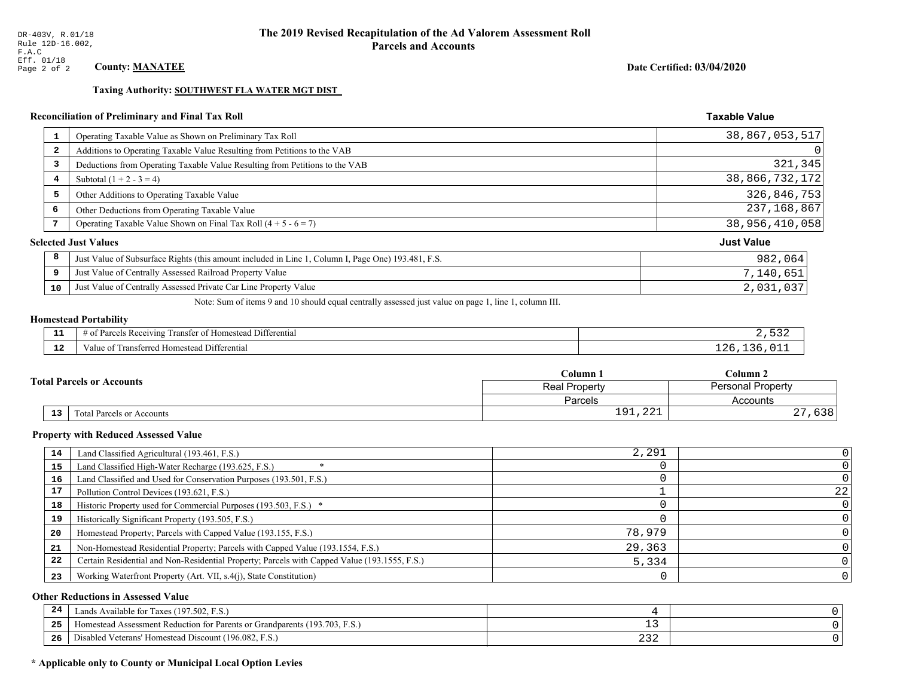DR-403V, R.01/18
Rule 12D-16.002, F.A.C
Eff. 01/18

# The 2019 Revised Recapitulation of the Ad Valorem Assessment Roll
## Parcels and Accounts

**County: MANATEE**

**Date Certified: 03/04/2020**

**Taxing Authority: SOUTHWEST FLA WATER MGT DIST**

### Reconciliation of Preliminary and Final Tax Roll

| | | Taxable Value |
|---|---|---|
| 1 | Operating Taxable Value as Shown on Preliminary Tax Roll | 38,867,053,517 |
| 2 | Additions to Operating Taxable Value Resulting from Petitions to the VAB | 0 |
| 3 | Deductions from Operating Taxable Value Resulting from Petitions to the VAB | 321,345 |
| 4 | Subtotal (1 + 2 - 3 = 4) | 38,866,732,172 |
| 5 | Other Additions to Operating Taxable Value | 326,846,753 |
| 6 | Other Deductions from Operating Taxable Value | 237,168,867 |
| 7 | Operating Taxable Value Shown on Final Tax Roll (4 + 5 - 6 = 7) | 38,956,410,058 |

### Selected Just Values

| | | Just Value |
|---|---|---|
| 8 | Just Value of Subsurface Rights (this amount included in Line 1, Column I, Page One) 193.481, F.S. | 982,064 |
| 9 | Just Value of Centrally Assessed Railroad Property Value | 7,140,651 |
| 10 | Just Value of Centrally Assessed Private Car Line Property Value | 2,031,037 |

Note: Sum of items 9 and 10 should equal centrally assessed just value on page 1, line 1, column III.

### Homestead Portability

| | | |
|---|---|---|
| 11 | # of Parcels Receiving Transfer of Homestead Differential | 2,532 |
| 12 | Value of Transferred Homestead Differential | 126,136,011 |

### Total Parcels or Accounts

| | | Column 1 | Column 2 |
|---|---|---|---|
| | | Real Property | Personal Property |
| | | Parcels | Accounts |
| 13 | Total Parcels or Accounts | 191,221 | 27,638 |

### Property with Reduced Assessed Value

| | | Column 1 | Column 2 |
|---|---|---|---|
| 14 | Land Classified Agricultural (193.461, F.S.) | 2,291 | 0 |
| 15 | Land Classified High-Water Recharge (193.625, F.S.) * | 0 | 0 |
| 16 | Land Classified and Used for Conservation Purposes (193.501, F.S.) | 0 | 0 |
| 17 | Pollution Control Devices (193.621, F.S.) | 1 | 22 |
| 18 | Historic Property used for Commercial Purposes (193.503, F.S.) * | 0 | 0 |
| 19 | Historically Significant Property (193.505, F.S.) | 0 | 0 |
| 20 | Homestead Property; Parcels with Capped Value (193.155, F.S.) | 78,979 | 0 |
| 21 | Non-Homestead Residential Property; Parcels with Capped Value (193.1554, F.S.) | 29,363 | 0 |
| 22 | Certain Residential and Non-Residential Property; Parcels with Capped Value (193.1555, F.S.) | 5,334 | 0 |
| 23 | Working Waterfront Property (Art. VII, s.4(j), State Constitution) | 0 | 0 |

### Other Reductions in Assessed Value

| | | Column 1 | Column 2 |
|---|---|---|---|
| 24 | Lands Available for Taxes (197.502, F.S.) | 4 | 0 |
| 25 | Homestead Assessment Reduction for Parents or Grandparents (193.703, F.S.) | 13 | 0 |
| 26 | Disabled Veterans' Homestead Discount (196.082, F.S.) | 232 | 0 |

**\* Applicable only to County or Municipal Local Option Levies**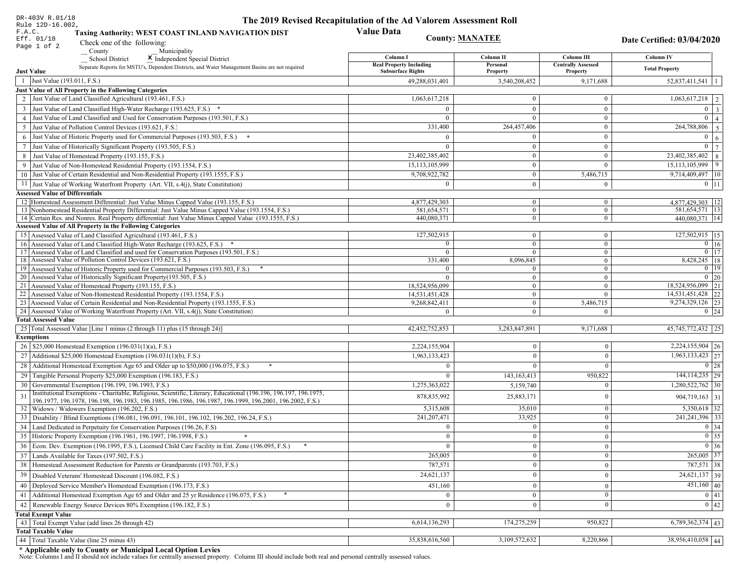DR-403V R.01/18
Rule 12D-16.002,
F.A.C.
Eff. 01/18

# The 2019 Revised Recapitulation of the Ad Valorem Assessment Roll

## Value Data

**Taxing Authority: WEST COAST INLAND NAVIGATION DIST**

**County: MANATEE**

**Date Certified: 03/04/2020**

Check one of the following:
__ County __ Municipality
__ School District **X** Independent Special District

Separate Reports for MSTU's, Dependent Districts, and Water Management Basins are not required

| | Column I Real Property Including Subsurface Rights | Column II Personal Property | Column III Centrally Assessed Property | Column IV Total Property | |
|---|---|---|---|---|---|
| **Just Value** | | | | | |
| 1 Just Value (193.011, F.S.) | 49,288,031,401 | 3,540,208,452 | 9,171,688 | 52,837,411,541 | 1 |
| **Just Value of All Property in the Following Categories** | | | | | |
| 2 Just Value of Land Classified Agricultural (193.461, F.S.) | 1,063,617,218 | 0 | 0 | 1,063,617,218 | 2 |
| 3 Just Value of Land Classified High-Water Recharge (193.625, F.S.) * | 0 | 0 | 0 | 0 | 3 |
| 4 Just Value of Land Classified and Used for Conservation Purposes (193.501, F.S.) | 0 | 0 | 0 | 0 | 4 |
| 5 Just Value of Pollution Control Devices (193.621, F.S.) | 331,400 | 264,457,406 | 0 | 264,788,806 | 5 |
| 6 Just Value of Historic Property used for Commercial Purposes (193.503, F.S.) * | 0 | 0 | 0 | 0 | 6 |
| 7 Just Value of Historically Significant Property (193.505, F.S.) | 0 | 0 | 0 | 0 | 7 |
| 8 Just Value of Homestead Property (193.155, F.S.) | 23,402,385,402 | 0 | 0 | 23,402,385,402 | 8 |
| 9 Just Value of Non-Homestead Residential Property (193.1554, F.S.) | 15,113,105,999 | 0 | 0 | 15,113,105,999 | 9 |
| 10 Just Value of Certain Residential and Non-Residential Property (193.1555, F.S.) | 9,708,922,782 | 0 | 5,486,715 | 9,714,409,497 | 10 |
| 11 Just Value of Working Waterfront Property (Art. VII, s.4(j), State Constitution) | 0 | 0 | 0 | 0 | 11 |
| **Assessed Value of Differentials** | | | | | |
| 12 Homestead Assessment Differential: Just Value Minus Capped Value (193.155, F.S.) | 4,877,429,303 | 0 | 0 | 4,877,429,303 | 12 |
| 13 Nonhomestead Residential Property Differential: Just Value Minus Capped Value (193.1554, F.S.) | 581,654,571 | 0 | 0 | 581,654,571 | 13 |
| 14 Certain Res. and Nonres. Real Property differential: Just Value Minus Capped Value (193.1555, F.S.) | 440,080,371 | 0 | 0 | 440,080,371 | 14 |
| **Assessed Value of All Property in the Following Categories** | | | | | |
| 15 Assessed Value of Land Classified Agricultural (193.461, F.S.) | 127,502,915 | 0 | 0 | 127,502,915 | 15 |
| 16 Assessed Value of Land Classified High-Water Recharge (193.625, F.S.) * | 0 | 0 | 0 | 0 | 16 |
| 17 Assessed Value of Land Classified and used for Conservation Purposes (193.501, F.S.) | 0 | 0 | 0 | 0 | 17 |
| 18 Assessed Value of Pollution Control Devices (193.621, F.S.) | 331,400 | 8,096,845 | 0 | 8,428,245 | 18 |
| 19 Assessed Value of Historic Property used for Commercial Purposes (193.503, F.S.) * | 0 | 0 | 0 | 0 | 19 |
| 20 Assessed Value of Historically Significant Property(193.505, F.S.) | 0 | 0 | 0 | 0 | 20 |
| 21 Assessed Value of Homestead Property (193.155, F.S.) | 18,524,956,099 | 0 | 0 | 18,524,956,099 | 21 |
| 22 Assessed Value of Non-Homestead Residential Property (193.1554, F.S.) | 14,531,451,428 | 0 | 0 | 14,531,451,428 | 22 |
| 23 Assessed Value of Certain Residential and Non-Residential Property (193.1555, F.S.) | 9,268,842,411 | 0 | 5,486,715 | 9,274,329,126 | 23 |
| 24 Assessed Value of Working Waterfront Property (Art. VII, s.4(j), State Constitution) | 0 | 0 | 0 | 0 | 24 |
| **Total Assessed Value** | | | | | |
| 25 Total Assessed Value [Line 1 minus (2 through 11) plus (15 through 24)] | 42,452,752,853 | 3,283,847,891 | 9,171,688 | 45,745,772,432 | 25 |
| **Exemptions** | | | | | |
| 26 $25,000 Homestead Exemption (196.031(1)(a), F.S.) | 2,224,155,904 | 0 | 0 | 2,224,155,904 | 26 |
| 27 Additional $25,000 Homestead Exemption (196.031(1)(b), F.S.) | 1,963,133,423 | 0 | 0 | 1,963,133,423 | 27 |
| 28 Additional Homestead Exemption Age 65 and Older up to $50,000 (196.075, F.S.) * | 0 | 0 | 0 | 0 | 28 |
| 29 Tangible Personal Property $25,000 Exemption (196.183, F.S.) | 0 | 143,163,413 | 950,822 | 144,114,235 | 29 |
| 30 Governmental Exemption (196.199, 196.1993, F.S.) | 1,275,363,022 | 5,159,740 | 0 | 1,280,522,762 | 30 |
| 31 Institutional Exemptions - Charitable, Religious, Scientific, Literary, Educational (196.196, 196.197, 196.1975, 196.1977, 196.1978, 196.198, 196.1983, 196.1985, 196.1986, 196.1987, 196.1999, 196.2001, 196.2002, F.S.) | 878,835,992 | 25,883,171 | 0 | 904,719,163 | 31 |
| 32 Widows / Widowers Exemption (196.202, F.S.) | 5,315,608 | 35,010 | 0 | 5,350,618 | 32 |
| 33 Disability / Blind Exemptions (196.081, 196.091, 196.101, 196.102, 196.202, 196.24, F.S.) | 241,207,471 | 33,925 | 0 | 241,241,396 | 33 |
| 34 Land Dedicated in Perpetuity for Conservation Purposes (196.26, F.S) | 0 | 0 | 0 | 0 | 34 |
| 35 Historic Property Exemption (196.1961, 196.1997, 196.1998, F.S.) * | 0 | 0 | 0 | 0 | 35 |
| 36 Econ. Dev. Exemption (196.1995, F.S.), Licensed Child Care Facility in Ent. Zone (196.095, F.S.) * | 0 | 0 | 0 | 0 | 36 |
| 37 Lands Available for Taxes (197.502, F.S.) | 265,005 | 0 | 0 | 265,005 | 37 |
| 38 Homestead Assessment Reduction for Parents or Grandparents (193.703, F.S.) | 787,571 | 0 | 0 | 787,571 | 38 |
| 39 Disabled Veterans' Homestead Discount (196.082, F.S.) | 24,621,137 | 0 | 0 | 24,621,137 | 39 |
| 40 Deployed Service Member's Homestead Exemption (196.173, F.S.) | 451,160 | 0 | 0 | 451,160 | 40 |
| 41 Additional Homestead Exemption Age 65 and Older and 25 yr Residence (196.075, F.S.) * | 0 | 0 | 0 | 0 | 41 |
| 42 Renewable Energy Source Devices 80% Exemption (196.182, F.S.) | 0 | 0 | 0 | 0 | 42 |
| **Total Exempt Value** | | | | | |
| 43 Total Exempt Value (add lines 26 through 42) | 6,614,136,293 | 174,275,259 | 950,822 | 6,789,362,374 | 43 |
| **Total Taxable Value** | | | | | |
| 44 Total Taxable Value (line 25 minus 43) | 35,838,616,560 | 3,109,572,632 | 8,220,866 | 38,956,410,058 | 44 |

**\* Applicable only to County or Municipal Local Option Levies**

Note: Columns I and II should not include values for centrally assessed property. Column III should include both real and personal centrally assessed values.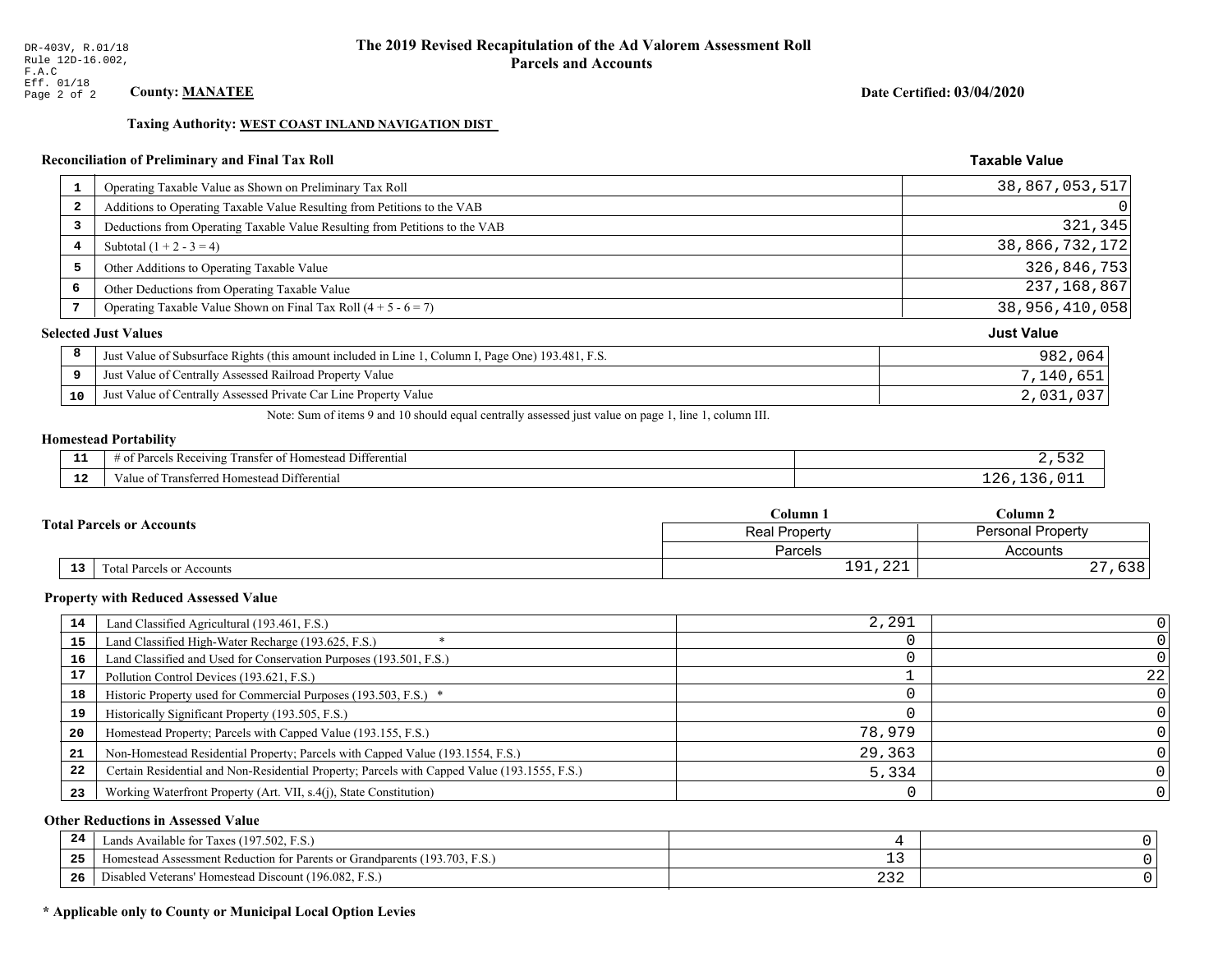DR-403V, R.01/18
Rule 12D-16.002, F.A.C
Eff. 01/18

# The 2019 Revised Recapitulation of the Ad Valorem Assessment Roll
## Parcels and Accounts

**County: MANATEE**

**Date Certified: 03/04/2020**

**Taxing Authority: WEST COAST INLAND NAVIGATION DIST**

### Reconciliation of Preliminary and Final Tax Roll

| # | Description | Taxable Value |
|---|---|---|
| 1 | Operating Taxable Value as Shown on Preliminary Tax Roll | 38,867,053,517 |
| 2 | Additions to Operating Taxable Value Resulting from Petitions to the VAB | 0 |
| 3 | Deductions from Operating Taxable Value Resulting from Petitions to the VAB | 321,345 |
| 4 | Subtotal (1 + 2 - 3 = 4) | 38,866,732,172 |
| 5 | Other Additions to Operating Taxable Value | 326,846,753 |
| 6 | Other Deductions from Operating Taxable Value | 237,168,867 |
| 7 | Operating Taxable Value Shown on Final Tax Roll (4 + 5 - 6 = 7) | 38,956,410,058 |

### Selected Just Values

| # | Description | Just Value |
|---|---|---|
| 8 | Just Value of Subsurface Rights (this amount included in Line 1, Column I, Page One) 193.481, F.S. | 982,064 |
| 9 | Just Value of Centrally Assessed Railroad Property Value | 7,140,651 |
| 10 | Just Value of Centrally Assessed Private Car Line Property Value | 2,031,037 |

Note: Sum of items 9 and 10 should equal centrally assessed just value on page 1, line 1, column III.

### Homestead Portability

| # | Description | Value |
|---|---|---|
| 11 | # of Parcels Receiving Transfer of Homestead Differential | 2,532 |
| 12 | Value of Transferred Homestead Differential | 126,136,011 |

### Total Parcels or Accounts

| # | Description | Column 1 Real Property Parcels | Column 2 Personal Property Accounts |
|---|---|---|---|
| 13 | Total Parcels or Accounts | 191,221 | 27,638 |

### Property with Reduced Assessed Value

| # | Description | Column 1 | Column 2 |
|---|---|---|---|
| 14 | Land Classified Agricultural (193.461, F.S.) | 2,291 | 0 |
| 15 | Land Classified High-Water Recharge (193.625, F.S.) * | 0 | 0 |
| 16 | Land Classified and Used for Conservation Purposes (193.501, F.S.) | 0 | 0 |
| 17 | Pollution Control Devices (193.621, F.S.) | 1 | 22 |
| 18 | Historic Property used for Commercial Purposes (193.503, F.S.) * | 0 | 0 |
| 19 | Historically Significant Property (193.505, F.S.) | 0 | 0 |
| 20 | Homestead Property; Parcels with Capped Value (193.155, F.S.) | 78,979 | 0 |
| 21 | Non-Homestead Residential Property; Parcels with Capped Value (193.1554, F.S.) | 29,363 | 0 |
| 22 | Certain Residential and Non-Residential Property; Parcels with Capped Value (193.1555, F.S.) | 5,334 | 0 |
| 23 | Working Waterfront Property (Art. VII, s.4(j), State Constitution) | 0 | 0 |

### Other Reductions in Assessed Value

| # | Description | Column 1 | Column 2 |
|---|---|---|---|
| 24 | Lands Available for Taxes (197.502, F.S.) | 4 | 0 |
| 25 | Homestead Assessment Reduction for Parents or Grandparents (193.703, F.S.) | 13 | 0 |
| 26 | Disabled Veterans' Homestead Discount (196.082, F.S.) | 232 | 0 |

**\* Applicable only to County or Municipal Local Option Levies**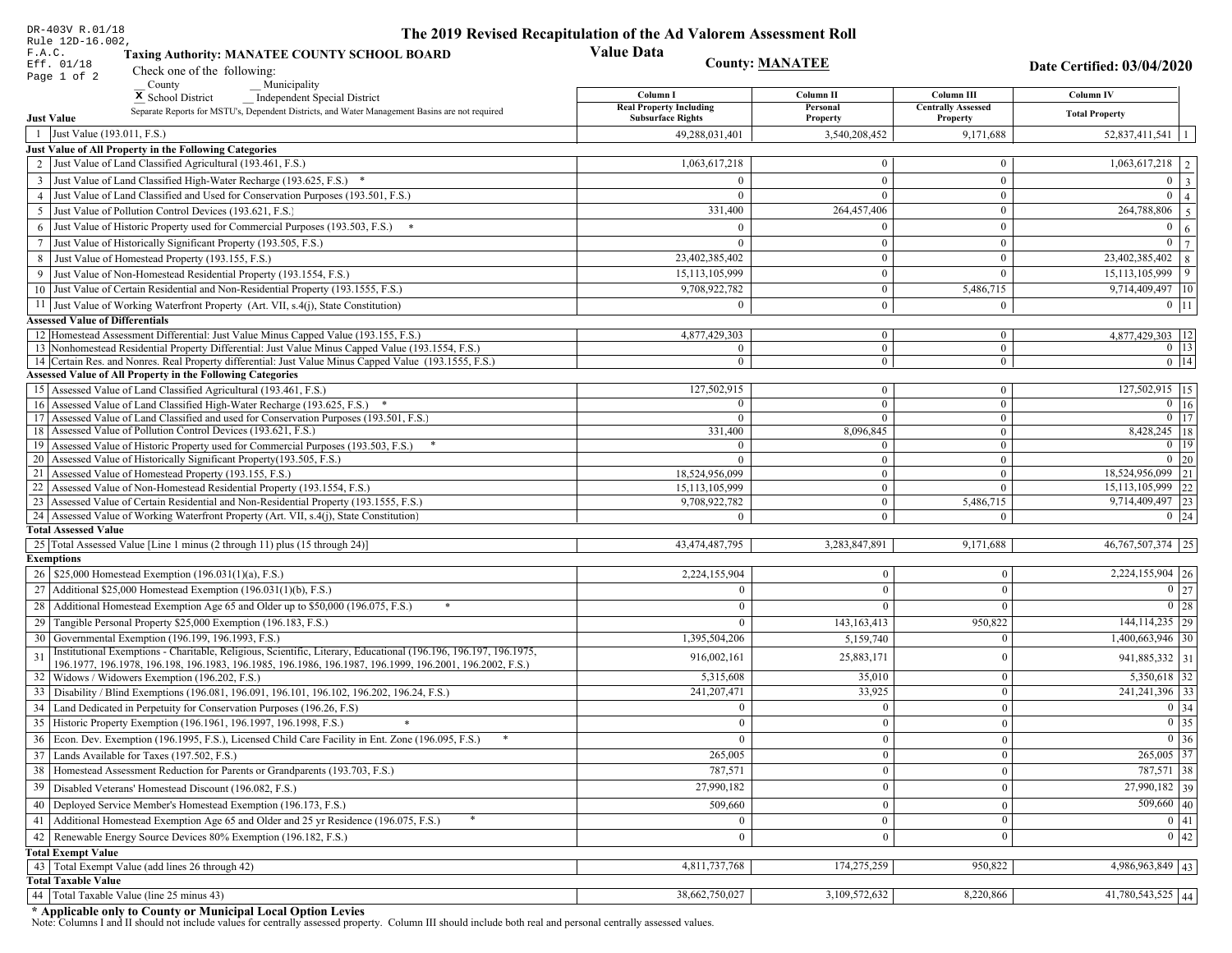DR-403V R.01/18
Rule 12D-16.002, F.A.C.
Eff. 01/18
Page 1 of 2

# The 2019 Revised Recapitulation of the Ad Valorem Assessment Roll Value Data

**Taxing Authority: MANATEE COUNTY SCHOOL BOARD**

**County: MANATEE**

**Date Certified: 03/04/2020**

Check one of the following:
__ County   __ Municipality
X School District   __ Independent Special District

Separate Reports for MSTU's, Dependent Districts, and Water Management Basins are not required

| | | Column I Real Property Including Subsurface Rights | Column II Personal Property | Column III Centrally Assessed Property | Column IV Total Property | |
|---|---|---|---|---|---|---|
| **Just Value** | | | | | | |
| 1 | Just Value (193.011, F.S.) | 49,288,031,401 | 3,540,208,452 | 9,171,688 | 52,837,411,541 | 1 |
| **Just Value of All Property in the Following Categories** | | | | | | |
| 2 | Just Value of Land Classified Agricultural (193.461, F.S.) | 1,063,617,218 | 0 | 0 | 1,063,617,218 | 2 |
| 3 | Just Value of Land Classified High-Water Recharge (193.625, F.S.) * | 0 | 0 | 0 | 0 | 3 |
| 4 | Just Value of Land Classified and Used for Conservation Purposes (193.501, F.S.) | 0 | 0 | 0 | 0 | 4 |
| 5 | Just Value of Pollution Control Devices (193.621, F.S.) | 331,400 | 264,457,406 | 0 | 264,788,806 | 5 |
| 6 | Just Value of Historic Property used for Commercial Purposes (193.503, F.S.) * | 0 | 0 | 0 | 0 | 6 |
| 7 | Just Value of Historically Significant Property (193.505, F.S.) | 0 | 0 | 0 | 0 | 7 |
| 8 | Just Value of Homestead Property (193.155, F.S.) | 23,402,385,402 | 0 | 0 | 23,402,385,402 | 8 |
| 9 | Just Value of Non-Homestead Residential Property (193.1554, F.S.) | 15,113,105,999 | 0 | 0 | 15,113,105,999 | 9 |
| 10 | Just Value of Certain Residential and Non-Residential Property (193.1555, F.S.) | 9,708,922,782 | 0 | 5,486,715 | 9,714,409,497 | 10 |
| 11 | Just Value of Working Waterfront Property (Art. VII, s.4(j), State Constitution) | 0 | 0 | 0 | 0 | 11 |
| **Assessed Value of Differentials** | | | | | | |
| 12 | Homestead Assessment Differential: Just Value Minus Capped Value (193.155, F.S.) | 4,877,429,303 | 0 | 0 | 4,877,429,303 | 12 |
| 13 | Nonhomestead Residential Property Differential: Just Value Minus Capped Value (193.1554, F.S.) | 0 | 0 | 0 | 0 | 13 |
| 14 | Certain Res. and Nonres. Real Property differential: Just Value Minus Capped Value (193.1555, F.S.) | 0 | 0 | 0 | 0 | 14 |
| **Assessed Value of All Property in the Following Categories** | | | | | | |
| 15 | Assessed Value of Land Classified Agricultural (193.461, F.S.) | 127,502,915 | 0 | 0 | 127,502,915 | 15 |
| 16 | Assessed Value of Land Classified High-Water Recharge (193.625, F.S.) * | 0 | 0 | 0 | 0 | 16 |
| 17 | Assessed Value of Land Classified and used for Conservation Purposes (193.501, F.S.) | 0 | 0 | 0 | 0 | 17 |
| 18 | Assessed Value of Pollution Control Devices (193.621, F.S.) | 331,400 | 8,096,845 | 0 | 8,428,245 | 18 |
| 19 | Assessed Value of Historic Property used for Commercial Purposes (193.503, F.S.) * | 0 | 0 | 0 | 0 | 19 |
| 20 | Assessed Value of Historically Significant Property(193.505, F.S.) | 0 | 0 | 0 | 0 | 20 |
| 21 | Assessed Value of Homestead Property (193.155, F.S.) | 18,524,956,099 | 0 | 0 | 18,524,956,099 | 21 |
| 22 | Assessed Value of Non-Homestead Residential Property (193.1554, F.S.) | 15,113,105,999 | 0 | 0 | 15,113,105,999 | 22 |
| 23 | Assessed Value of Certain Residential and Non-Residential Property (193.1555, F.S.) | 9,708,922,782 | 0 | 5,486,715 | 9,714,409,497 | 23 |
| 24 | Assessed Value of Working Waterfront Property (Art. VII, s.4(j), State Constitution) | 0 | 0 | 0 | 0 | 24 |
| **Total Assessed Value** | | | | | | |
| 25 | Total Assessed Value [Line 1 minus (2 through 11) plus (15 through 24)] | 43,474,487,795 | 3,283,847,891 | 9,171,688 | 46,767,507,374 | 25 |
| **Exemptions** | | | | | | |
| 26 | $25,000 Homestead Exemption (196.031(1)(a), F.S.) | 2,224,155,904 | 0 | 0 | 2,224,155,904 | 26 |
| 27 | Additional $25,000 Homestead Exemption (196.031(1)(b), F.S.) | 0 | 0 | 0 | 0 | 27 |
| 28 | Additional Homestead Exemption Age 65 and Older up to $50,000 (196.075, F.S.) * | 0 | 0 | 0 | 0 | 28 |
| 29 | Tangible Personal Property $25,000 Exemption (196.183, F.S.) | 0 | 143,163,413 | 950,822 | 144,114,235 | 29 |
| 30 | Governmental Exemption (196.199, 196.1993, F.S.) | 1,395,504,206 | 5,159,740 | 0 | 1,400,663,946 | 30 |
| 31 | Institutional Exemptions - Charitable, Religious, Scientific, Literary, Educational (196.196, 196.197, 196.1975, 196.1977, 196.1978, 196.198, 196.1983, 196.1985, 196.1986, 196.1987, 196.1999, 196.2001, 196.2002, F.S.) | 916,002,161 | 25,883,171 | 0 | 941,885,332 | 31 |
| 32 | Widows / Widowers Exemption (196.202, F.S.) | 5,315,608 | 35,010 | 0 | 5,350,618 | 32 |
| 33 | Disability / Blind Exemptions (196.081, 196.091, 196.101, 196.102, 196.202, 196.24, F.S.) | 241,207,471 | 33,925 | 0 | 241,241,396 | 33 |
| 34 | Land Dedicated in Perpetuity for Conservation Purposes (196.26, F.S) | 0 | 0 | 0 | 0 | 34 |
| 35 | Historic Property Exemption (196.1961, 196.1997, 196.1998, F.S.) * | 0 | 0 | 0 | 0 | 35 |
| 36 | Econ. Dev. Exemption (196.1995, F.S.), Licensed Child Care Facility in Ent. Zone (196.095, F.S.) * | 0 | 0 | 0 | 0 | 36 |
| 37 | Lands Available for Taxes (197.502, F.S.) | 265,005 | 0 | 0 | 265,005 | 37 |
| 38 | Homestead Assessment Reduction for Parents or Grandparents (193.703, F.S.) | 787,571 | 0 | 0 | 787,571 | 38 |
| 39 | Disabled Veterans' Homestead Discount (196.082, F.S.) | 27,990,182 | 0 | 0 | 27,990,182 | 39 |
| 40 | Deployed Service Member's Homestead Exemption (196.173, F.S.) | 509,660 | 0 | 0 | 509,660 | 40 |
| 41 | Additional Homestead Exemption Age 65 and Older and 25 yr Residence (196.075, F.S.) * | 0 | 0 | 0 | 0 | 41 |
| 42 | Renewable Energy Source Devices 80% Exemption (196.182, F.S.) | 0 | 0 | 0 | 0 | 42 |
| **Total Exempt Value** | | | | | | |
| 43 | Total Exempt Value (add lines 26 through 42) | 4,811,737,768 | 174,275,259 | 950,822 | 4,986,963,849 | 43 |
| **Total Taxable Value** | | | | | | |
| 44 | Total Taxable Value (line 25 minus 43) | 38,662,750,027 | 3,109,572,632 | 8,220,866 | 41,780,543,525 | 44 |

**\* Applicable only to County or Municipal Local Option Levies**

Note: Columns I and II should not include values for centrally assessed property. Column III should include both real and personal centrally assessed values.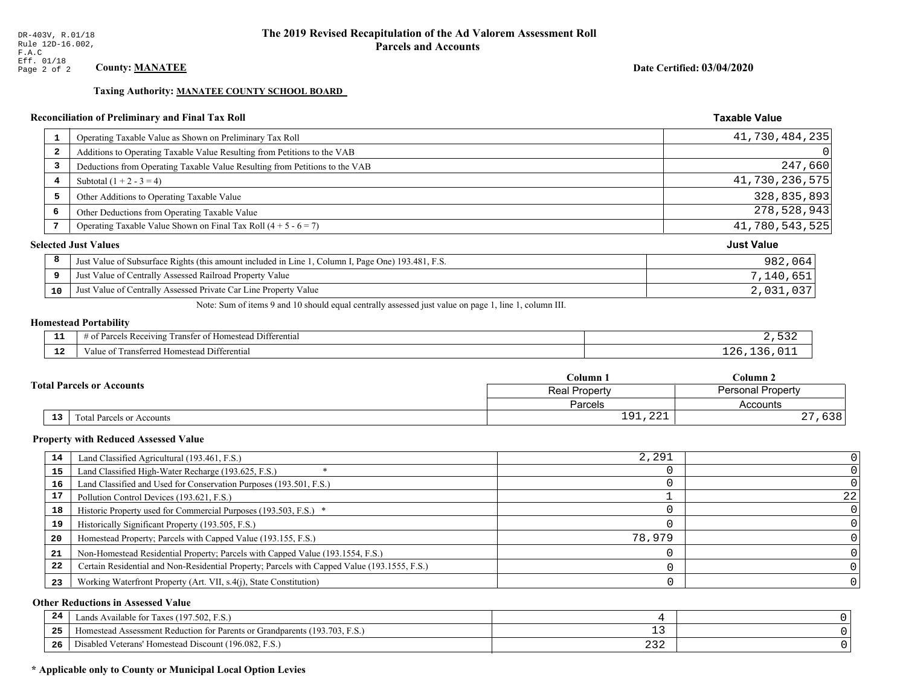DR-403V, R.01/18
Rule 12D-16.002,
F.A.C
Eff. 01/18
Page 2 of 2

# The 2019 Revised Recapitulation of the Ad Valorem Assessment Roll
## Parcels and Accounts

**County: MANATEE**

**Date Certified: 03/04/2020**

**Taxing Authority: MANATEE COUNTY SCHOOL BOARD**

### Reconciliation of Preliminary and Final Tax Roll

| | | Taxable Value |
|---|---|---|
| 1 | Operating Taxable Value as Shown on Preliminary Tax Roll | 41,730,484,235 |
| 2 | Additions to Operating Taxable Value Resulting from Petitions to the VAB | 0 |
| 3 | Deductions from Operating Taxable Value Resulting from Petitions to the VAB | 247,660 |
| 4 | Subtotal (1 + 2 - 3 = 4) | 41,730,236,575 |
| 5 | Other Additions to Operating Taxable Value | 328,835,893 |
| 6 | Other Deductions from Operating Taxable Value | 278,528,943 |
| 7 | Operating Taxable Value Shown on Final Tax Roll (4 + 5 - 6 = 7) | 41,780,543,525 |

### Selected Just Values

| | | Just Value |
|---|---|---|
| 8 | Just Value of Subsurface Rights (this amount included in Line 1, Column I, Page One) 193.481, F.S. | 982,064 |
| 9 | Just Value of Centrally Assessed Railroad Property Value | 7,140,651 |
| 10 | Just Value of Centrally Assessed Private Car Line Property Value | 2,031,037 |

Note: Sum of items 9 and 10 should equal centrally assessed just value on page 1, line 1, column III.

### Homestead Portability

| | | |
|---|---|---|
| 11 | # of Parcels Receiving Transfer of Homestead Differential | 2,532 |
| 12 | Value of Transferred Homestead Differential | 126,136,011 |

### Total Parcels or Accounts

| | | Column 1 | Column 2 |
|---|---|---|---|
| | | Real Property | Personal Property |
| | | Parcels | Accounts |
| 13 | Total Parcels or Accounts | 191,221 | 27,638 |

### Property with Reduced Assessed Value

| | | Column 1 | Column 2 |
|---|---|---|---|
| 14 | Land Classified Agricultural (193.461, F.S.) | 2,291 | 0 |
| 15 | Land Classified High-Water Recharge (193.625, F.S.) * | 0 | 0 |
| 16 | Land Classified and Used for Conservation Purposes (193.501, F.S.) | 0 | 0 |
| 17 | Pollution Control Devices (193.621, F.S.) | 1 | 22 |
| 18 | Historic Property used for Commercial Purposes (193.503, F.S.) * | 0 | 0 |
| 19 | Historically Significant Property (193.505, F.S.) | 0 | 0 |
| 20 | Homestead Property; Parcels with Capped Value (193.155, F.S.) | 78,979 | 0 |
| 21 | Non-Homestead Residential Property; Parcels with Capped Value (193.1554, F.S.) | 0 | 0 |
| 22 | Certain Residential and Non-Residential Property; Parcels with Capped Value (193.1555, F.S.) | 0 | 0 |
| 23 | Working Waterfront Property (Art. VII, s.4(j), State Constitution) | 0 | 0 |

### Other Reductions in Assessed Value

| | | Column 1 | Column 2 |
|---|---|---|---|
| 24 | Lands Available for Taxes (197.502, F.S.) | 4 | 0 |
| 25 | Homestead Assessment Reduction for Parents or Grandparents (193.703, F.S.) | 13 | 0 |
| 26 | Disabled Veterans' Homestead Discount (196.082, F.S.) | 232 | 0 |

**\* Applicable only to County or Municipal Local Option Levies**